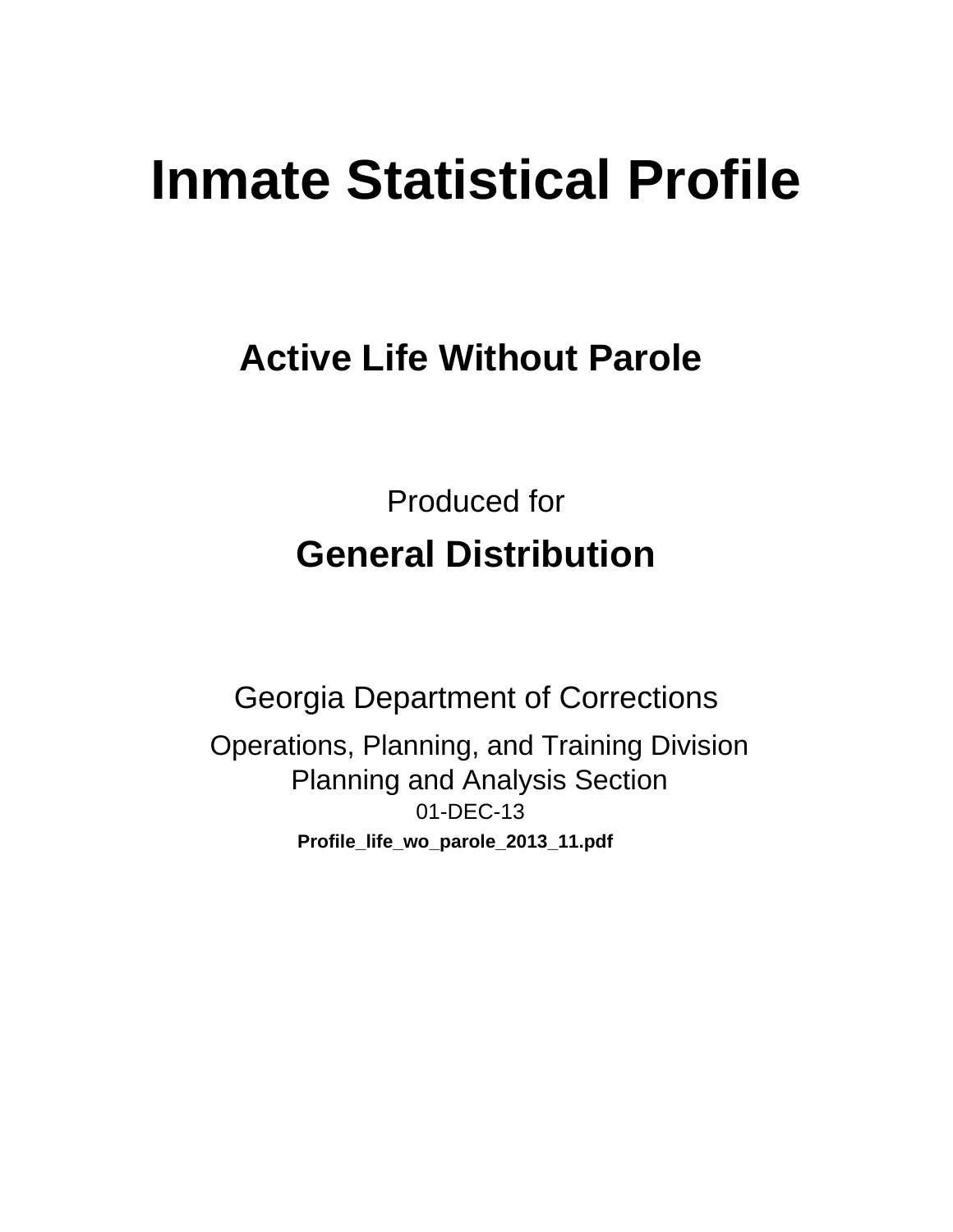# Inmate Statistical Profile

## Active Life Without Parole

Produced for

**General Distribution**

Georgia Department of Corrections

Operations, Planning, and Training Division
Planning and Analysis Section
01-DEC-13

**Profile_life_wo_parole_2013_11.pdf**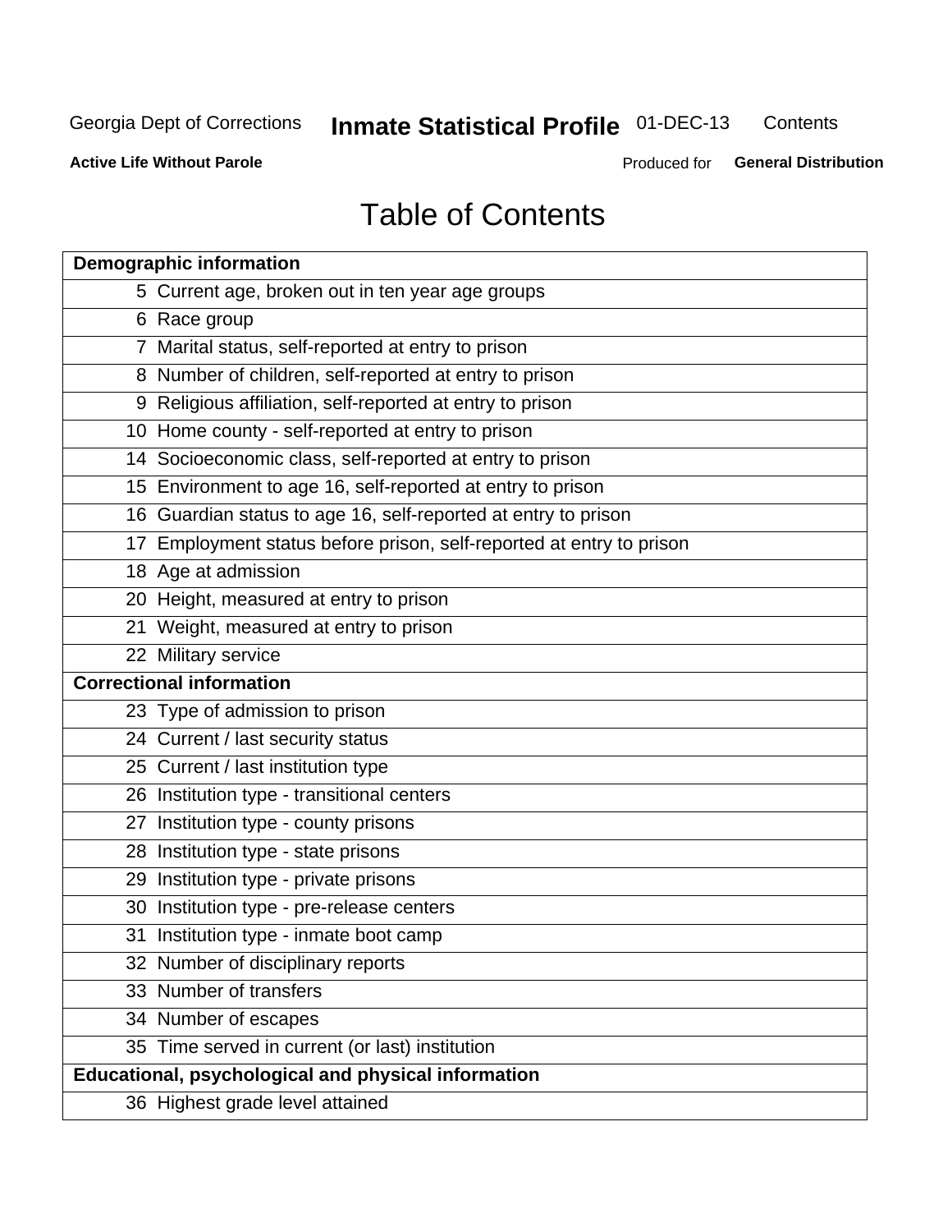# Table of Contents

| Demographic information | |
|---|---|
| 5 | Current age, broken out in ten year age groups |
| 6 | Race group |
| 7 | Marital status, self-reported at entry to prison |
| 8 | Number of children, self-reported at entry to prison |
| 9 | Religious affiliation, self-reported at entry to prison |
| 10 | Home county - self-reported at entry to prison |
| 14 | Socioeconomic class, self-reported at entry to prison |
| 15 | Environment to age 16, self-reported at entry to prison |
| 16 | Guardian status to age 16, self-reported at entry to prison |
| 17 | Employment status before prison, self-reported at entry to prison |
| 18 | Age at admission |
| 20 | Height, measured at entry to prison |
| 21 | Weight, measured at entry to prison |
| 22 | Military service |
| **Correctional information** | |
| 23 | Type of admission to prison |
| 24 | Current / last security status |
| 25 | Current / last institution type |
| 26 | Institution type - transitional centers |
| 27 | Institution type - county prisons |
| 28 | Institution type - state prisons |
| 29 | Institution type - private prisons |
| 30 | Institution type - pre-release centers |
| 31 | Institution type - inmate boot camp |
| 32 | Number of disciplinary reports |
| 33 | Number of transfers |
| 34 | Number of escapes |
| 35 | Time served in current (or last) institution |
| **Educational, psychological and physical information** | |
| 36 | Highest grade level attained |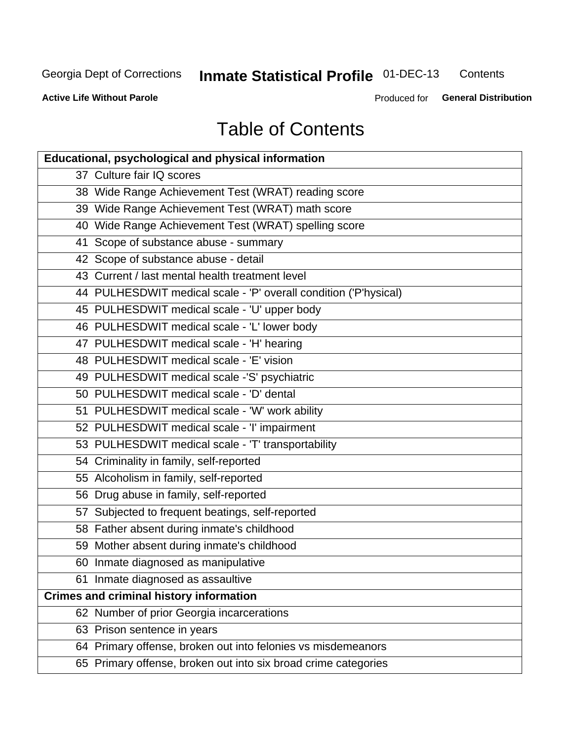Georgia Dept of Corrections **Inmate Statistical Profile** 01-DEC-13 Contents

**Active Life Without Parole** Produced for **General Distribution**

# Table of Contents

| **Educational, psychological and physical information** | |
|---|---|
| 37 | Culture fair IQ scores |
| 38 | Wide Range Achievement Test (WRAT) reading score |
| 39 | Wide Range Achievement Test (WRAT) math score |
| 40 | Wide Range Achievement Test (WRAT) spelling score |
| 41 | Scope of substance abuse - summary |
| 42 | Scope of substance abuse - detail |
| 43 | Current / last mental health treatment level |
| 44 | PULHESDWIT medical scale - 'P' overall condition ('P'hysical) |
| 45 | PULHESDWIT medical scale - 'U' upper body |
| 46 | PULHESDWIT medical scale - 'L' lower body |
| 47 | PULHESDWIT medical scale - 'H' hearing |
| 48 | PULHESDWIT medical scale - 'E' vision |
| 49 | PULHESDWIT medical scale -'S' psychiatric |
| 50 | PULHESDWIT medical scale - 'D' dental |
| 51 | PULHESDWIT medical scale - 'W' work ability |
| 52 | PULHESDWIT medical scale - 'I' impairment |
| 53 | PULHESDWIT medical scale - 'T' transportability |
| 54 | Criminality in family, self-reported |
| 55 | Alcoholism in family, self-reported |
| 56 | Drug abuse in family, self-reported |
| 57 | Subjected to frequent beatings, self-reported |
| 58 | Father absent during inmate's childhood |
| 59 | Mother absent during inmate's childhood |
| 60 | Inmate diagnosed as manipulative |
| 61 | Inmate diagnosed as assaultive |
| **Crimes and criminal history information** | |
| 62 | Number of prior Georgia incarcerations |
| 63 | Prison sentence in years |
| 64 | Primary offense, broken out into felonies vs misdemeanors |
| 65 | Primary offense, broken out into six broad crime categories |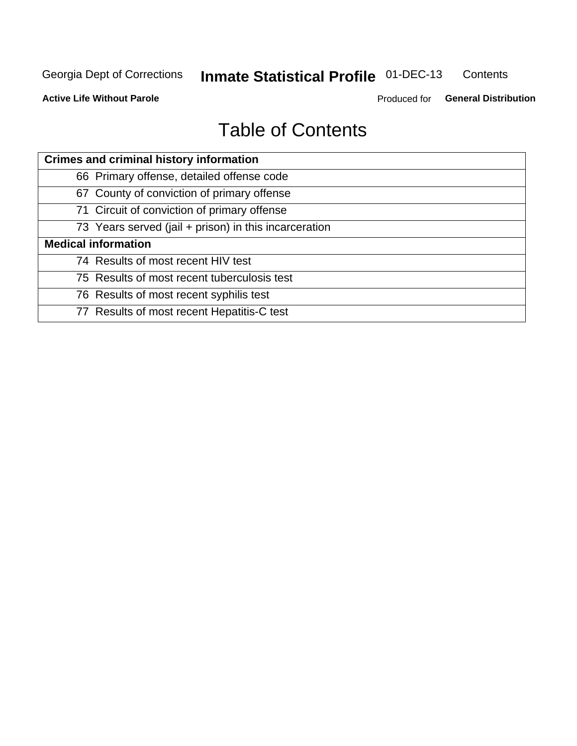# Table of Contents

| Crimes and criminal history information | |
|---|---|
| 66 | Primary offense, detailed offense code |
| 67 | County of conviction of primary offense |
| 71 | Circuit of conviction of primary offense |
| 73 | Years served (jail + prison) in this incarceration |
| **Medical information** | |
| 74 | Results of most recent HIV test |
| 75 | Results of most recent tuberculosis test |
| 76 | Results of most recent syphilis test |
| 77 | Results of most recent Hepatitis-C test |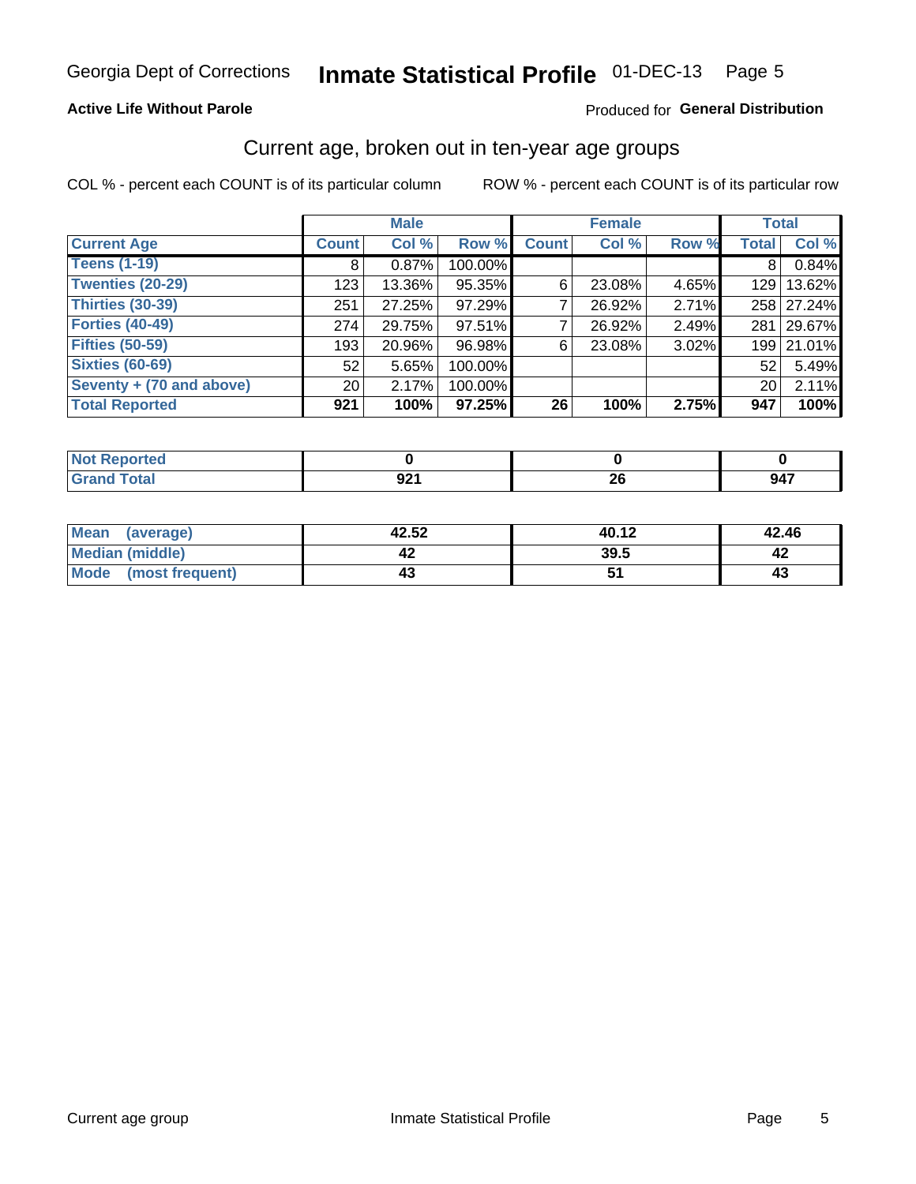Georgia Dept of Corrections **Inmate Statistical Profile** 01-DEC-13

**Active Life Without Parole**

Produced for **General Distribution**

## Current age, broken out in ten-year age groups

COL % - percent each COUNT is of its particular column ROW % - percent each COUNT is of its particular row

| | Male | | | Female | | | Total | |
|---|---|---|---|---|---|---|---|---|
| **Current Age** | **Count** | **Col %** | **Row %** | **Count** | **Col %** | **Row %** | **Total** | **Col %** |
| **Teens (1-19)** | 8 | 0.87% | 100.00% | | | | 8 | 0.84% |
| **Twenties (20-29)** | 123 | 13.36% | 95.35% | 6 | 23.08% | 4.65% | 129 | 13.62% |
| **Thirties (30-39)** | 251 | 27.25% | 97.29% | 7 | 26.92% | 2.71% | 258 | 27.24% |
| **Forties (40-49)** | 274 | 29.75% | 97.51% | 7 | 26.92% | 2.49% | 281 | 29.67% |
| **Fifties (50-59)** | 193 | 20.96% | 96.98% | 6 | 23.08% | 3.02% | 199 | 21.01% |
| **Sixties (60-69)** | 52 | 5.65% | 100.00% | | | | 52 | 5.49% |
| **Seventy + (70 and above)** | 20 | 2.17% | 100.00% | | | | 20 | 2.11% |
| **Total Reported** | **921** | **100%** | **97.25%** | **26** | **100%** | **2.75%** | **947** | **100%** |

| | Male | Female | Total |
|---|---|---|---|
| **Not Reported** | **0** | **0** | **0** |
| **Grand Total** | **921** | **26** | **947** |

| | Male | Female | Total |
|---|---|---|---|
| **Mean (average)** | **42.52** | **40.12** | **42.46** |
| **Median (middle)** | **42** | **39.5** | **42** |
| **Mode (most frequent)** | **43** | **51** | **43** |

Current age group Inmate Statistical Profile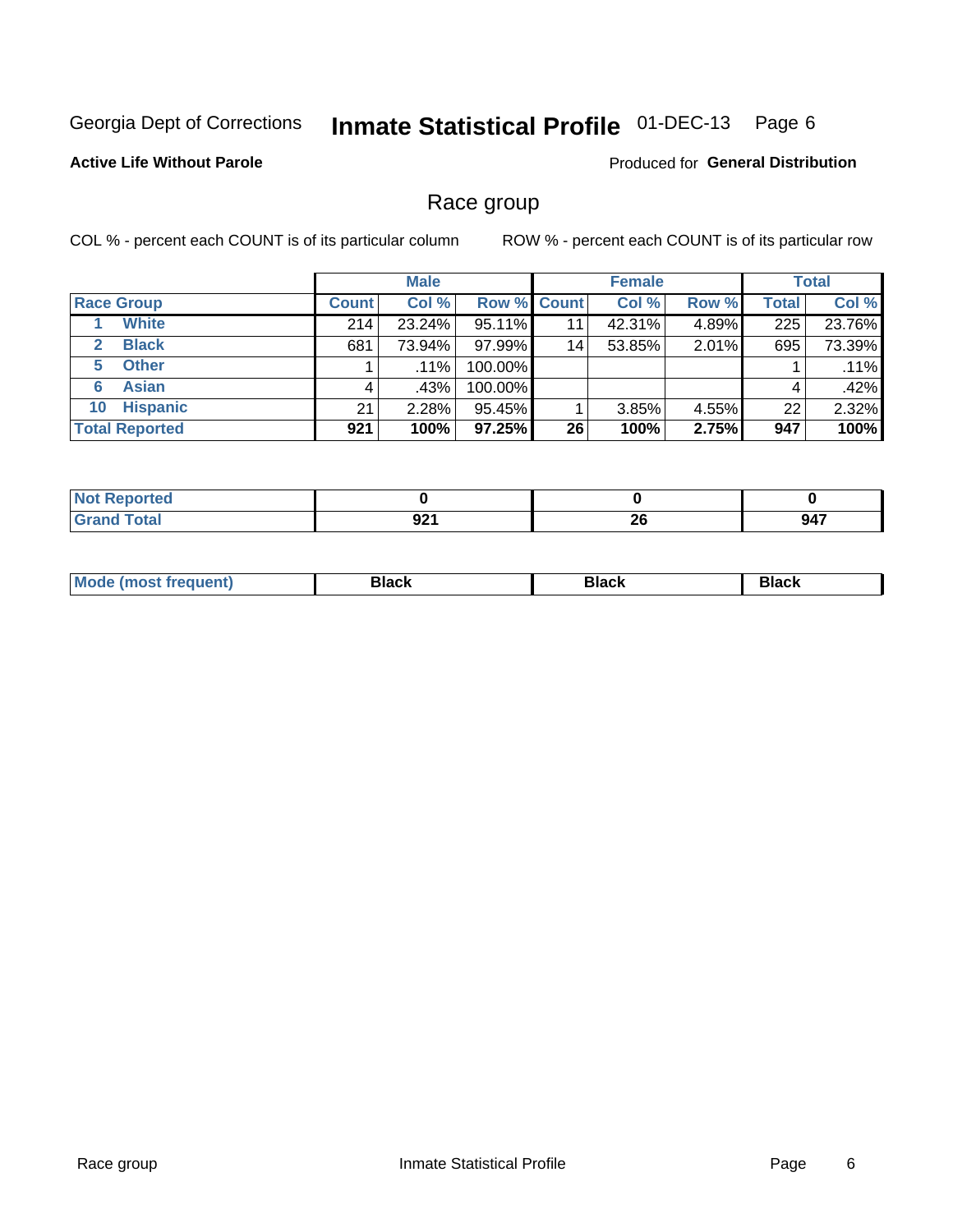Georgia Dept of Corrections **Inmate Statistical Profile** 01-DEC-13 Page 6

**Active Life Without Parole**

Produced for **General Distribution**

## Race group

COL % - percent each COUNT is of its particular column

ROW % - percent each COUNT is of its particular row

| | Male | | | Female | | | Total | |
|---|---|---|---|---|---|---|---|---|
| **Race Group** | **Count** | **Col %** | **Row %** | **Count** | **Col %** | **Row %** | **Total** | **Col %** |
| 1 **White** | 214 | 23.24% | 95.11% | 11 | 42.31% | 4.89% | 225 | 23.76% |
| 2 **Black** | 681 | 73.94% | 97.99% | 14 | 53.85% | 2.01% | 695 | 73.39% |
| 5 **Other** | 1 | .11% | 100.00% | | | | 1 | .11% |
| 6 **Asian** | 4 | .43% | 100.00% | | | | 4 | .42% |
| 10 **Hispanic** | 21 | 2.28% | 95.45% | 1 | 3.85% | 4.55% | 22 | 2.32% |
| **Total Reported** | **921** | **100%** | **97.25%** | **26** | **100%** | **2.75%** | **947** | **100%** |

| | Male | Female | Total |
|---|---|---|---|
| **Not Reported** | **0** | **0** | **0** |
| **Grand Total** | **921** | **26** | **947** |

| | Male | Female | Total |
|---|---|---|---|
| **Mode (most frequent)** | **Black** | **Black** | **Black** |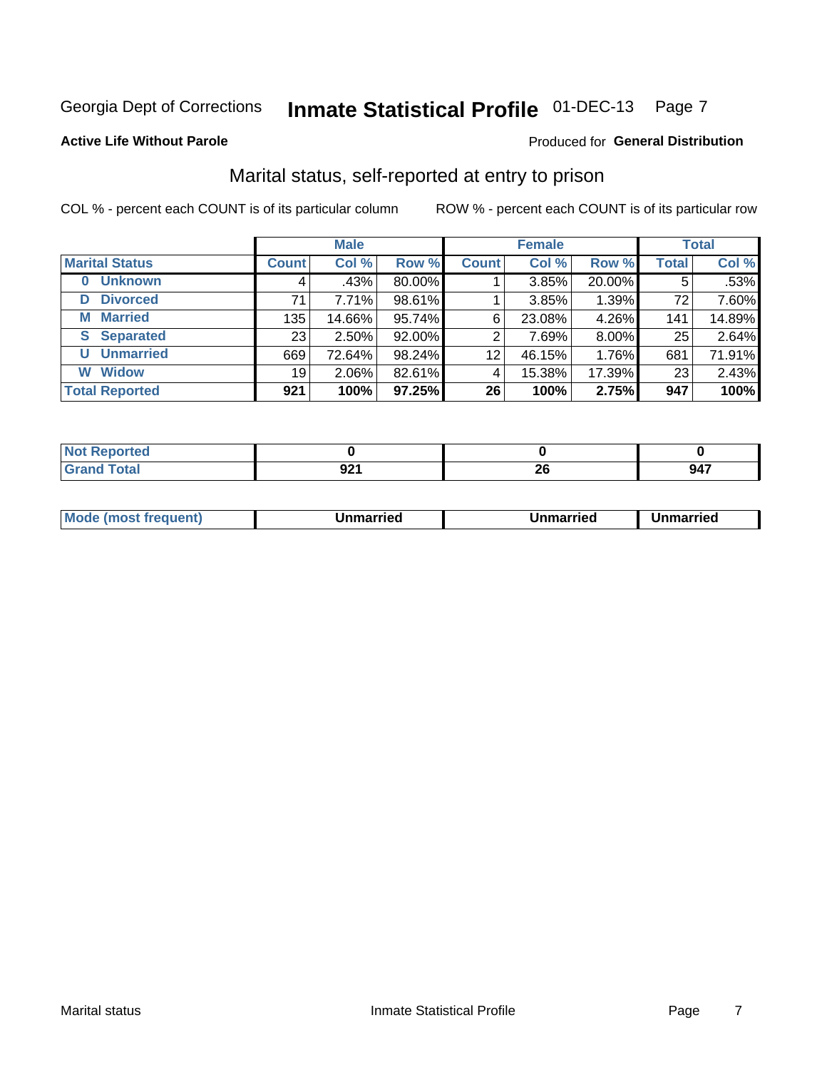Georgia Dept of Corrections **Inmate Statistical Profile** 01-DEC-13

**Active Life Without Parole**

Produced for **General Distribution**

## Marital status, self-reported at entry to prison

COL % - percent each COUNT is of its particular column

ROW % - percent each COUNT is of its particular row

| | Male | | | Female | | | Total | |
|---|---|---|---|---|---|---|---|---|
| **Marital Status** | **Count** | **Col %** | **Row %** | **Count** | **Col %** | **Row %** | **Total** | **Col %** |
| **0 Unknown** | 4 | .43% | 80.00% | 1 | 3.85% | 20.00% | 5 | .53% |
| **D Divorced** | 71 | 7.71% | 98.61% | 1 | 3.85% | 1.39% | 72 | 7.60% |
| **M Married** | 135 | 14.66% | 95.74% | 6 | 23.08% | 4.26% | 141 | 14.89% |
| **S Separated** | 23 | 2.50% | 92.00% | 2 | 7.69% | 8.00% | 25 | 2.64% |
| **U Unmarried** | 669 | 72.64% | 98.24% | 12 | 46.15% | 1.76% | 681 | 71.91% |
| **W Widow** | 19 | 2.06% | 82.61% | 4 | 15.38% | 17.39% | 23 | 2.43% |
| **Total Reported** | **921** | **100%** | **97.25%** | **26** | **100%** | **2.75%** | **947** | **100%** |

| | Male | Female | Total |
|---|---|---|---|
| **Not Reported** | **0** | **0** | **0** |
| **Grand Total** | **921** | **26** | **947** |

| | Male | Female | Total |
|---|---|---|---|
| **Mode (most frequent)** | **Unmarried** | **Unmarried** | **Unmarried** |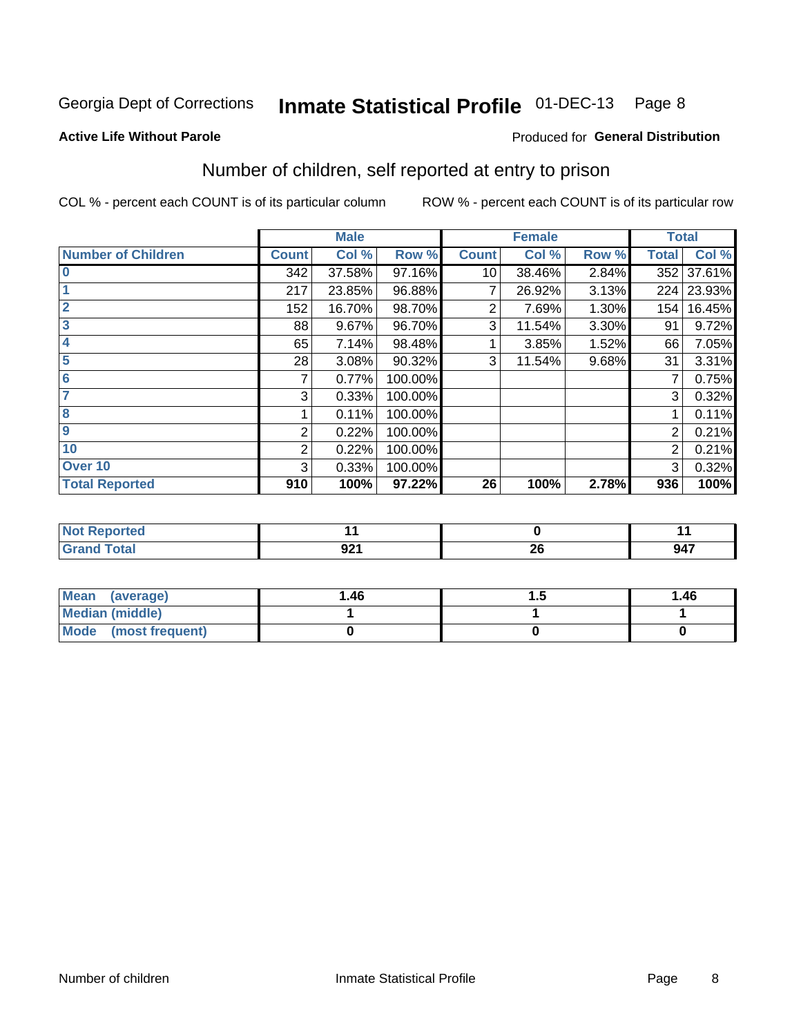Georgia Dept of Corrections **Inmate Statistical Profile** 01-DEC-13

**Active Life Without Parole**

Produced for **General Distribution**

## Number of children, self reported at entry to prison

COL % - percent each COUNT is of its particular column

ROW % - percent each COUNT is of its particular row

| | Male | | | Female | | | Total | |
|---|---|---|---|---|---|---|---|---|
| **Number of Children** | **Count** | **Col %** | **Row %** | **Count** | **Col %** | **Row %** | **Total** | **Col %** |
| **0** | 342 | 37.58% | 97.16% | 10 | 38.46% | 2.84% | 352 | 37.61% |
| **1** | 217 | 23.85% | 96.88% | 7 | 26.92% | 3.13% | 224 | 23.93% |
| **2** | 152 | 16.70% | 98.70% | 2 | 7.69% | 1.30% | 154 | 16.45% |
| **3** | 88 | 9.67% | 96.70% | 3 | 11.54% | 3.30% | 91 | 9.72% |
| **4** | 65 | 7.14% | 98.48% | 1 | 3.85% | 1.52% | 66 | 7.05% |
| **5** | 28 | 3.08% | 90.32% | 3 | 11.54% | 9.68% | 31 | 3.31% |
| **6** | 7 | 0.77% | 100.00% | | | | 7 | 0.75% |
| **7** | 3 | 0.33% | 100.00% | | | | 3 | 0.32% |
| **8** | 1 | 0.11% | 100.00% | | | | 1 | 0.11% |
| **9** | 2 | 0.22% | 100.00% | | | | 2 | 0.21% |
| **10** | 2 | 0.22% | 100.00% | | | | 2 | 0.21% |
| **Over 10** | 3 | 0.33% | 100.00% | | | | 3 | 0.32% |
| **Total Reported** | **910** | **100%** | **97.22%** | **26** | **100%** | **2.78%** | **936** | **100%** |

| | Male | Female | Total |
|---|---|---|---|
| **Not Reported** | **11** | **0** | **11** |
| **Grand Total** | **921** | **26** | **947** |

| | Male | Female | Total |
|---|---|---|---|
| **Mean (average)** | **1.46** | **1.5** | **1.46** |
| **Median (middle)** | **1** | **1** | **1** |
| **Mode (most frequent)** | **0** | **0** | **0** |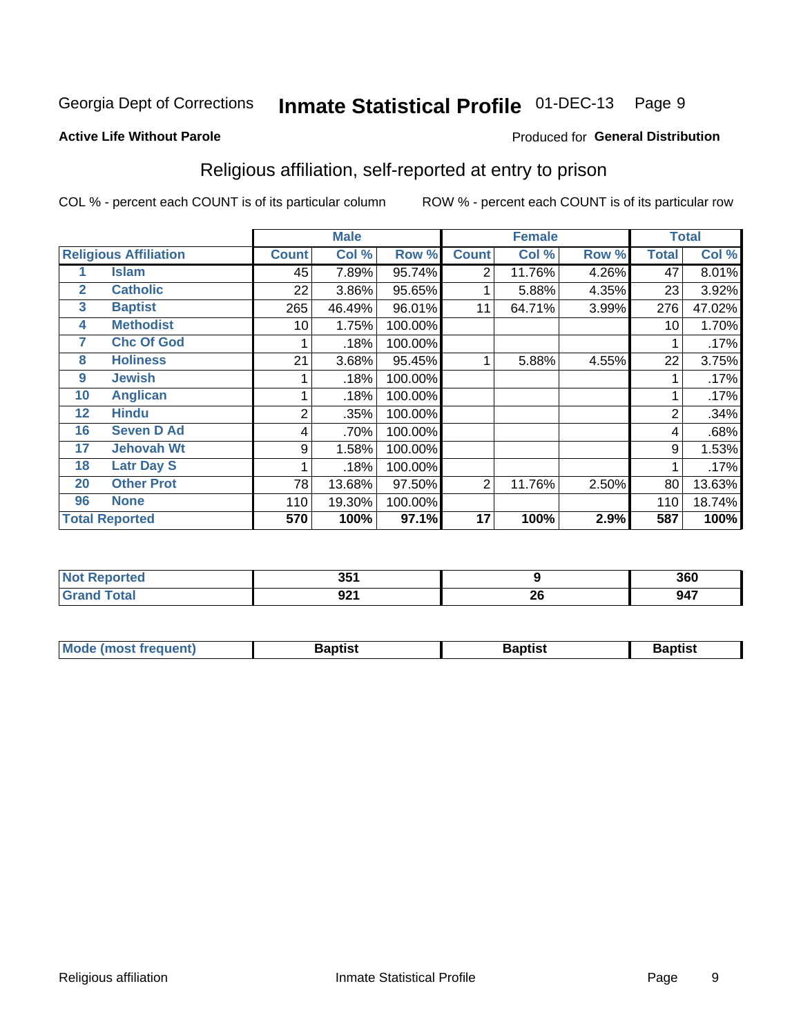Georgia Dept of Corrections **Inmate Statistical Profile** 01-DEC-13

**Active Life Without Parole**

Produced for **General Distribution**

## Religious affiliation, self-reported at entry to prison

COL % - percent each COUNT is of its particular column ROW % - percent each COUNT is of its particular row

| | | Male | | | Female | | | Total | |
|---|---|---|---|---|---|---|---|---|---|
| **Religious Affiliation** | | **Count** | **Col %** | **Row %** | **Count** | **Col %** | **Row %** | **Total** | **Col %** |
| 1 | Islam | 45 | 7.89% | 95.74% | 2 | 11.76% | 4.26% | 47 | 8.01% |
| 2 | Catholic | 22 | 3.86% | 95.65% | 1 | 5.88% | 4.35% | 23 | 3.92% |
| 3 | Baptist | 265 | 46.49% | 96.01% | 11 | 64.71% | 3.99% | 276 | 47.02% |
| 4 | Methodist | 10 | 1.75% | 100.00% | | | | 10 | 1.70% |
| 7 | Chc Of God | 1 | .18% | 100.00% | | | | 1 | .17% |
| 8 | Holiness | 21 | 3.68% | 95.45% | 1 | 5.88% | 4.55% | 22 | 3.75% |
| 9 | Jewish | 1 | .18% | 100.00% | | | | 1 | .17% |
| 10 | Anglican | 1 | .18% | 100.00% | | | | 1 | .17% |
| 12 | Hindu | 2 | .35% | 100.00% | | | | 2 | .34% |
| 16 | Seven D Ad | 4 | .70% | 100.00% | | | | 4 | .68% |
| 17 | Jehovah Wt | 9 | 1.58% | 100.00% | | | | 9 | 1.53% |
| 18 | Latr Day S | 1 | .18% | 100.00% | | | | 1 | .17% |
| 20 | Other Prot | 78 | 13.68% | 97.50% | 2 | 11.76% | 2.50% | 80 | 13.63% |
| 96 | None | 110 | 19.30% | 100.00% | | | | 110 | 18.74% |
| **Total Reported** | | **570** | **100%** | **97.1%** | **17** | **100%** | **2.9%** | **587** | **100%** |

| | Male | Female | Total |
|---|---|---|---|
| **Not Reported** | **351** | **9** | **360** |
| **Grand Total** | **921** | **26** | **947** |

| | Male | Female | Total |
|---|---|---|---|
| **Mode (most frequent)** | **Baptist** | **Baptist** | **Baptist** |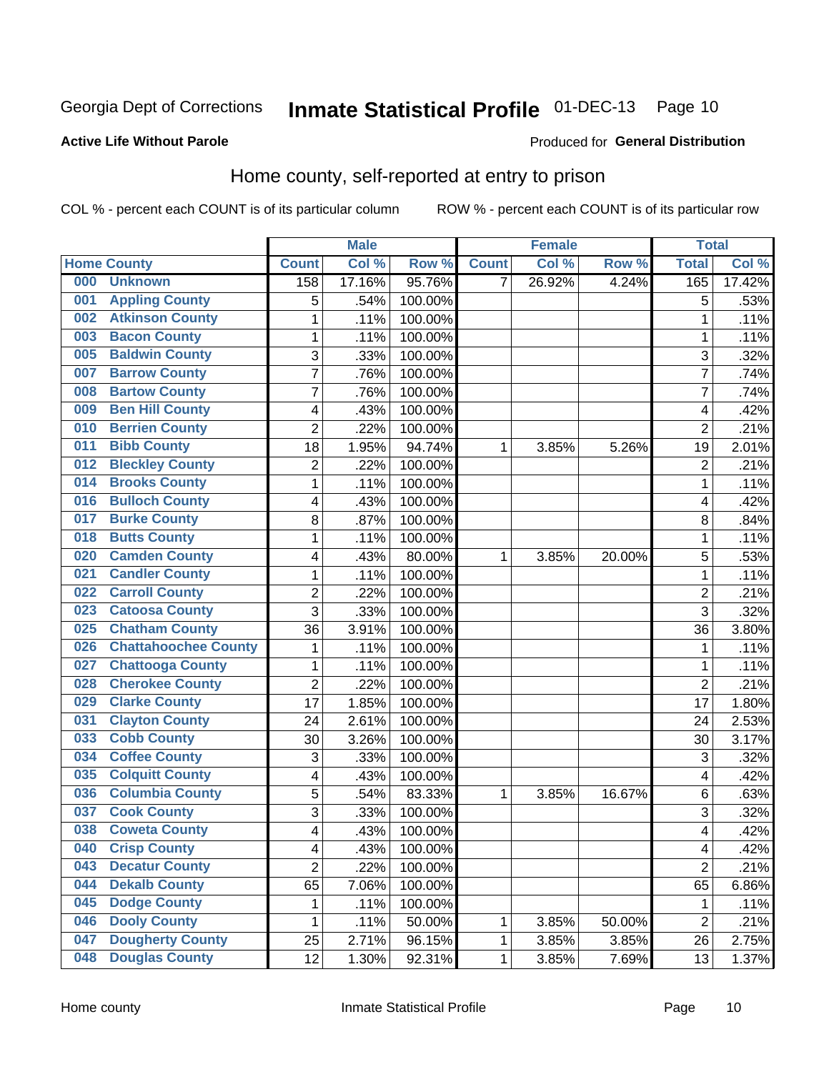Georgia Dept of Corrections **Inmate Statistical Profile** 01-DEC-13

**Active Life Without Parole**

Produced for **General Distribution**

## Home county, self-reported at entry to prison

COL % - percent each COUNT is of its particular column     ROW % - percent each COUNT is of its particular row

| | | Male | | | Female | | | Total | |
|---|---|---|---|---|---|---|---|---|---|
| **Home County** | | **Count** | **Col %** | **Row %** | **Count** | **Col %** | **Row %** | **Total** | **Col %** |
| 000 | Unknown | 158 | 17.16% | 95.76% | 7 | 26.92% | 4.24% | 165 | 17.42% |
| 001 | Appling County | 5 | .54% | 100.00% | | | | 5 | .53% |
| 002 | Atkinson County | 1 | .11% | 100.00% | | | | 1 | .11% |
| 003 | Bacon County | 1 | .11% | 100.00% | | | | 1 | .11% |
| 005 | Baldwin County | 3 | .33% | 100.00% | | | | 3 | .32% |
| 007 | Barrow County | 7 | .76% | 100.00% | | | | 7 | .74% |
| 008 | Bartow County | 7 | .76% | 100.00% | | | | 7 | .74% |
| 009 | Ben Hill County | 4 | .43% | 100.00% | | | | 4 | .42% |
| 010 | Berrien County | 2 | .22% | 100.00% | | | | 2 | .21% |
| 011 | Bibb County | 18 | 1.95% | 94.74% | 1 | 3.85% | 5.26% | 19 | 2.01% |
| 012 | Bleckley County | 2 | .22% | 100.00% | | | | 2 | .21% |
| 014 | Brooks County | 1 | .11% | 100.00% | | | | 1 | .11% |
| 016 | Bulloch County | 4 | .43% | 100.00% | | | | 4 | .42% |
| 017 | Burke County | 8 | .87% | 100.00% | | | | 8 | .84% |
| 018 | Butts County | 1 | .11% | 100.00% | | | | 1 | .11% |
| 020 | Camden County | 4 | .43% | 80.00% | 1 | 3.85% | 20.00% | 5 | .53% |
| 021 | Candler County | 1 | .11% | 100.00% | | | | 1 | .11% |
| 022 | Carroll County | 2 | .22% | 100.00% | | | | 2 | .21% |
| 023 | Catoosa County | 3 | .33% | 100.00% | | | | 3 | .32% |
| 025 | Chatham County | 36 | 3.91% | 100.00% | | | | 36 | 3.80% |
| 026 | Chattahoochee County | 1 | .11% | 100.00% | | | | 1 | .11% |
| 027 | Chattooga County | 1 | .11% | 100.00% | | | | 1 | .11% |
| 028 | Cherokee County | 2 | .22% | 100.00% | | | | 2 | .21% |
| 029 | Clarke County | 17 | 1.85% | 100.00% | | | | 17 | 1.80% |
| 031 | Clayton County | 24 | 2.61% | 100.00% | | | | 24 | 2.53% |
| 033 | Cobb County | 30 | 3.26% | 100.00% | | | | 30 | 3.17% |
| 034 | Coffee County | 3 | .33% | 100.00% | | | | 3 | .32% |
| 035 | Colquitt County | 4 | .43% | 100.00% | | | | 4 | .42% |
| 036 | Columbia County | 5 | .54% | 83.33% | 1 | 3.85% | 16.67% | 6 | .63% |
| 037 | Cook County | 3 | .33% | 100.00% | | | | 3 | .32% |
| 038 | Coweta County | 4 | .43% | 100.00% | | | | 4 | .42% |
| 040 | Crisp County | 4 | .43% | 100.00% | | | | 4 | .42% |
| 043 | Decatur County | 2 | .22% | 100.00% | | | | 2 | .21% |
| 044 | Dekalb County | 65 | 7.06% | 100.00% | | | | 65 | 6.86% |
| 045 | Dodge County | 1 | .11% | 100.00% | | | | 1 | .11% |
| 046 | Dooly County | 1 | .11% | 50.00% | 1 | 3.85% | 50.00% | 2 | .21% |
| 047 | Dougherty County | 25 | 2.71% | 96.15% | 1 | 3.85% | 3.85% | 26 | 2.75% |
| 048 | Douglas County | 12 | 1.30% | 92.31% | 1 | 3.85% | 7.69% | 13 | 1.37% |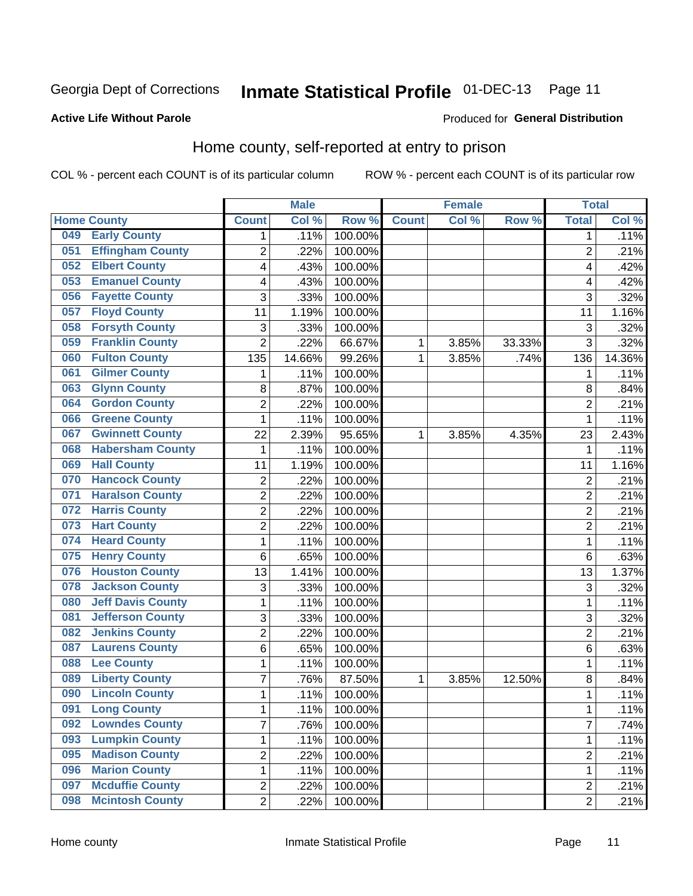Georgia Dept of Corrections **Inmate Statistical Profile** 01-DEC-13

**Active Life Without Parole**

Produced for **General Distribution**

## Home county, self-reported at entry to prison

COL % - percent each COUNT is of its particular column    ROW % - percent each COUNT is of its particular row

| Home County | | Male | | | Female | | | Total | |
|---|---|---|---|---|---|---|---|---|---|
| | | Count | Col % | Row % | Count | Col % | Row % | Total | Col % |
| 049 | Early County | 1 | .11% | 100.00% | | | | 1 | .11% |
| 051 | Effingham County | 2 | .22% | 100.00% | | | | 2 | .21% |
| 052 | Elbert County | 4 | .43% | 100.00% | | | | 4 | .42% |
| 053 | Emanuel County | 4 | .43% | 100.00% | | | | 4 | .42% |
| 056 | Fayette County | 3 | .33% | 100.00% | | | | 3 | .32% |
| 057 | Floyd County | 11 | 1.19% | 100.00% | | | | 11 | 1.16% |
| 058 | Forsyth County | 3 | .33% | 100.00% | | | | 3 | .32% |
| 059 | Franklin County | 2 | .22% | 66.67% | 1 | 3.85% | 33.33% | 3 | .32% |
| 060 | Fulton County | 135 | 14.66% | 99.26% | 1 | 3.85% | .74% | 136 | 14.36% |
| 061 | Gilmer County | 1 | .11% | 100.00% | | | | 1 | .11% |
| 063 | Glynn County | 8 | .87% | 100.00% | | | | 8 | .84% |
| 064 | Gordon County | 2 | .22% | 100.00% | | | | 2 | .21% |
| 066 | Greene County | 1 | .11% | 100.00% | | | | 1 | .11% |
| 067 | Gwinnett County | 22 | 2.39% | 95.65% | 1 | 3.85% | 4.35% | 23 | 2.43% |
| 068 | Habersham County | 1 | .11% | 100.00% | | | | 1 | .11% |
| 069 | Hall County | 11 | 1.19% | 100.00% | | | | 11 | 1.16% |
| 070 | Hancock County | 2 | .22% | 100.00% | | | | 2 | .21% |
| 071 | Haralson County | 2 | .22% | 100.00% | | | | 2 | .21% |
| 072 | Harris County | 2 | .22% | 100.00% | | | | 2 | .21% |
| 073 | Hart County | 2 | .22% | 100.00% | | | | 2 | .21% |
| 074 | Heard County | 1 | .11% | 100.00% | | | | 1 | .11% |
| 075 | Henry County | 6 | .65% | 100.00% | | | | 6 | .63% |
| 076 | Houston County | 13 | 1.41% | 100.00% | | | | 13 | 1.37% |
| 078 | Jackson County | 3 | .33% | 100.00% | | | | 3 | .32% |
| 080 | Jeff Davis County | 1 | .11% | 100.00% | | | | 1 | .11% |
| 081 | Jefferson County | 3 | .33% | 100.00% | | | | 3 | .32% |
| 082 | Jenkins County | 2 | .22% | 100.00% | | | | 2 | .21% |
| 087 | Laurens County | 6 | .65% | 100.00% | | | | 6 | .63% |
| 088 | Lee County | 1 | .11% | 100.00% | | | | 1 | .11% |
| 089 | Liberty County | 7 | .76% | 87.50% | 1 | 3.85% | 12.50% | 8 | .84% |
| 090 | Lincoln County | 1 | .11% | 100.00% | | | | 1 | .11% |
| 091 | Long County | 1 | .11% | 100.00% | | | | 1 | .11% |
| 092 | Lowndes County | 7 | .76% | 100.00% | | | | 7 | .74% |
| 093 | Lumpkin County | 1 | .11% | 100.00% | | | | 1 | .11% |
| 095 | Madison County | 2 | .22% | 100.00% | | | | 2 | .21% |
| 096 | Marion County | 1 | .11% | 100.00% | | | | 1 | .11% |
| 097 | Mcduffie County | 2 | .22% | 100.00% | | | | 2 | .21% |
| 098 | Mcintosh County | 2 | .22% | 100.00% | | | | 2 | .21% |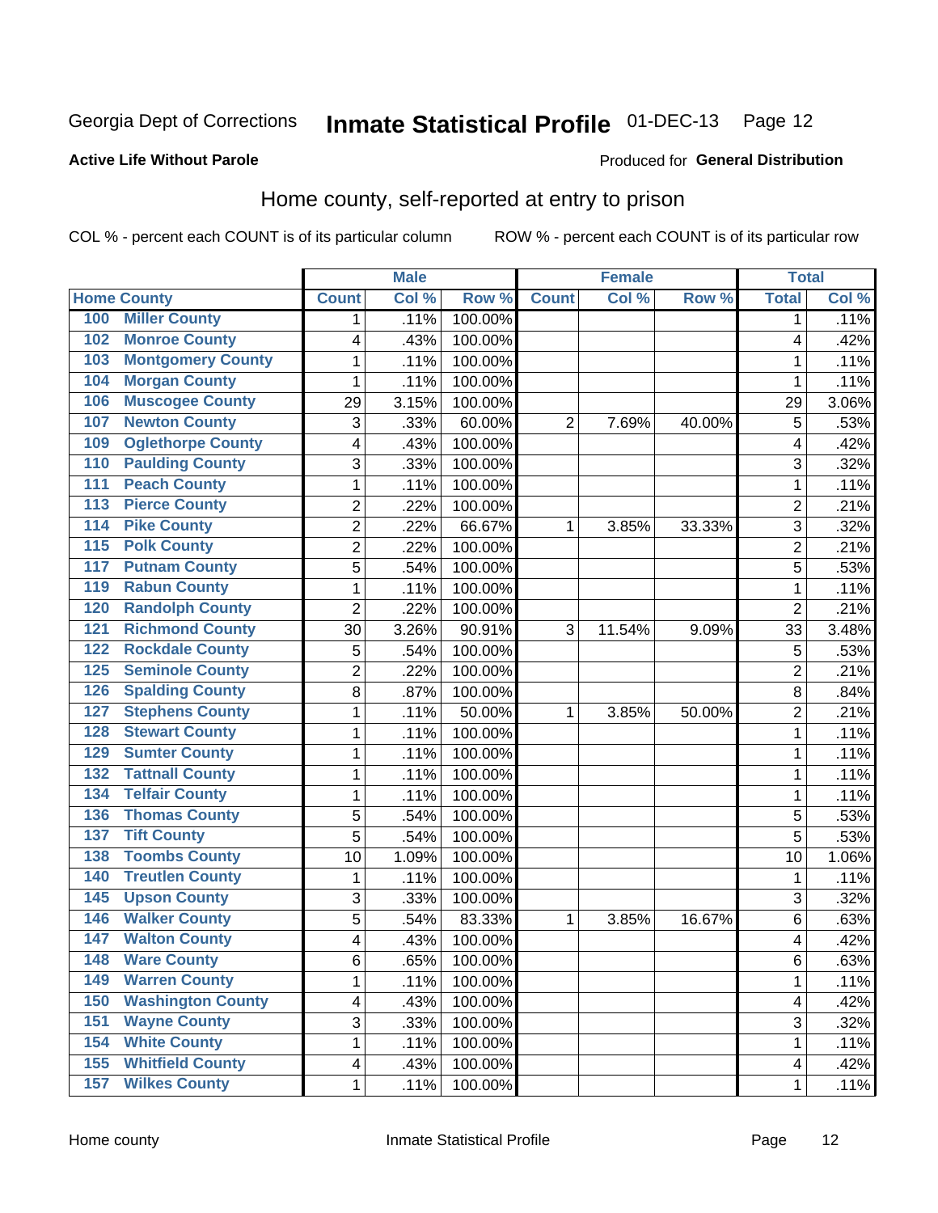Georgia Dept of Corrections **Inmate Statistical Profile** 01-DEC-13

**Active Life Without Parole**

Produced for **General Distribution**

## Home county, self-reported at entry to prison

COL % - percent each COUNT is of its particular column

ROW % - percent each COUNT is of its particular row

| Home County | | Male | | | Female | | | Total | |
|---|---|---|---|---|---|---|---|---|---|
| | | Count | Col % | Row % | Count | Col % | Row % | Total | Col % |
| 100 | Miller County | 1 | .11% | 100.00% | | | | 1 | .11% |
| 102 | Monroe County | 4 | .43% | 100.00% | | | | 4 | .42% |
| 103 | Montgomery County | 1 | .11% | 100.00% | | | | 1 | .11% |
| 104 | Morgan County | 1 | .11% | 100.00% | | | | 1 | .11% |
| 106 | Muscogee County | 29 | 3.15% | 100.00% | | | | 29 | 3.06% |
| 107 | Newton County | 3 | .33% | 60.00% | 2 | 7.69% | 40.00% | 5 | .53% |
| 109 | Oglethorpe County | 4 | .43% | 100.00% | | | | 4 | .42% |
| 110 | Paulding County | 3 | .33% | 100.00% | | | | 3 | .32% |
| 111 | Peach County | 1 | .11% | 100.00% | | | | 1 | .11% |
| 113 | Pierce County | 2 | .22% | 100.00% | | | | 2 | .21% |
| 114 | Pike County | 2 | .22% | 66.67% | 1 | 3.85% | 33.33% | 3 | .32% |
| 115 | Polk County | 2 | .22% | 100.00% | | | | 2 | .21% |
| 117 | Putnam County | 5 | .54% | 100.00% | | | | 5 | .53% |
| 119 | Rabun County | 1 | .11% | 100.00% | | | | 1 | .11% |
| 120 | Randolph County | 2 | .22% | 100.00% | | | | 2 | .21% |
| 121 | Richmond County | 30 | 3.26% | 90.91% | 3 | 11.54% | 9.09% | 33 | 3.48% |
| 122 | Rockdale County | 5 | .54% | 100.00% | | | | 5 | .53% |
| 125 | Seminole County | 2 | .22% | 100.00% | | | | 2 | .21% |
| 126 | Spalding County | 8 | .87% | 100.00% | | | | 8 | .84% |
| 127 | Stephens County | 1 | .11% | 50.00% | 1 | 3.85% | 50.00% | 2 | .21% |
| 128 | Stewart County | 1 | .11% | 100.00% | | | | 1 | .11% |
| 129 | Sumter County | 1 | .11% | 100.00% | | | | 1 | .11% |
| 132 | Tattnall County | 1 | .11% | 100.00% | | | | 1 | .11% |
| 134 | Telfair County | 1 | .11% | 100.00% | | | | 1 | .11% |
| 136 | Thomas County | 5 | .54% | 100.00% | | | | 5 | .53% |
| 137 | Tift County | 5 | .54% | 100.00% | | | | 5 | .53% |
| 138 | Toombs County | 10 | 1.09% | 100.00% | | | | 10 | 1.06% |
| 140 | Treutlen County | 1 | .11% | 100.00% | | | | 1 | .11% |
| 145 | Upson County | 3 | .33% | 100.00% | | | | 3 | .32% |
| 146 | Walker County | 5 | .54% | 83.33% | 1 | 3.85% | 16.67% | 6 | .63% |
| 147 | Walton County | 4 | .43% | 100.00% | | | | 4 | .42% |
| 148 | Ware County | 6 | .65% | 100.00% | | | | 6 | .63% |
| 149 | Warren County | 1 | .11% | 100.00% | | | | 1 | .11% |
| 150 | Washington County | 4 | .43% | 100.00% | | | | 4 | .42% |
| 151 | Wayne County | 3 | .33% | 100.00% | | | | 3 | .32% |
| 154 | White County | 1 | .11% | 100.00% | | | | 1 | .11% |
| 155 | Whitfield County | 4 | .43% | 100.00% | | | | 4 | .42% |
| 157 | Wilkes County | 1 | .11% | 100.00% | | | | 1 | .11% |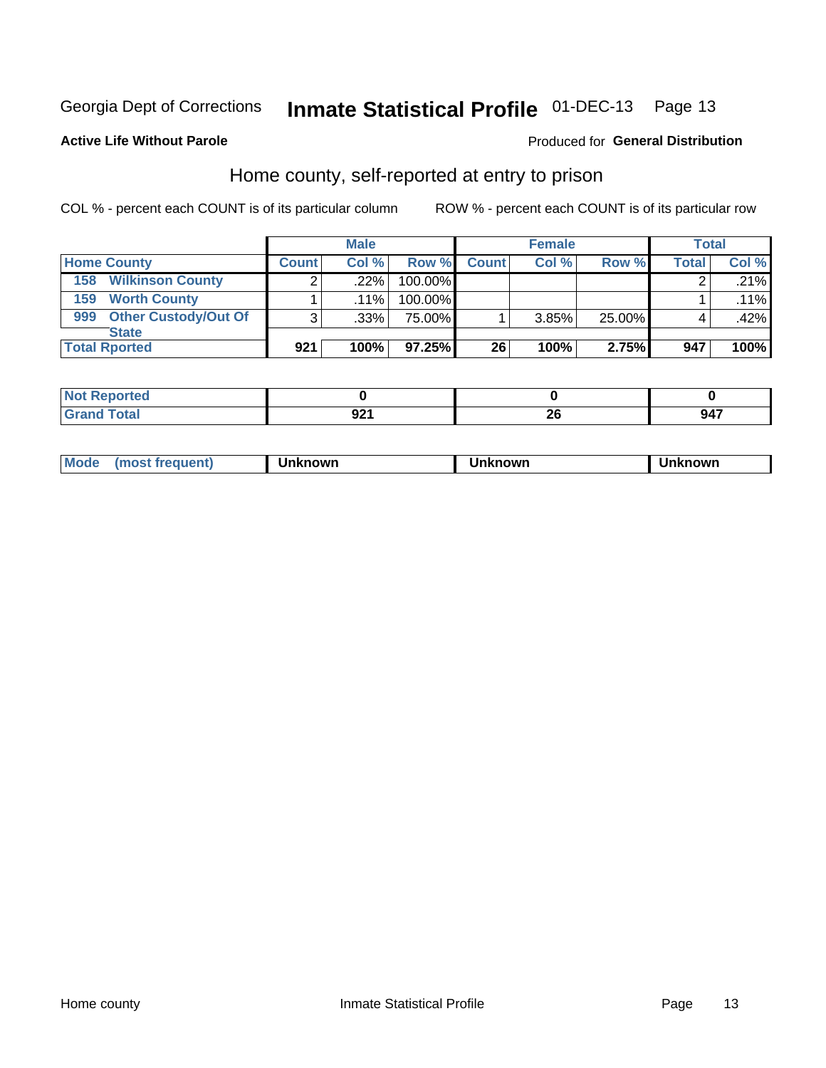Georgia Dept of Corrections **Inmate Statistical Profile** 01-DEC-13

**Active Life Without Parole**

Produced for **General Distribution**

## Home county, self-reported at entry to prison

COL % - percent each COUNT is of its particular column ROW % - percent each COUNT is of its particular row

| | Male | | | Female | | | Total | |
|---|---|---|---|---|---|---|---|---|
| **Home County** | **Count** | **Col %** | **Row %** | **Count** | **Col %** | **Row %** | **Total** | **Col %** |
| 158 Wilkinson County | 2 | .22% | 100.00% | | | | 2 | .21% |
| 159 Worth County | 1 | .11% | 100.00% | | | | 1 | .11% |
| 999 Other Custody/Out Of State | 3 | .33% | 75.00% | 1 | 3.85% | 25.00% | 4 | .42% |
| **Total Rported** | **921** | **100%** | **97.25%** | **26** | **100%** | **2.75%** | **947** | **100%** |

| | Male | Female | Total |
|---|---|---|---|
| **Not Reported** | **0** | **0** | **0** |
| **Grand Total** | **921** | **26** | **947** |

| | Male | Female | Total |
|---|---|---|---|
| **Mode (most frequent)** | **Unknown** | **Unknown** | **Unknown** |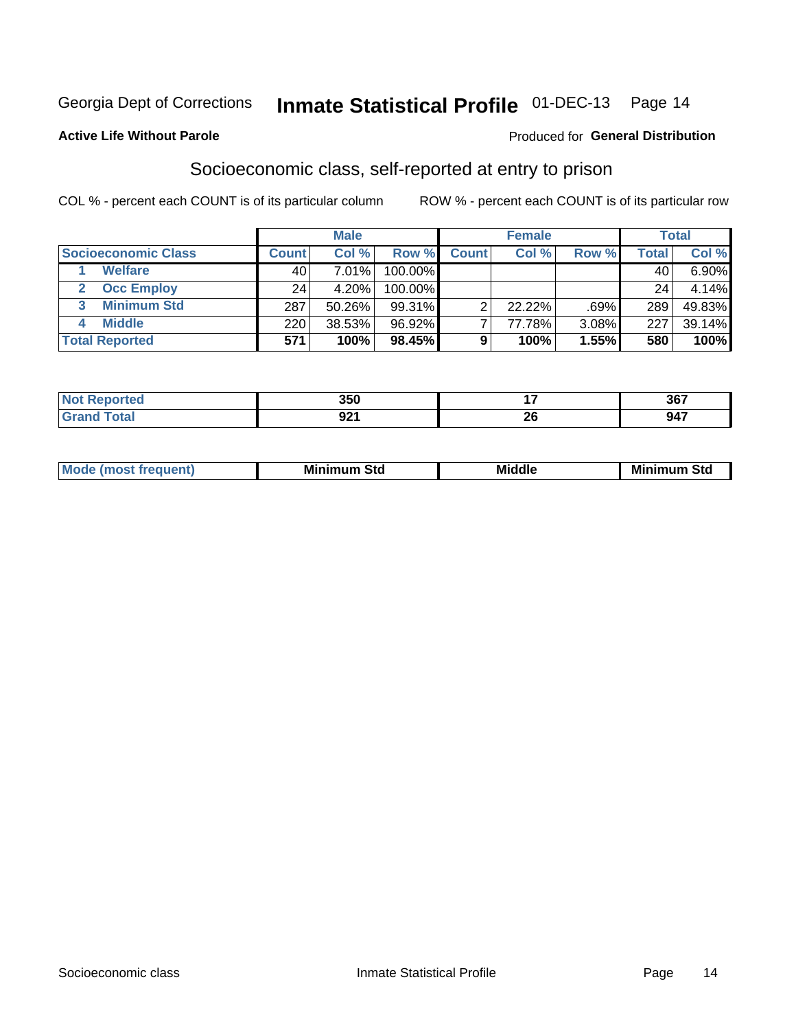Georgia Dept of Corrections **Inmate Statistical Profile** 01-DEC-13

**Active Life Without Parole**

Produced for **General Distribution**

## Socioeconomic class, self-reported at entry to prison

COL % - percent each COUNT is of its particular column

ROW % - percent each COUNT is of its particular row

| | Male | | | Female | | | Total | |
|---|---|---|---|---|---|---|---|---|
| **Socioeconomic Class** | **Count** | **Col %** | **Row %** | **Count** | **Col %** | **Row %** | **Total** | **Col %** |
| 1 **Welfare** | 40 | 7.01% | 100.00% | | | | 40 | 6.90% |
| 2 **Occ Employ** | 24 | 4.20% | 100.00% | | | | 24 | 4.14% |
| 3 **Minimum Std** | 287 | 50.26% | 99.31% | 2 | 22.22% | .69% | 289 | 49.83% |
| 4 **Middle** | 220 | 38.53% | 96.92% | 7 | 77.78% | 3.08% | 227 | 39.14% |
| **Total Reported** | **571** | **100%** | **98.45%** | **9** | **100%** | **1.55%** | **580** | **100%** |

| | Male | Female | Total |
|---|---|---|---|
| **Not Reported** | **350** | **17** | **367** |
| **Grand Total** | **921** | **26** | **947** |

| | Male | Female | Total |
|---|---|---|---|
| **Mode (most frequent)** | **Minimum Std** | **Middle** | **Minimum Std** |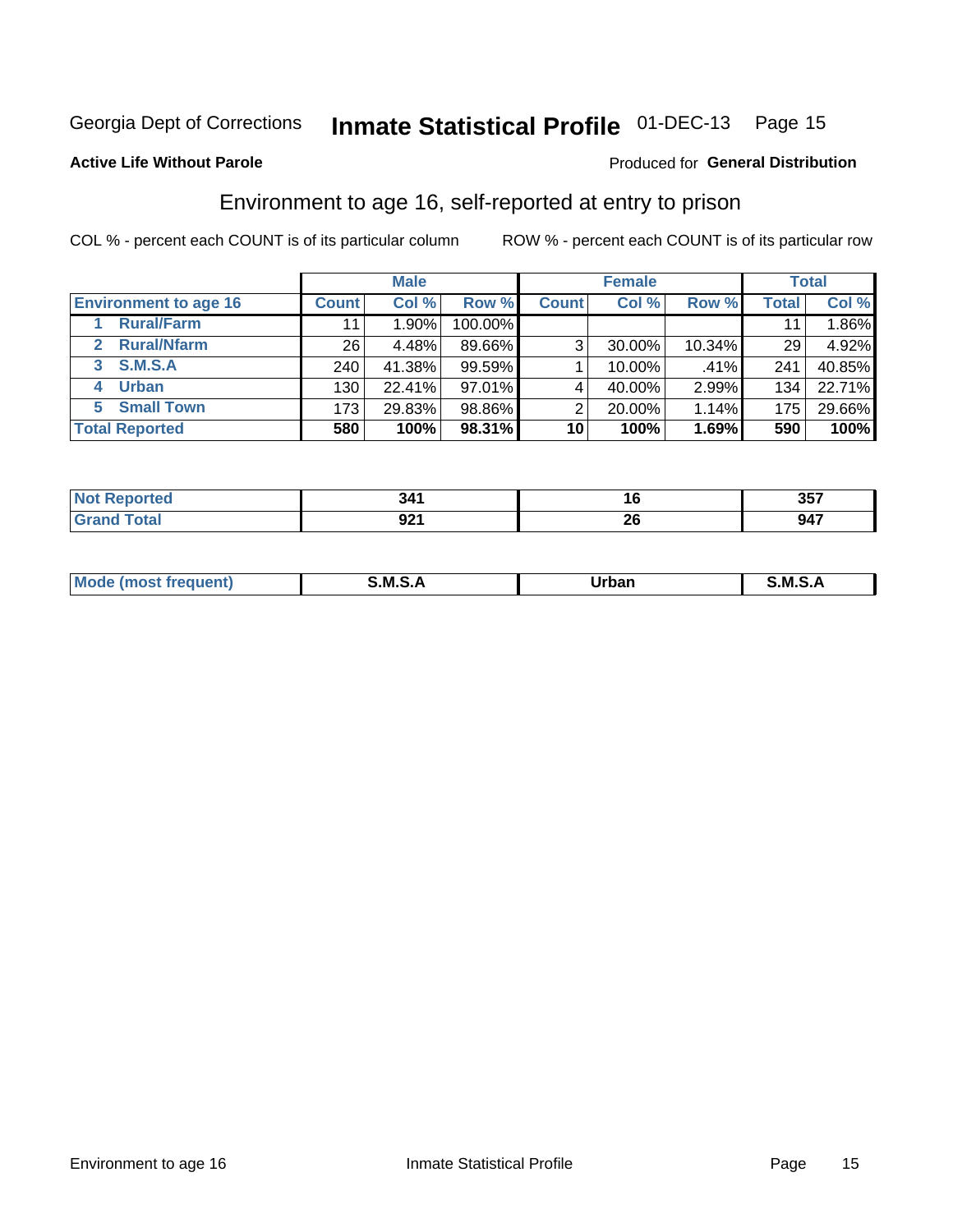Georgia Dept of Corrections **Inmate Statistical Profile** 01-DEC-13 Page 15

**Active Life Without Parole**

Produced for **General Distribution**

## Environment to age 16, self-reported at entry to prison

COL % - percent each COUNT is of its particular column

ROW % - percent each COUNT is of its particular row

| | Male | | | Female | | | Total | |
|---|---|---|---|---|---|---|---|---|
| **Environment to age 16** | **Count** | **Col %** | **Row %** | **Count** | **Col %** | **Row %** | **Total** | **Col %** |
| 1 Rural/Farm | 11 | 1.90% | 100.00% | | | | 11 | 1.86% |
| 2 Rural/Nfarm | 26 | 4.48% | 89.66% | 3 | 30.00% | 10.34% | 29 | 4.92% |
| 3 S.M.S.A | 240 | 41.38% | 99.59% | 1 | 10.00% | .41% | 241 | 40.85% |
| 4 Urban | 130 | 22.41% | 97.01% | 4 | 40.00% | 2.99% | 134 | 22.71% |
| 5 Small Town | 173 | 29.83% | 98.86% | 2 | 20.00% | 1.14% | 175 | 29.66% |
| **Total Reported** | **580** | **100%** | **98.31%** | **10** | **100%** | **1.69%** | **590** | **100%** |

| | Male | Female | Total |
|---|---|---|---|
| **Not Reported** | **341** | **16** | **357** |
| **Grand Total** | **921** | **26** | **947** |

| | Male | Female | Total |
|---|---|---|---|
| **Mode (most frequent)** | **S.M.S.A** | **Urban** | **S.M.S.A** |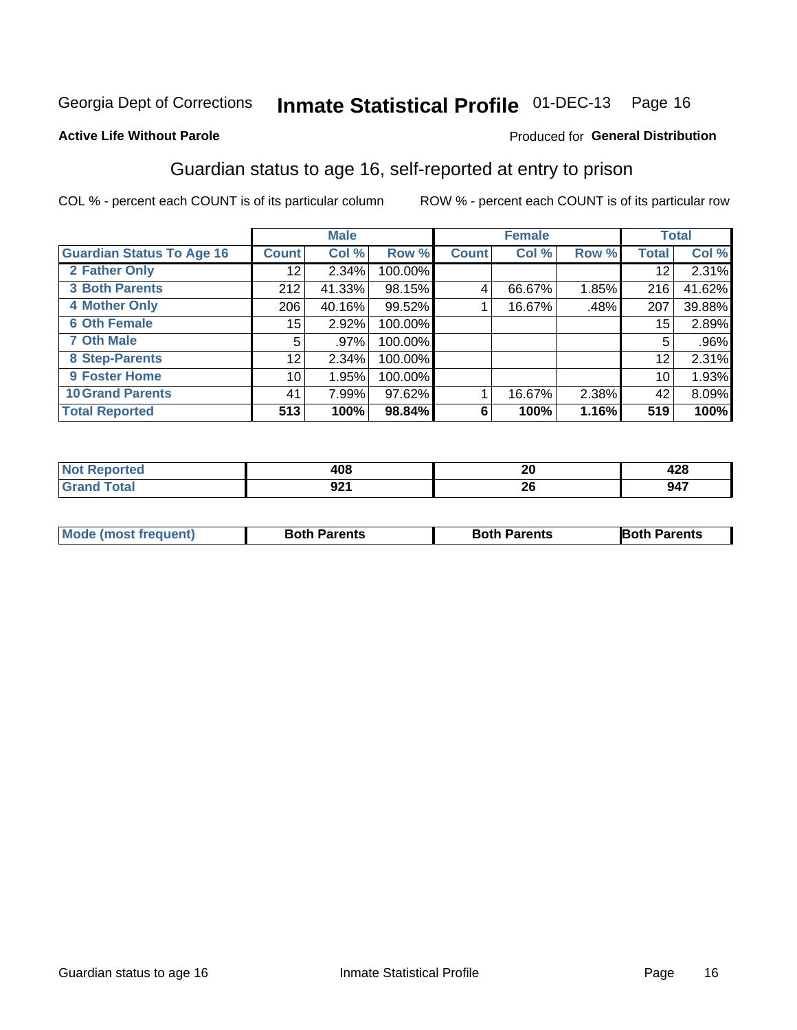Georgia Dept of Corrections **Inmate Statistical Profile** 01-DEC-13

**Active Life Without Parole**

Produced for **General Distribution**

## Guardian status to age 16, self-reported at entry to prison

COL % - percent each COUNT is of its particular column

ROW % - percent each COUNT is of its particular row

| | Male | | | Female | | | Total | |
|---|---|---|---|---|---|---|---|---|
| **Guardian Status To Age 16** | **Count** | **Col %** | **Row %** | **Count** | **Col %** | **Row %** | **Total** | **Col %** |
| 2 Father Only | 12 | 2.34% | 100.00% | | | | 12 | 2.31% |
| 3 Both Parents | 212 | 41.33% | 98.15% | 4 | 66.67% | 1.85% | 216 | 41.62% |
| 4 Mother Only | 206 | 40.16% | 99.52% | 1 | 16.67% | .48% | 207 | 39.88% |
| 6 Oth Female | 15 | 2.92% | 100.00% | | | | 15 | 2.89% |
| 7 Oth Male | 5 | .97% | 100.00% | | | | 5 | .96% |
| 8 Step-Parents | 12 | 2.34% | 100.00% | | | | 12 | 2.31% |
| 9 Foster Home | 10 | 1.95% | 100.00% | | | | 10 | 1.93% |
| 10 Grand Parents | 41 | 7.99% | 97.62% | 1 | 16.67% | 2.38% | 42 | 8.09% |
| **Total Reported** | **513** | **100%** | **98.84%** | **6** | **100%** | **1.16%** | **519** | **100%** |

| | Male | Female | Total |
|---|---|---|---|
| Not Reported | 408 | 20 | 428 |
| Grand Total | 921 | 26 | 947 |

| | Male | Female | Total |
|---|---|---|---|
| Mode (most frequent) | Both Parents | Both Parents | Both Parents |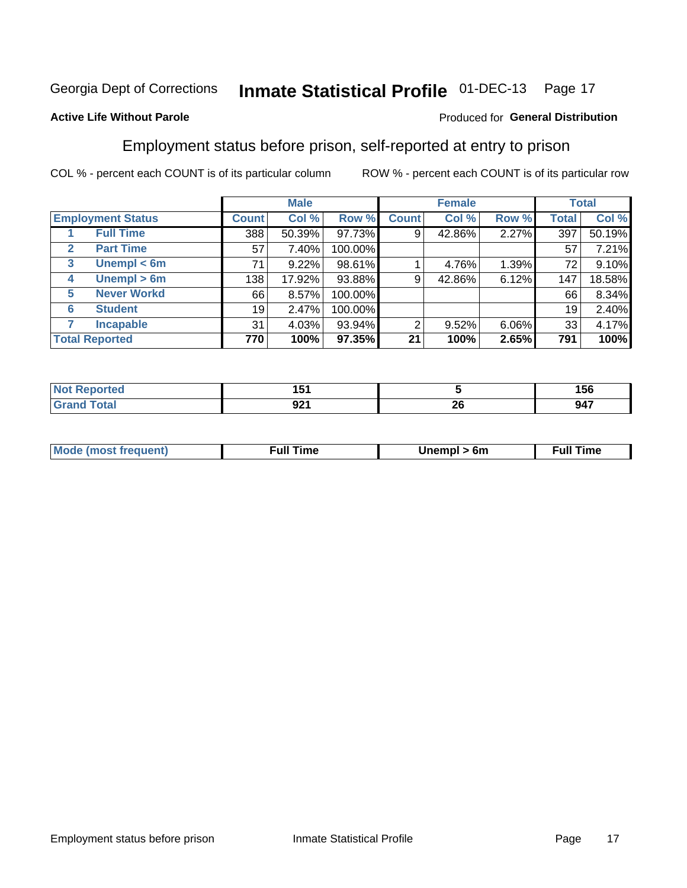Georgia Dept of Corrections **Inmate Statistical Profile** 01-DEC-13

**Active Life Without Parole**

Produced for **General Distribution**

## Employment status before prison, self-reported at entry to prison

COL % - percent each COUNT is of its particular column

ROW % - percent each COUNT is of its particular row

| Employment Status | | Male | | | Female | | | Total | |
|---|---|---|---|---|---|---|---|---|---|
| | | Count | Col % | Row % | Count | Col % | Row % | Total | Col % |
| 1 | Full Time | 388 | 50.39% | 97.73% | 9 | 42.86% | 2.27% | 397 | 50.19% |
| 2 | Part Time | 57 | 7.40% | 100.00% | | | | 57 | 7.21% |
| 3 | Unempl < 6m | 71 | 9.22% | 98.61% | 1 | 4.76% | 1.39% | 72 | 9.10% |
| 4 | Unempl > 6m | 138 | 17.92% | 93.88% | 9 | 42.86% | 6.12% | 147 | 18.58% |
| 5 | Never Workd | 66 | 8.57% | 100.00% | | | | 66 | 8.34% |
| 6 | Student | 19 | 2.47% | 100.00% | | | | 19 | 2.40% |
| 7 | Incapable | 31 | 4.03% | 93.94% | 2 | 9.52% | 6.06% | 33 | 4.17% |
| **Total Reported** | | **770** | **100%** | **97.35%** | **21** | **100%** | **2.65%** | **791** | **100%** |

| | Male | Female | Total |
|---|---|---|---|
| Not Reported | 151 | 5 | 156 |
| Grand Total | 921 | 26 | 947 |

| | Male | Female | Total |
|---|---|---|---|
| Mode (most frequent) | Full Time | Unempl > 6m | Full Time |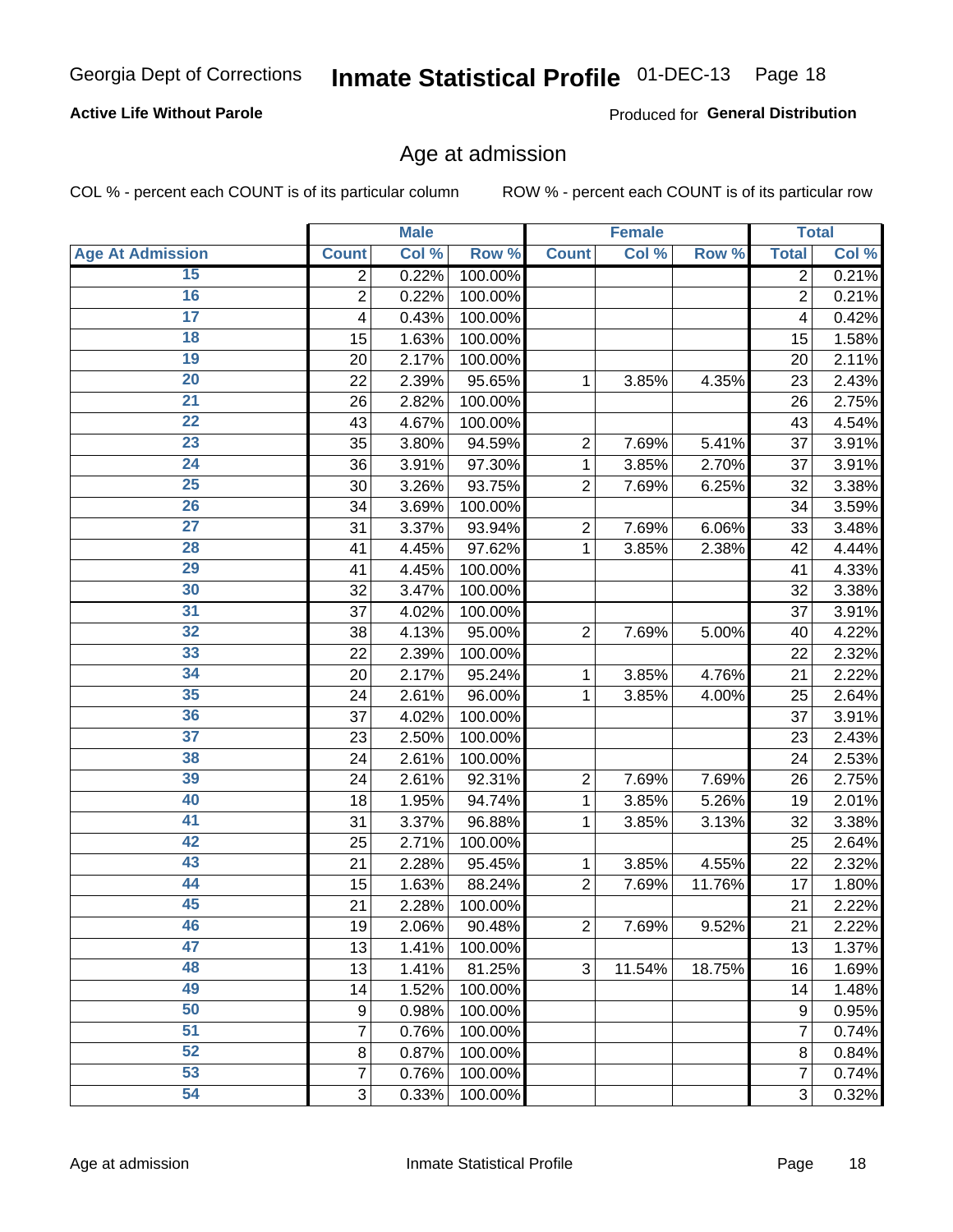**Active Life Without Parole**

Produced for **General Distribution**

## Age at admission

COL % - percent each COUNT is of its particular column

ROW % - percent each COUNT is of its particular row

| | Male | | | Female | | | Total | |
|---|---|---|---|---|---|---|---|---|
| **Age At Admission** | **Count** | **Col %** | **Row %** | **Count** | **Col %** | **Row %** | **Total** | **Col %** |
| 15 | 2 | 0.22% | 100.00% | | | | 2 | 0.21% |
| 16 | 2 | 0.22% | 100.00% | | | | 2 | 0.21% |
| 17 | 4 | 0.43% | 100.00% | | | | 4 | 0.42% |
| 18 | 15 | 1.63% | 100.00% | | | | 15 | 1.58% |
| 19 | 20 | 2.17% | 100.00% | | | | 20 | 2.11% |
| 20 | 22 | 2.39% | 95.65% | 1 | 3.85% | 4.35% | 23 | 2.43% |
| 21 | 26 | 2.82% | 100.00% | | | | 26 | 2.75% |
| 22 | 43 | 4.67% | 100.00% | | | | 43 | 4.54% |
| 23 | 35 | 3.80% | 94.59% | 2 | 7.69% | 5.41% | 37 | 3.91% |
| 24 | 36 | 3.91% | 97.30% | 1 | 3.85% | 2.70% | 37 | 3.91% |
| 25 | 30 | 3.26% | 93.75% | 2 | 7.69% | 6.25% | 32 | 3.38% |
| 26 | 34 | 3.69% | 100.00% | | | | 34 | 3.59% |
| 27 | 31 | 3.37% | 93.94% | 2 | 7.69% | 6.06% | 33 | 3.48% |
| 28 | 41 | 4.45% | 97.62% | 1 | 3.85% | 2.38% | 42 | 4.44% |
| 29 | 41 | 4.45% | 100.00% | | | | 41 | 4.33% |
| 30 | 32 | 3.47% | 100.00% | | | | 32 | 3.38% |
| 31 | 37 | 4.02% | 100.00% | | | | 37 | 3.91% |
| 32 | 38 | 4.13% | 95.00% | 2 | 7.69% | 5.00% | 40 | 4.22% |
| 33 | 22 | 2.39% | 100.00% | | | | 22 | 2.32% |
| 34 | 20 | 2.17% | 95.24% | 1 | 3.85% | 4.76% | 21 | 2.22% |
| 35 | 24 | 2.61% | 96.00% | 1 | 3.85% | 4.00% | 25 | 2.64% |
| 36 | 37 | 4.02% | 100.00% | | | | 37 | 3.91% |
| 37 | 23 | 2.50% | 100.00% | | | | 23 | 2.43% |
| 38 | 24 | 2.61% | 100.00% | | | | 24 | 2.53% |
| 39 | 24 | 2.61% | 92.31% | 2 | 7.69% | 7.69% | 26 | 2.75% |
| 40 | 18 | 1.95% | 94.74% | 1 | 3.85% | 5.26% | 19 | 2.01% |
| 41 | 31 | 3.37% | 96.88% | 1 | 3.85% | 3.13% | 32 | 3.38% |
| 42 | 25 | 2.71% | 100.00% | | | | 25 | 2.64% |
| 43 | 21 | 2.28% | 95.45% | 1 | 3.85% | 4.55% | 22 | 2.32% |
| 44 | 15 | 1.63% | 88.24% | 2 | 7.69% | 11.76% | 17 | 1.80% |
| 45 | 21 | 2.28% | 100.00% | | | | 21 | 2.22% |
| 46 | 19 | 2.06% | 90.48% | 2 | 7.69% | 9.52% | 21 | 2.22% |
| 47 | 13 | 1.41% | 100.00% | | | | 13 | 1.37% |
| 48 | 13 | 1.41% | 81.25% | 3 | 11.54% | 18.75% | 16 | 1.69% |
| 49 | 14 | 1.52% | 100.00% | | | | 14 | 1.48% |
| 50 | 9 | 0.98% | 100.00% | | | | 9 | 0.95% |
| 51 | 7 | 0.76% | 100.00% | | | | 7 | 0.74% |
| 52 | 8 | 0.87% | 100.00% | | | | 8 | 0.84% |
| 53 | 7 | 0.76% | 100.00% | | | | 7 | 0.74% |
| 54 | 3 | 0.33% | 100.00% | | | | 3 | 0.32% |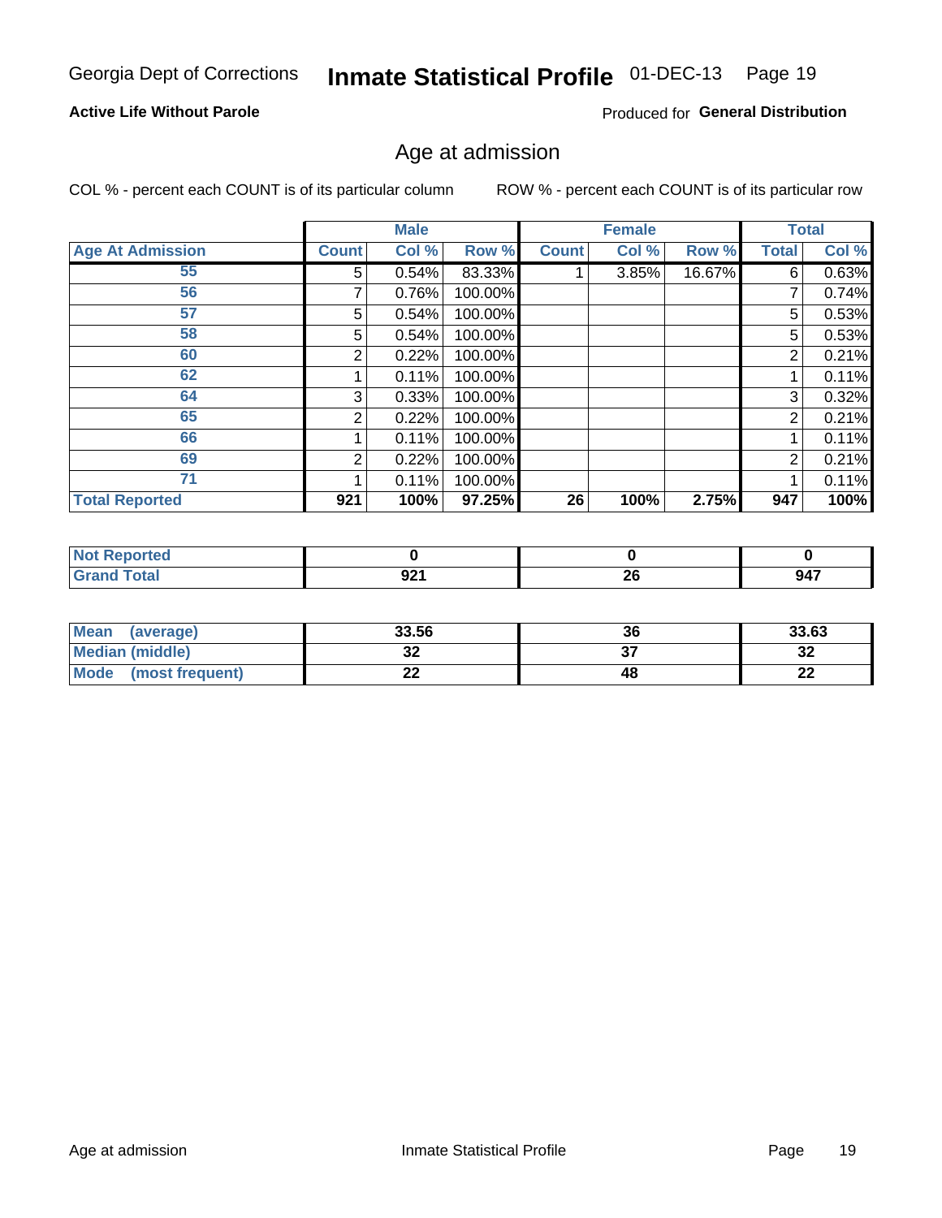Georgia Dept of Corrections **Inmate Statistical Profile** 01-DEC-13

**Active Life Without Parole**

Produced for **General Distribution**

## Age at admission

COL % - percent each COUNT is of its particular column

ROW % - percent each COUNT is of its particular row

| Age At Admission | Male | | | Female | | | Total | |
|---|---|---|---|---|---|---|---|---|
| | Count | Col % | Row % | Count | Col % | Row % | Total | Col % |
| 55 | 5 | 0.54% | 83.33% | 1 | 3.85% | 16.67% | 6 | 0.63% |
| 56 | 7 | 0.76% | 100.00% | | | | 7 | 0.74% |
| 57 | 5 | 0.54% | 100.00% | | | | 5 | 0.53% |
| 58 | 5 | 0.54% | 100.00% | | | | 5 | 0.53% |
| 60 | 2 | 0.22% | 100.00% | | | | 2 | 0.21% |
| 62 | 1 | 0.11% | 100.00% | | | | 1 | 0.11% |
| 64 | 3 | 0.33% | 100.00% | | | | 3 | 0.32% |
| 65 | 2 | 0.22% | 100.00% | | | | 2 | 0.21% |
| 66 | 1 | 0.11% | 100.00% | | | | 1 | 0.11% |
| 69 | 2 | 0.22% | 100.00% | | | | 2 | 0.21% |
| 71 | 1 | 0.11% | 100.00% | | | | 1 | 0.11% |
| **Total Reported** | **921** | **100%** | **97.25%** | **26** | **100%** | **2.75%** | **947** | **100%** |

| | Male | Female | Total |
|---|---|---|---|
| Not Reported | 0 | 0 | 0 |
| Grand Total | 921 | 26 | 947 |

| | Male | Female | Total |
|---|---|---|---|
| Mean (average) | 33.56 | 36 | 33.63 |
| Median (middle) | 32 | 37 | 32 |
| Mode (most frequent) | 22 | 48 | 22 |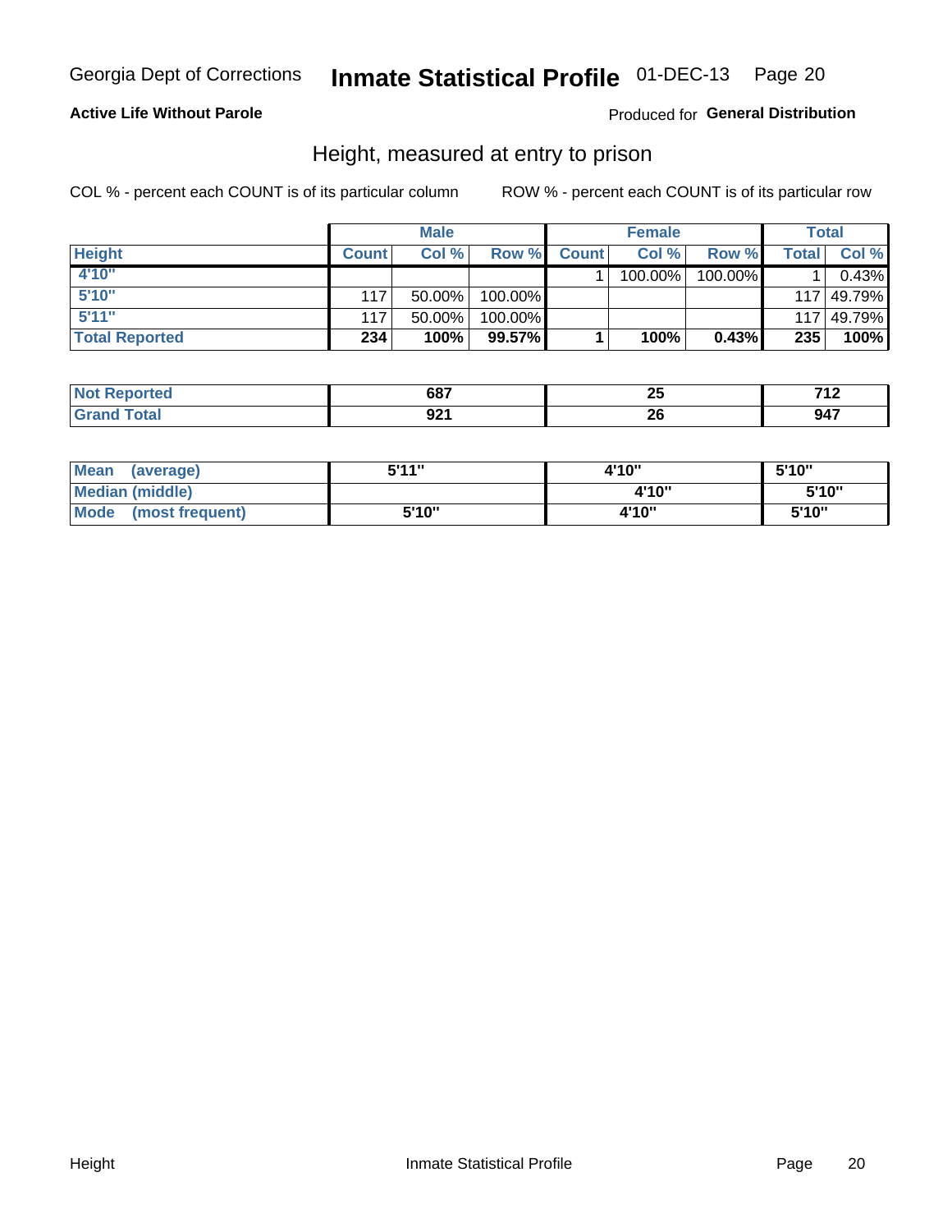Georgia Dept of Corrections **Inmate Statistical Profile** 01-DEC-13

**Active Life Without Parole**

Produced for **General Distribution**

## Height, measured at entry to prison

COL % - percent each COUNT is of its particular column ROW % - percent each COUNT is of its particular row

| | Male | | | Female | | | Total | |
|---|---|---|---|---|---|---|---|---|
| **Height** | **Count** | **Col %** | **Row %** | **Count** | **Col %** | **Row %** | **Total** | **Col %** |
| **4'10"** | | | | 1 | 100.00% | 100.00% | 1 | 0.43% |
| **5'10"** | 117 | 50.00% | 100.00% | | | | 117 | 49.79% |
| **5'11"** | 117 | 50.00% | 100.00% | | | | 117 | 49.79% |
| **Total Reported** | **234** | **100%** | **99.57%** | **1** | **100%** | **0.43%** | **235** | **100%** |

| | Male | Female | Total |
|---|---|---|---|
| **Not Reported** | **687** | **25** | **712** |
| **Grand Total** | **921** | **26** | **947** |

| | Male | Female | Total |
|---|---|---|---|
| **Mean (average)** | **5'11"** | **4'10"** | **5'10"** |
| **Median (middle)** | | **4'10"** | **5'10"** |
| **Mode (most frequent)** | **5'10"** | **4'10"** | **5'10"** |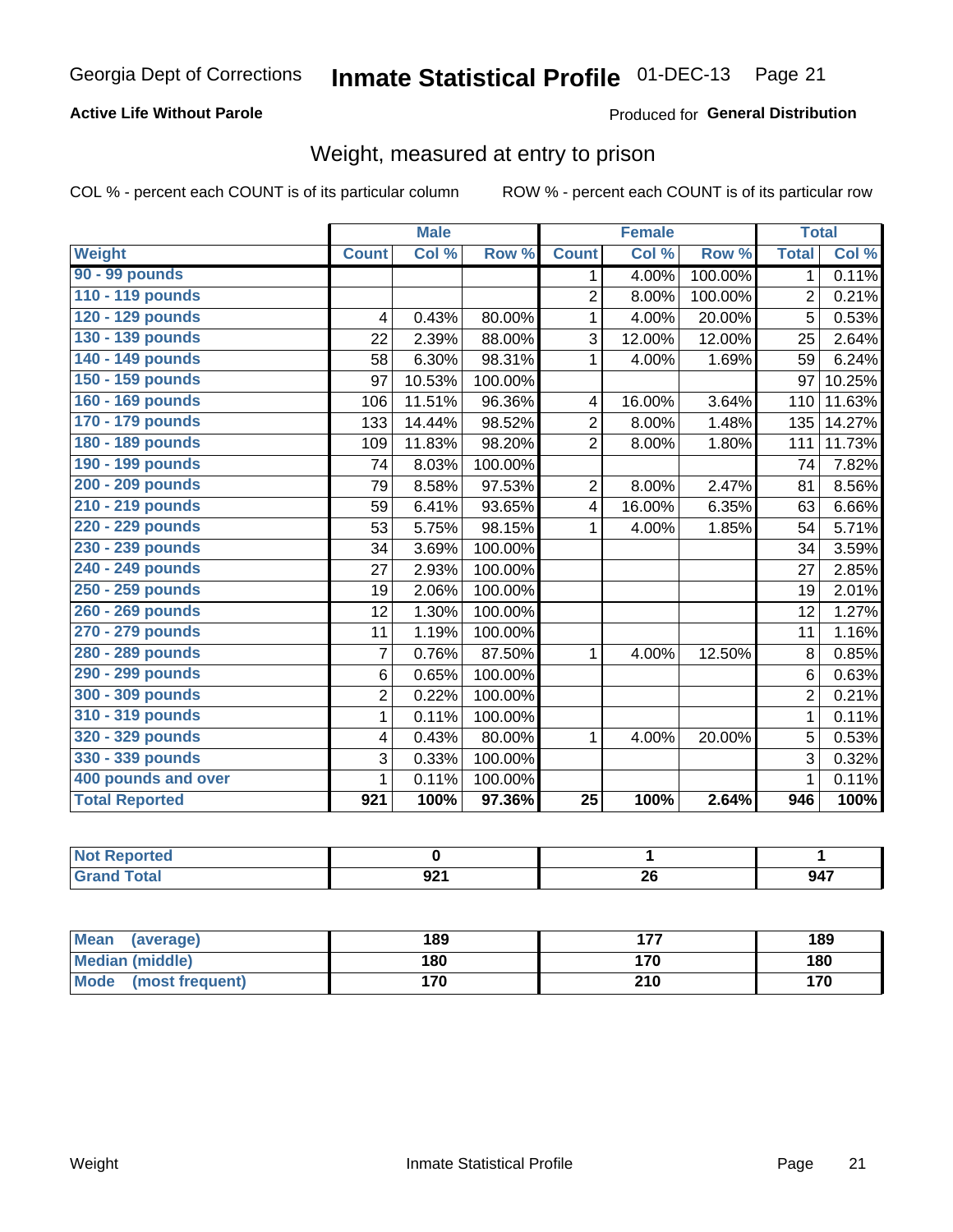Georgia Dept of Corrections **Inmate Statistical Profile** 01-DEC-13

**Active Life Without Parole**

Produced for **General Distribution**

## Weight, measured at entry to prison

COL % - percent each COUNT is of its particular column ROW % - percent each COUNT is of its particular row

| Weight | Male | | | Female | | | Total | |
|---|---|---|---|---|---|---|---|---|
| | Count | Col % | Row % | Count | Col % | Row % | Total | Col % |
| 90 - 99 pounds | | | | 1 | 4.00% | 100.00% | 1 | 0.11% |
| 110 - 119 pounds | | | | 2 | 8.00% | 100.00% | 2 | 0.21% |
| 120 - 129 pounds | 4 | 0.43% | 80.00% | 1 | 4.00% | 20.00% | 5 | 0.53% |
| 130 - 139 pounds | 22 | 2.39% | 88.00% | 3 | 12.00% | 12.00% | 25 | 2.64% |
| 140 - 149 pounds | 58 | 6.30% | 98.31% | 1 | 4.00% | 1.69% | 59 | 6.24% |
| 150 - 159 pounds | 97 | 10.53% | 100.00% | | | | 97 | 10.25% |
| 160 - 169 pounds | 106 | 11.51% | 96.36% | 4 | 16.00% | 3.64% | 110 | 11.63% |
| 170 - 179 pounds | 133 | 14.44% | 98.52% | 2 | 8.00% | 1.48% | 135 | 14.27% |
| 180 - 189 pounds | 109 | 11.83% | 98.20% | 2 | 8.00% | 1.80% | 111 | 11.73% |
| 190 - 199 pounds | 74 | 8.03% | 100.00% | | | | 74 | 7.82% |
| 200 - 209 pounds | 79 | 8.58% | 97.53% | 2 | 8.00% | 2.47% | 81 | 8.56% |
| 210 - 219 pounds | 59 | 6.41% | 93.65% | 4 | 16.00% | 6.35% | 63 | 6.66% |
| 220 - 229 pounds | 53 | 5.75% | 98.15% | 1 | 4.00% | 1.85% | 54 | 5.71% |
| 230 - 239 pounds | 34 | 3.69% | 100.00% | | | | 34 | 3.59% |
| 240 - 249 pounds | 27 | 2.93% | 100.00% | | | | 27 | 2.85% |
| 250 - 259 pounds | 19 | 2.06% | 100.00% | | | | 19 | 2.01% |
| 260 - 269 pounds | 12 | 1.30% | 100.00% | | | | 12 | 1.27% |
| 270 - 279 pounds | 11 | 1.19% | 100.00% | | | | 11 | 1.16% |
| 280 - 289 pounds | 7 | 0.76% | 87.50% | 1 | 4.00% | 12.50% | 8 | 0.85% |
| 290 - 299 pounds | 6 | 0.65% | 100.00% | | | | 6 | 0.63% |
| 300 - 309 pounds | 2 | 0.22% | 100.00% | | | | 2 | 0.21% |
| 310 - 319 pounds | 1 | 0.11% | 100.00% | | | | 1 | 0.11% |
| 320 - 329 pounds | 4 | 0.43% | 80.00% | 1 | 4.00% | 20.00% | 5 | 0.53% |
| 330 - 339 pounds | 3 | 0.33% | 100.00% | | | | 3 | 0.32% |
| 400 pounds and over | 1 | 0.11% | 100.00% | | | | 1 | 0.11% |
| **Total Reported** | **921** | **100%** | **97.36%** | **25** | **100%** | **2.64%** | **946** | **100%** |

| | Male | Female | Total |
|---|---|---|---|
| Not Reported | 0 | 1 | 1 |
| Grand Total | 921 | 26 | 947 |

| | Male | Female | Total |
|---|---|---|---|
| Mean (average) | 189 | 177 | 189 |
| Median (middle) | 180 | 170 | 180 |
| Mode (most frequent) | 170 | 210 | 170 |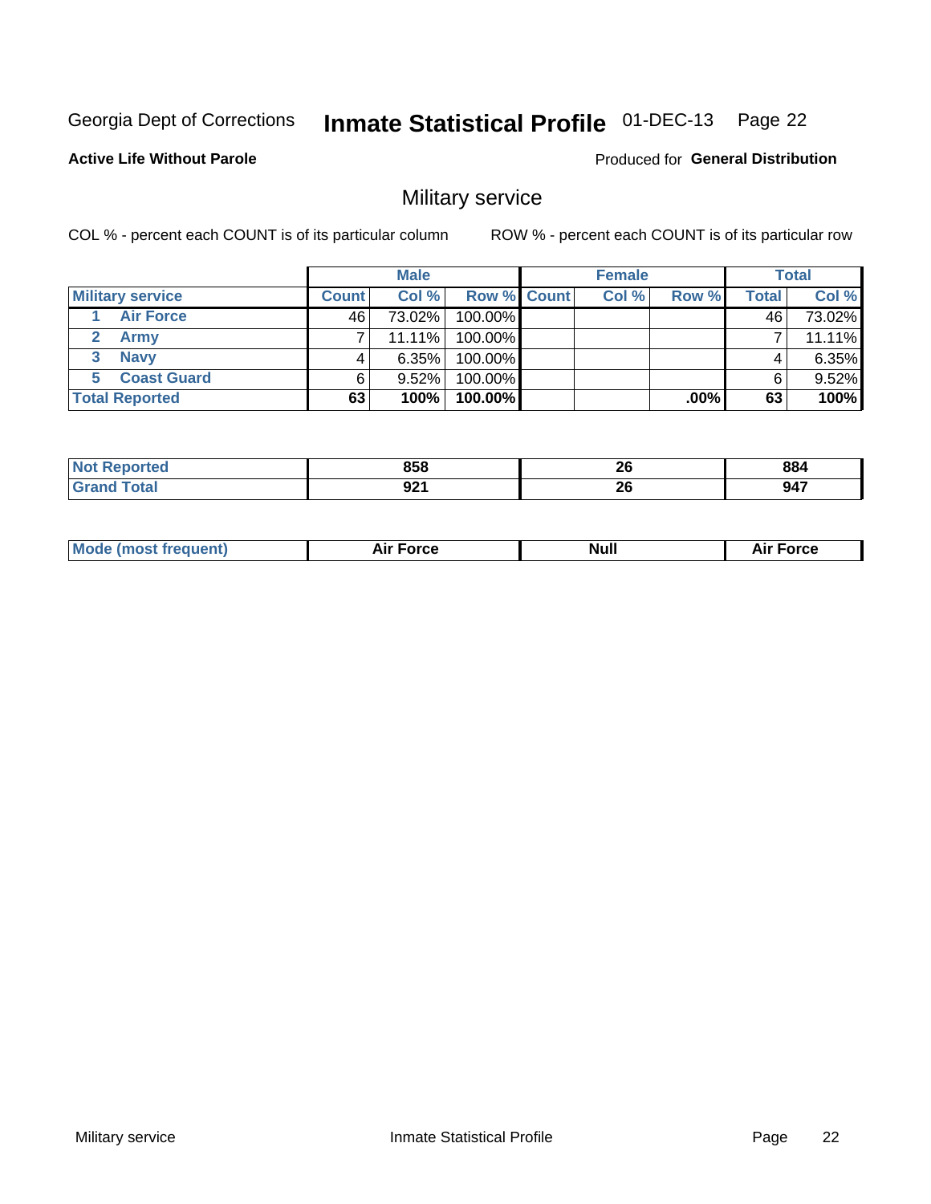Georgia Dept of Corrections **Inmate Statistical Profile** 01-DEC-13

**Active Life Without Parole**

Produced for **General Distribution**

## Military service

COL % - percent each COUNT is of its particular column

ROW % - percent each COUNT is of its particular row

| | Male | | | Female | | | Total | |
|---|---|---|---|---|---|---|---|---|
| **Military service** | **Count** | **Col %** | **Row %** | **Count** | **Col %** | **Row %** | **Total** | **Col %** |
| 1 Air Force | 46 | 73.02% | 100.00% | | | | 46 | 73.02% |
| 2 Army | 7 | 11.11% | 100.00% | | | | 7 | 11.11% |
| 3 Navy | 4 | 6.35% | 100.00% | | | | 4 | 6.35% |
| 5 Coast Guard | 6 | 9.52% | 100.00% | | | | 6 | 9.52% |
| **Total Reported** | **63** | **100%** | **100.00%** | | | **.00%** | **63** | **100%** |

| | Male | Female | Total |
|---|---|---|---|
| **Not Reported** | **858** | **26** | **884** |
| **Grand Total** | **921** | **26** | **947** |

| | Male | Female | Total |
|---|---|---|---|
| **Mode (most frequent)** | **Air Force** | **Null** | **Air Force** |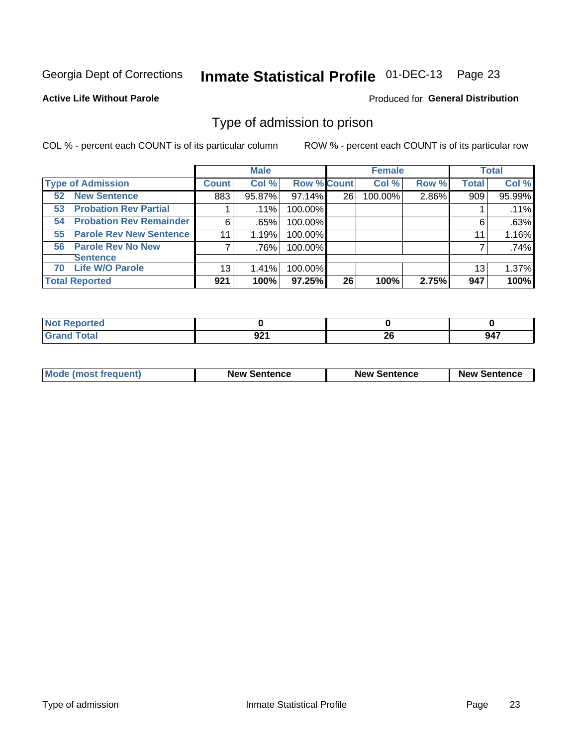Georgia Dept of Corrections **Inmate Statistical Profile** 01-DEC-13 Page 23

**Active Life Without Parole**

Produced for **General Distribution**

## Type of admission to prison

COL % - percent each COUNT is of its particular column ROW % - percent each COUNT is of its particular row

| | Male | | | Female | | | Total | |
|---|---|---|---|---|---|---|---|---|
| **Type of Admission** | **Count** | **Col %** | **Row %** | **Count** | **Col %** | **Row %** | **Total** | **Col %** |
| 52 **New Sentence** | 883 | 95.87% | 97.14% | 26 | 100.00% | 2.86% | 909 | 95.99% |
| 53 **Probation Rev Partial** | 1 | .11% | 100.00% | | | | 1 | .11% |
| 54 **Probation Rev Remainder** | 6 | .65% | 100.00% | | | | 6 | .63% |
| 55 **Parole Rev New Sentence** | 11 | 1.19% | 100.00% | | | | 11 | 1.16% |
| 56 **Parole Rev No New Sentence** | 7 | .76% | 100.00% | | | | 7 | .74% |
| 70 **Life W/O Parole** | 13 | 1.41% | 100.00% | | | | 13 | 1.37% |
| **Total Reported** | **921** | **100%** | **97.25%** | **26** | **100%** | **2.75%** | **947** | **100%** |

| | Male | Female | Total |
|---|---|---|---|
| **Not Reported** | **0** | **0** | **0** |
| **Grand Total** | **921** | **26** | **947** |

| | Male | Female | Total |
|---|---|---|---|
| **Mode (most frequent)** | **New Sentence** | **New Sentence** | **New Sentence** |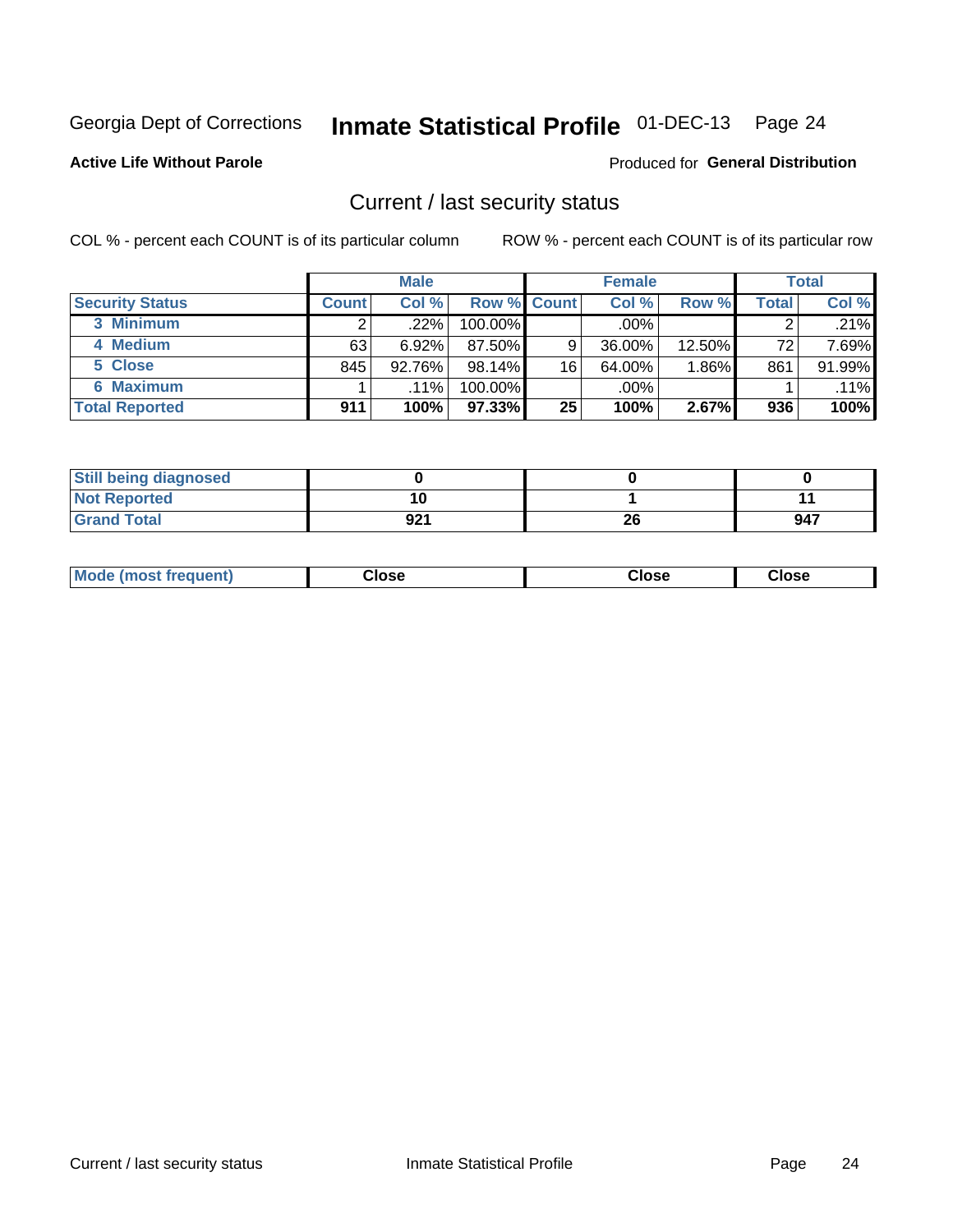Georgia Dept of Corrections **Inmate Statistical Profile** 01-DEC-13 Page 24

**Active Life Without Parole**

Produced for **General Distribution**

## Current / last security status

COL % - percent each COUNT is of its particular column

ROW % - percent each COUNT is of its particular row

| | Male | | | Female | | | Total | |
|---|---|---|---|---|---|---|---|---|
| **Security Status** | **Count** | **Col %** | **Row %** | **Count** | **Col %** | **Row %** | **Total** | **Col %** |
| 3 Minimum | 2 | .22% | 100.00% | | .00% | | 2 | .21% |
| 4 Medium | 63 | 6.92% | 87.50% | 9 | 36.00% | 12.50% | 72 | 7.69% |
| 5 Close | 845 | 92.76% | 98.14% | 16 | 64.00% | 1.86% | 861 | 91.99% |
| 6 Maximum | 1 | .11% | 100.00% | | .00% | | 1 | .11% |
| **Total Reported** | **911** | **100%** | **97.33%** | **25** | **100%** | **2.67%** | **936** | **100%** |

| | Male | Female | Total |
|---|---|---|---|
| Still being diagnosed | 0 | 0 | 0 |
| Not Reported | 10 | 1 | 11 |
| Grand Total | 921 | 26 | 947 |

| | Male | Female | Total |
|---|---|---|---|
| Mode (most frequent) | Close | Close | Close |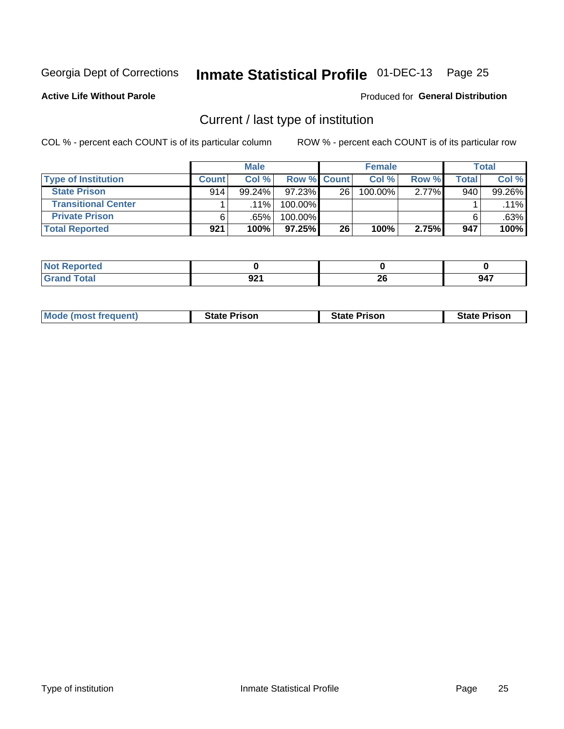Georgia Dept of Corrections **Inmate Statistical Profile** 01-DEC-13

**Active Life Without Parole**

Produced for **General Distribution**

## Current / last type of institution

COL % - percent each COUNT is of its particular column

ROW % - percent each COUNT is of its particular row

| | Male | | | Female | | | Total | |
|---|---|---|---|---|---|---|---|---|
| **Type of Institution** | **Count** | **Col %** | **Row %** | **Count** | **Col %** | **Row %** | **Total** | **Col %** |
| **State Prison** | 914 | 99.24% | 97.23% | 26 | 100.00% | 2.77% | 940 | 99.26% |
| **Transitional Center** | 1 | .11% | 100.00% | | | | 1 | .11% |
| **Private Prison** | 6 | .65% | 100.00% | | | | 6 | .63% |
| **Total Reported** | **921** | **100%** | **97.25%** | **26** | **100%** | **2.75%** | **947** | **100%** |

| | Male | Female | Total |
|---|---|---|---|
| **Not Reported** | **0** | **0** | **0** |
| **Grand Total** | **921** | **26** | **947** |

| | Male | Female | Total |
|---|---|---|---|
| **Mode (most frequent)** | **State Prison** | **State Prison** | **State Prison** |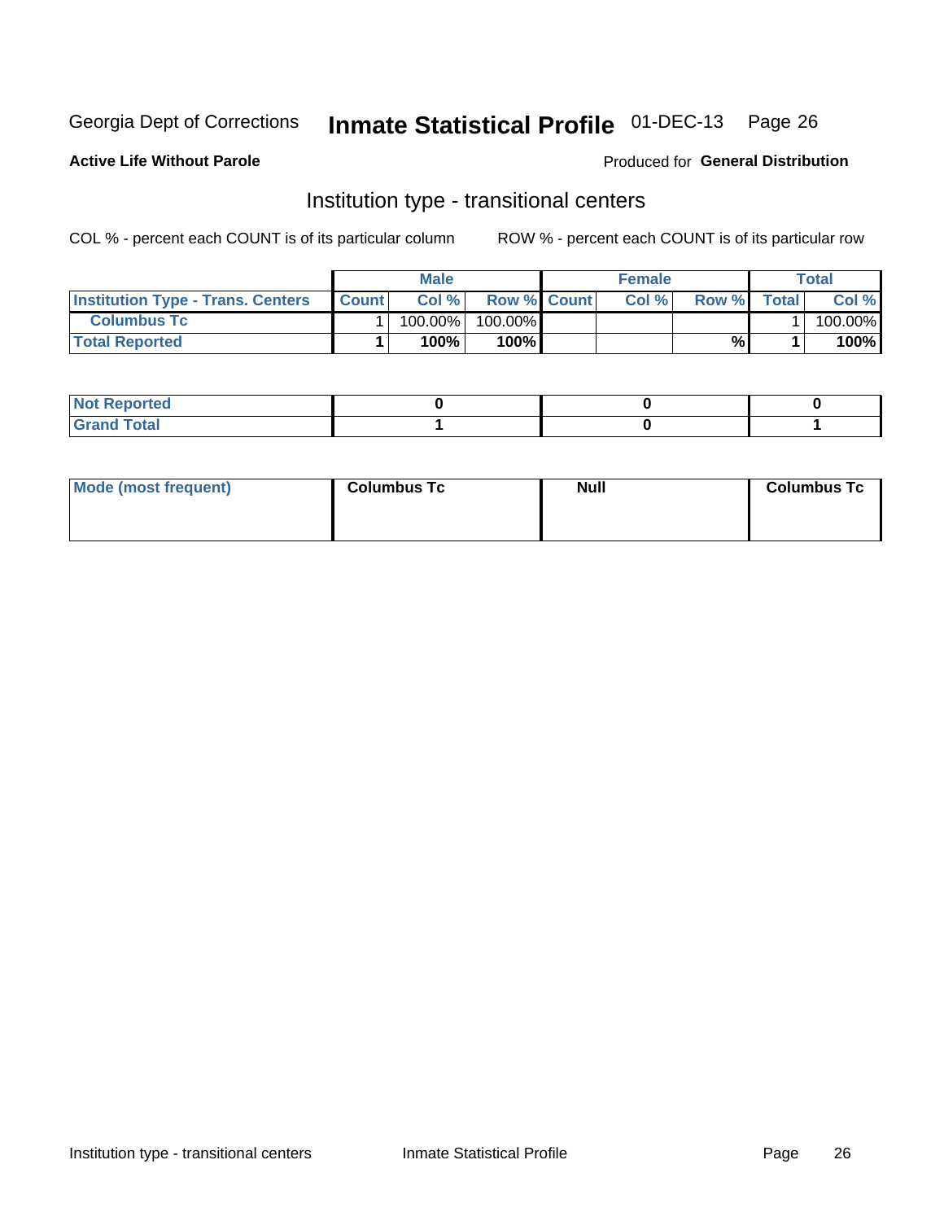Georgia Dept of Corrections **Inmate Statistical Profile** 01-DEC-13

**Active Life Without Parole**

Produced for **General Distribution**

## Institution type - transitional centers

COL % - percent each COUNT is of its particular column

ROW % - percent each COUNT is of its particular row

| | Male | | | Female | | | Total | |
|---|---|---|---|---|---|---|---|---|
| **Institution Type - Trans. Centers** | **Count** | **Col %** | **Row %** | **Count** | **Col %** | **Row %** | **Total** | **Col %** |
| **Columbus Tc** | 1 | 100.00% | 100.00% | | | | 1 | 100.00% |
| **Total Reported** | **1** | **100%** | **100%** | | | **%** | **1** | **100%** |

| | | | |
|---|---|---|---|
| **Not Reported** | **0** | **0** | **0** |
| **Grand Total** | **1** | **0** | **1** |

| | | | |
|---|---|---|---|
| **Mode (most frequent)** | **Columbus Tc** | **Null** | **Columbus Tc** |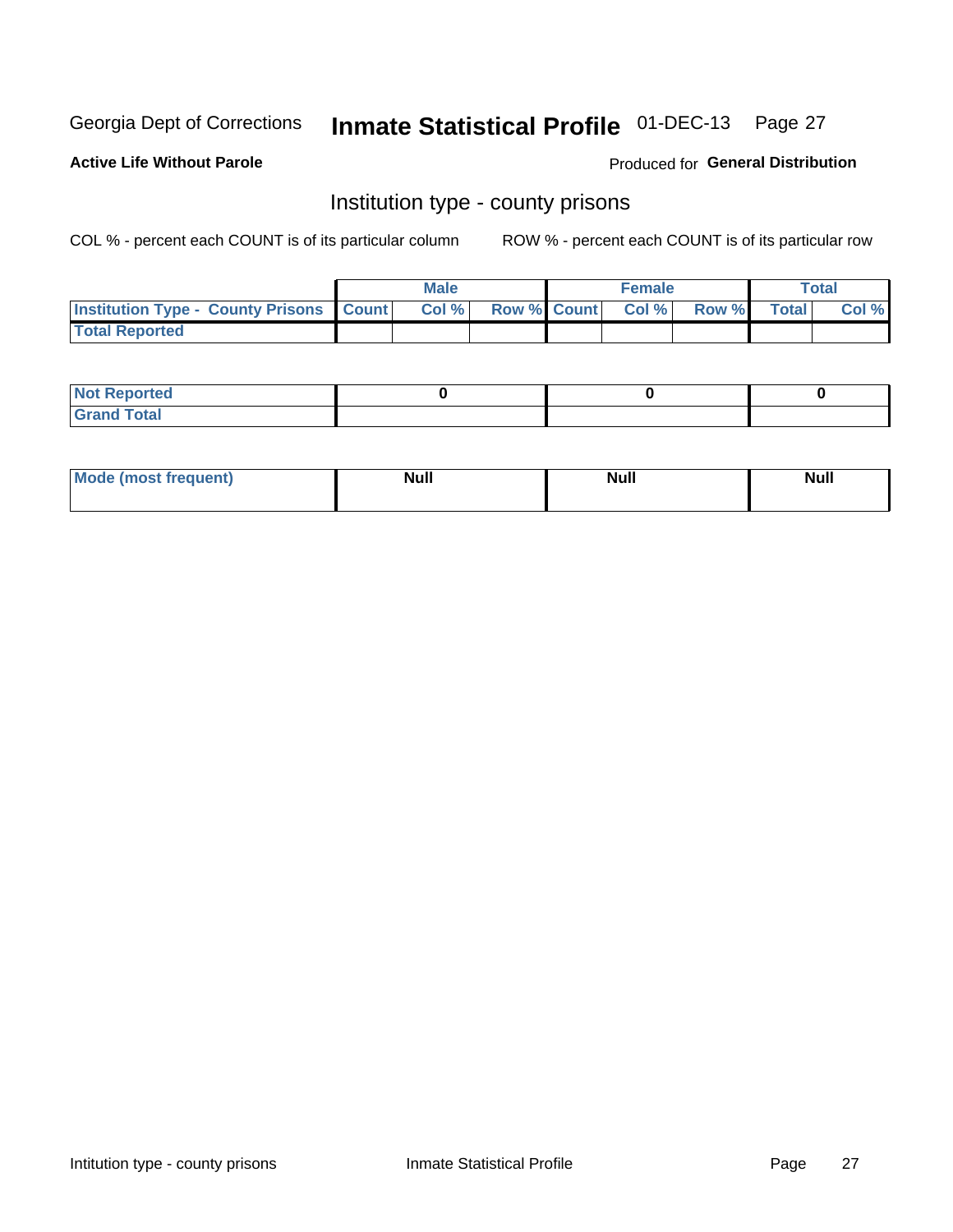Georgia Dept of Corrections **Inmate Statistical Profile** 01-DEC-13

**Active Life Without Parole**

Produced for **General Distribution**

## Institution type - county prisons

COL % - percent each COUNT is of its particular column

ROW % - percent each COUNT is of its particular row

| | Male | | | Female | | | Total | |
|---|---|---|---|---|---|---|---|---|
| **Institution Type - County Prisons** | **Count** | **Col %** | **Row %** | **Count** | **Col %** | **Row %** | **Total** | **Col %** |
| **Total Reported** | | | | | | | | |

| | Male | Female | Total |
|---|---|---|---|
| **Not Reported** | **0** | **0** | **0** |
| **Grand Total** | | | |

| | Male | Female | Total |
|---|---|---|---|
| **Mode (most frequent)** | **Null** | **Null** | **Null** |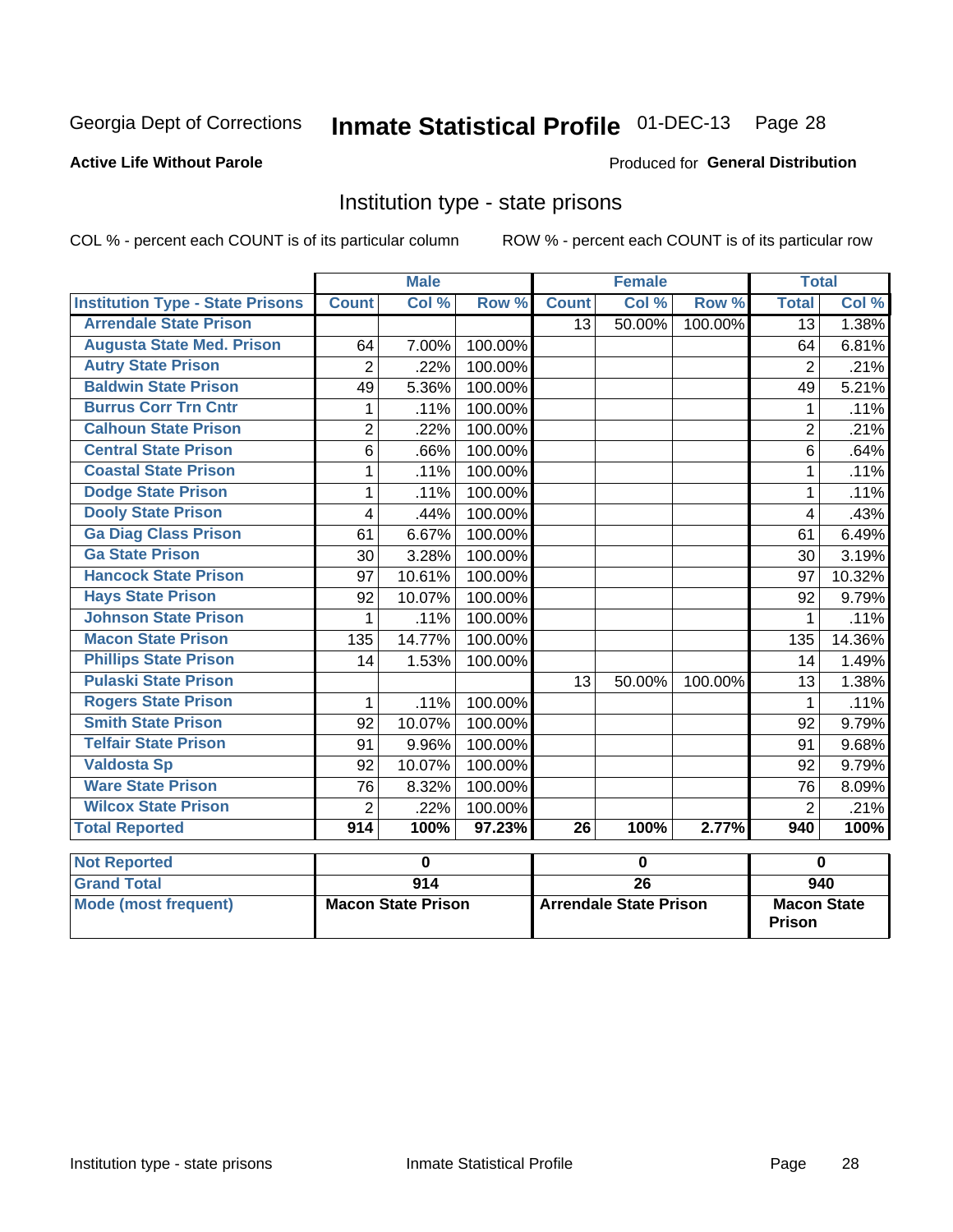Georgia Dept of Corrections **Inmate Statistical Profile** 01-DEC-13 Page 28

**Active Life Without Parole**

Produced for **General Distribution**

## Institution type - state prisons

COL % - percent each COUNT is of its particular column ROW % - percent each COUNT is of its particular row

| | Male | | | Female | | | Total | |
|---|---|---|---|---|---|---|---|---|
| **Institution Type - State Prisons** | **Count** | **Col %** | **Row %** | **Count** | **Col %** | **Row %** | **Total** | **Col %** |
| **Arrendale State Prison** | | | | 13 | 50.00% | 100.00% | 13 | 1.38% |
| **Augusta State Med. Prison** | 64 | 7.00% | 100.00% | | | | 64 | 6.81% |
| **Autry State Prison** | 2 | .22% | 100.00% | | | | 2 | .21% |
| **Baldwin State Prison** | 49 | 5.36% | 100.00% | | | | 49 | 5.21% |
| **Burrus Corr Trn Cntr** | 1 | .11% | 100.00% | | | | 1 | .11% |
| **Calhoun State Prison** | 2 | .22% | 100.00% | | | | 2 | .21% |
| **Central State Prison** | 6 | .66% | 100.00% | | | | 6 | .64% |
| **Coastal State Prison** | 1 | .11% | 100.00% | | | | 1 | .11% |
| **Dodge State Prison** | 1 | .11% | 100.00% | | | | 1 | .11% |
| **Dooly State Prison** | 4 | .44% | 100.00% | | | | 4 | .43% |
| **Ga Diag Class Prison** | 61 | 6.67% | 100.00% | | | | 61 | 6.49% |
| **Ga State Prison** | 30 | 3.28% | 100.00% | | | | 30 | 3.19% |
| **Hancock State Prison** | 97 | 10.61% | 100.00% | | | | 97 | 10.32% |
| **Hays State Prison** | 92 | 10.07% | 100.00% | | | | 92 | 9.79% |
| **Johnson State Prison** | 1 | .11% | 100.00% | | | | 1 | .11% |
| **Macon State Prison** | 135 | 14.77% | 100.00% | | | | 135 | 14.36% |
| **Phillips State Prison** | 14 | 1.53% | 100.00% | | | | 14 | 1.49% |
| **Pulaski State Prison** | | | | 13 | 50.00% | 100.00% | 13 | 1.38% |
| **Rogers State Prison** | 1 | .11% | 100.00% | | | | 1 | .11% |
| **Smith State Prison** | 92 | 10.07% | 100.00% | | | | 92 | 9.79% |
| **Telfair State Prison** | 91 | 9.96% | 100.00% | | | | 91 | 9.68% |
| **Valdosta Sp** | 92 | 10.07% | 100.00% | | | | 92 | 9.79% |
| **Ware State Prison** | 76 | 8.32% | 100.00% | | | | 76 | 8.09% |
| **Wilcox State Prison** | 2 | .22% | 100.00% | | | | 2 | .21% |
| **Total Reported** | **914** | **100%** | **97.23%** | **26** | **100%** | **2.77%** | **940** | **100%** |

| | Male | Female | Total |
|---|---|---|---|
| **Not Reported** | **0** | **0** | **0** |
| **Grand Total** | **914** | **26** | **940** |
| **Mode (most frequent)** | **Macon State Prison** | **Arrendale State Prison** | **Macon State Prison** |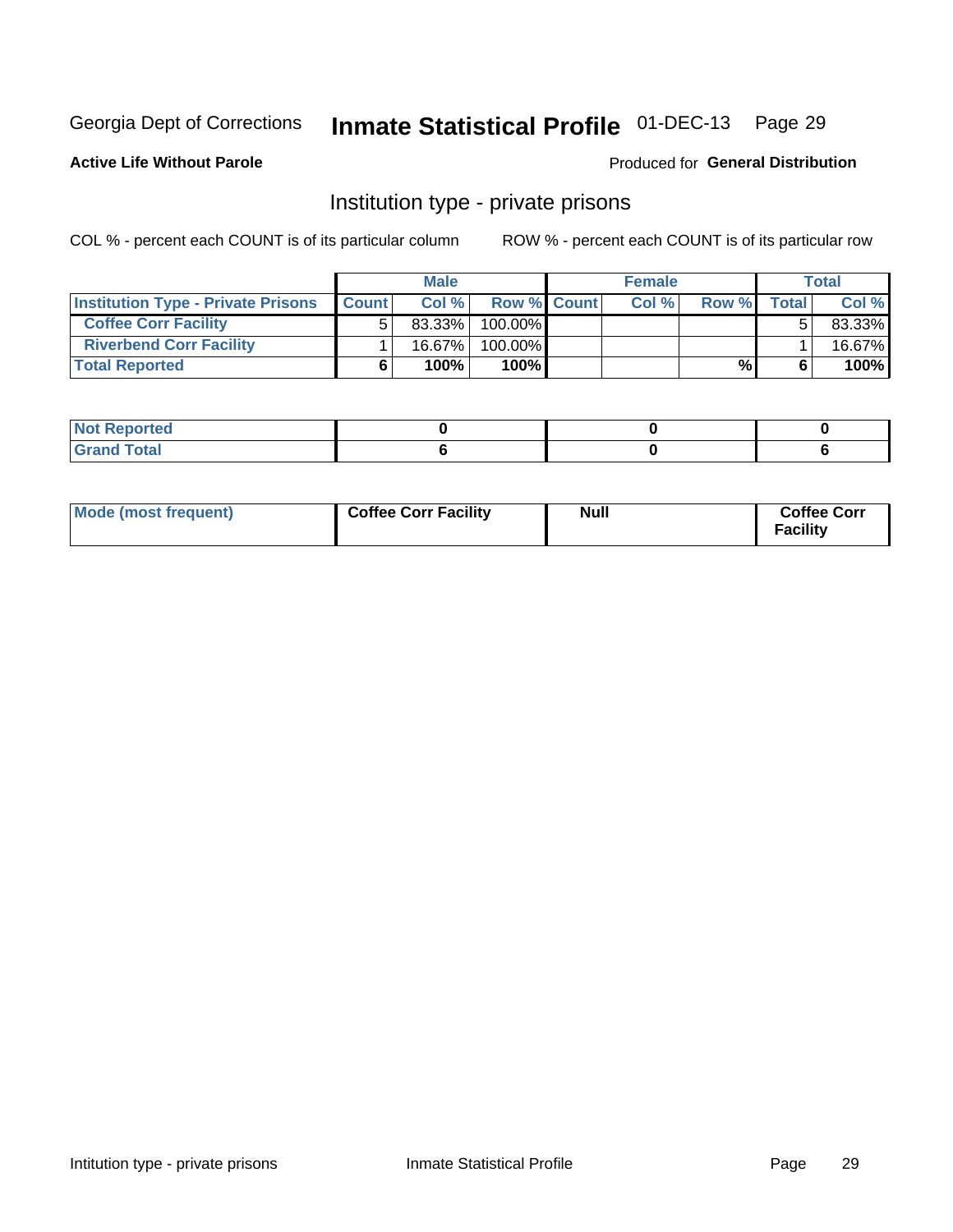Georgia Dept of Corrections **Inmate Statistical Profile** 01-DEC-13

**Active Life Without Parole**

Produced for **General Distribution**

## Institution type - private prisons

COL % - percent each COUNT is of its particular column ROW % - percent each COUNT is of its particular row

| | Male | | | Female | | | Total | |
|---|---|---|---|---|---|---|---|---|
| **Institution Type - Private Prisons** | **Count** | **Col %** | **Row %** | **Count** | **Col %** | **Row %** | **Total** | **Col %** |
| **Coffee Corr Facility** | 5 | 83.33% | 100.00% | | | | 5 | 83.33% |
| **Riverbend Corr Facility** | 1 | 16.67% | 100.00% | | | | 1 | 16.67% |
| **Total Reported** | **6** | **100%** | **100%** | | | **%** | **6** | **100%** |

| | Male | Female | Total |
|---|---|---|---|
| **Not Reported** | **0** | **0** | **0** |
| **Grand Total** | **6** | **0** | **6** |

| | Male | Female | Total |
|---|---|---|---|
| **Mode (most frequent)** | **Coffee Corr Facility** | **Null** | **Coffee Corr Facility** |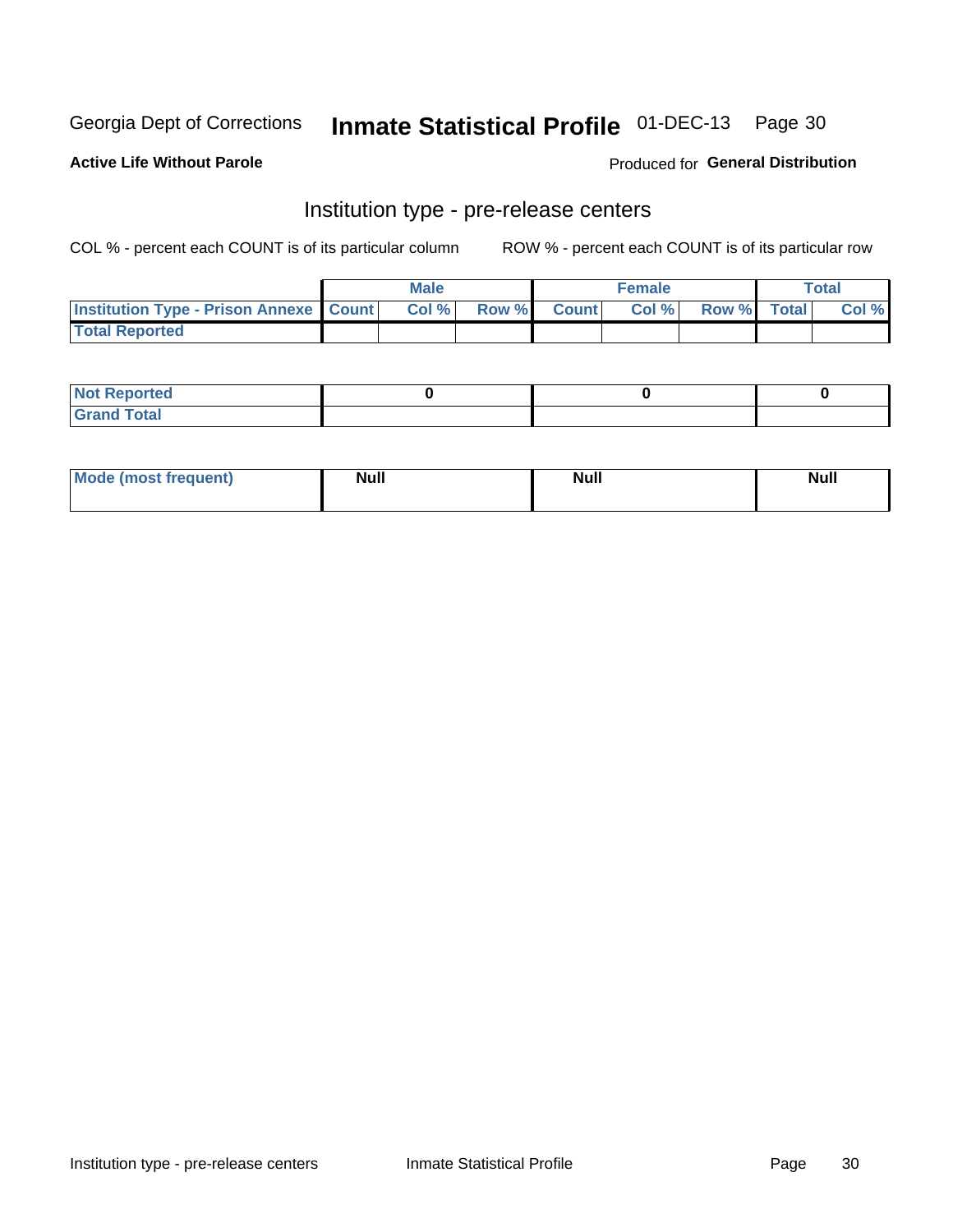Georgia Dept of Corrections **Inmate Statistical Profile** 01-DEC-13

**Active Life Without Parole**

Produced for **General Distribution**

## Institution type - pre-release centers

COL % - percent each COUNT is of its particular column ROW % - percent each COUNT is of its particular row

| | Male | | | Female | | | Total | |
|---|---|---|---|---|---|---|---|---|
| **Institution Type - Prison Annexe** | **Count** | **Col %** | **Row %** | **Count** | **Col %** | **Row %** | **Total** | **Col %** |
| **Total Reported** | | | | | | | | |

| | Male | Female | Total |
|---|---|---|---|
| **Not Reported** | 0 | 0 | 0 |
| **Grand Total** | | | |

| | Male | Female | Total |
|---|---|---|---|
| **Mode (most frequent)** | Null | Null | Null |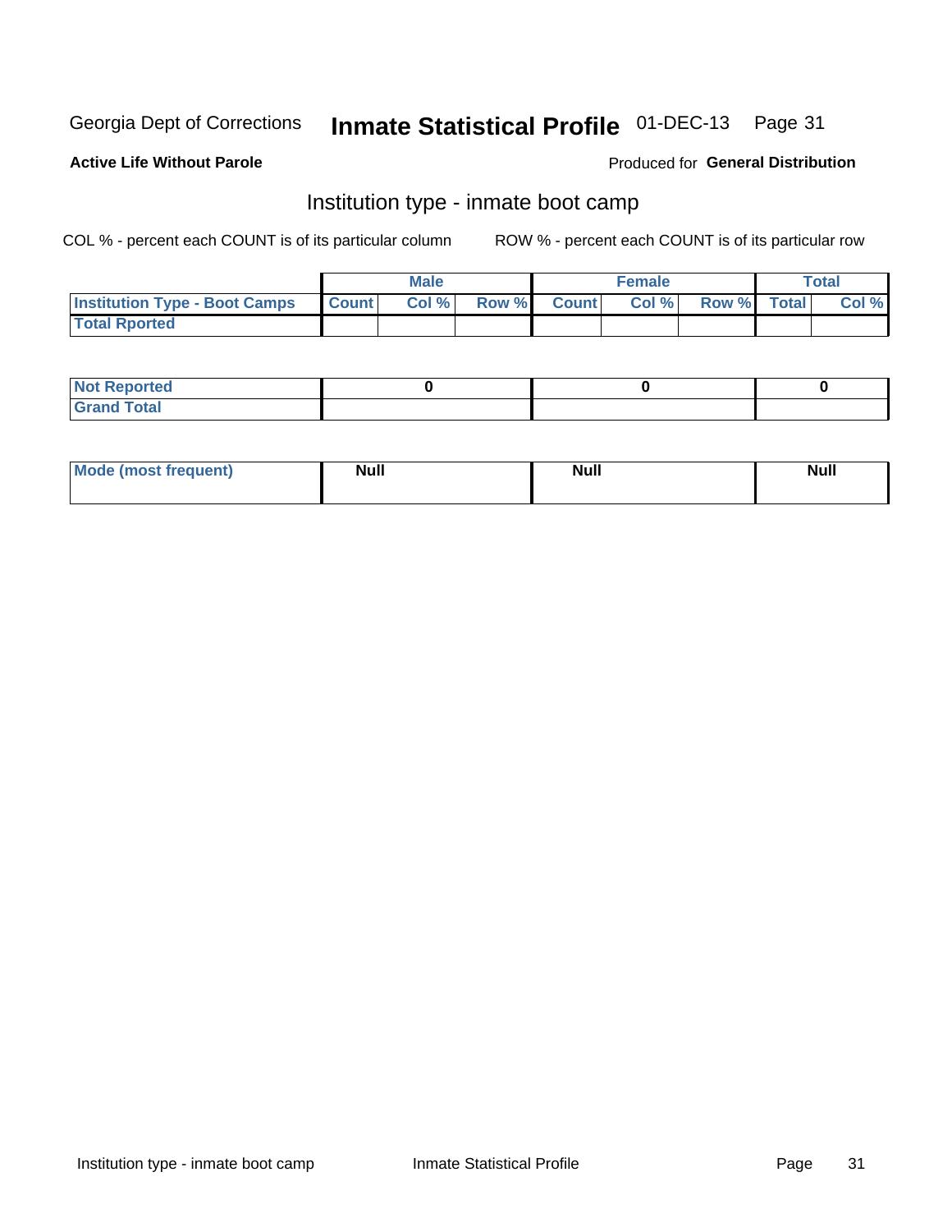Georgia Dept of Corrections **Inmate Statistical Profile** 01-DEC-13

**Active Life Without Parole**

Produced for **General Distribution**

## Institution type - inmate boot camp

COL % - percent each COUNT is of its particular column

ROW % - percent each COUNT is of its particular row

| | Male | | | Female | | | Total | |
|---|---|---|---|---|---|---|---|---|
| **Institution Type - Boot Camps** | **Count** | **Col %** | **Row %** | **Count** | **Col %** | **Row %** | **Total** | **Col %** |
| **Total Rported** | | | | | | | | |

| | Male | Female | Total |
|---|---|---|---|
| **Not Reported** | 0 | 0 | 0 |
| **Grand Total** | | | |

| | Male | Female | Total |
|---|---|---|---|
| **Mode (most frequent)** | Null | Null | Null |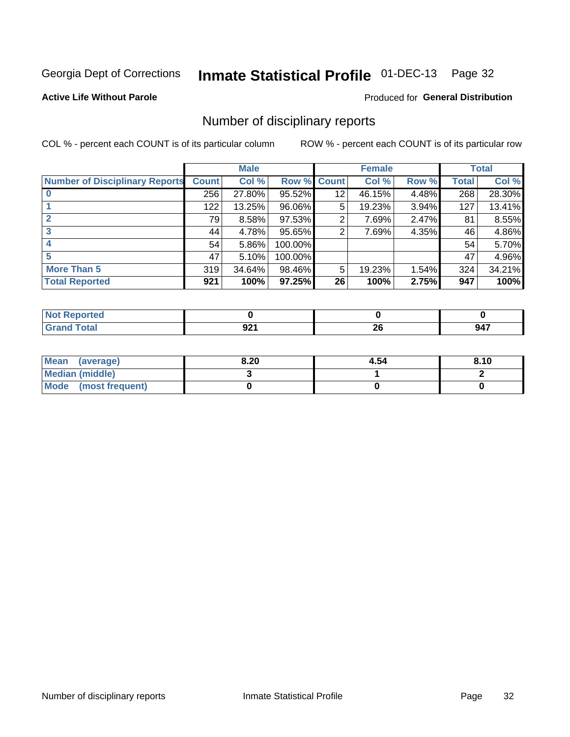Georgia Dept of Corrections **Inmate Statistical Profile** 01-DEC-13

**Active Life Without Parole**

Produced for **General Distribution**

## Number of disciplinary reports

COL % - percent each COUNT is of its particular column

ROW % - percent each COUNT is of its particular row

| | Male | | | Female | | | Total | |
|---|---|---|---|---|---|---|---|---|
| **Number of Disciplinary Reports** | **Count** | **Col %** | **Row %** | **Count** | **Col %** | **Row %** | **Total** | **Col %** |
| **0** | 256 | 27.80% | 95.52% | 12 | 46.15% | 4.48% | 268 | 28.30% |
| **1** | 122 | 13.25% | 96.06% | 5 | 19.23% | 3.94% | 127 | 13.41% |
| **2** | 79 | 8.58% | 97.53% | 2 | 7.69% | 2.47% | 81 | 8.55% |
| **3** | 44 | 4.78% | 95.65% | 2 | 7.69% | 4.35% | 46 | 4.86% |
| **4** | 54 | 5.86% | 100.00% | | | | 54 | 5.70% |
| **5** | 47 | 5.10% | 100.00% | | | | 47 | 4.96% |
| **More Than 5** | 319 | 34.64% | 98.46% | 5 | 19.23% | 1.54% | 324 | 34.21% |
| **Total Reported** | **921** | **100%** | **97.25%** | **26** | **100%** | **2.75%** | **947** | **100%** |

| | Male | Female | Total |
|---|---|---|---|
| **Not Reported** | **0** | **0** | **0** |
| **Grand Total** | **921** | **26** | **947** |

| | Male | Female | Total |
|---|---|---|---|
| **Mean (average)** | **8.20** | **4.54** | **8.10** |
| **Median (middle)** | **3** | **1** | **2** |
| **Mode (most frequent)** | **0** | **0** | **0** |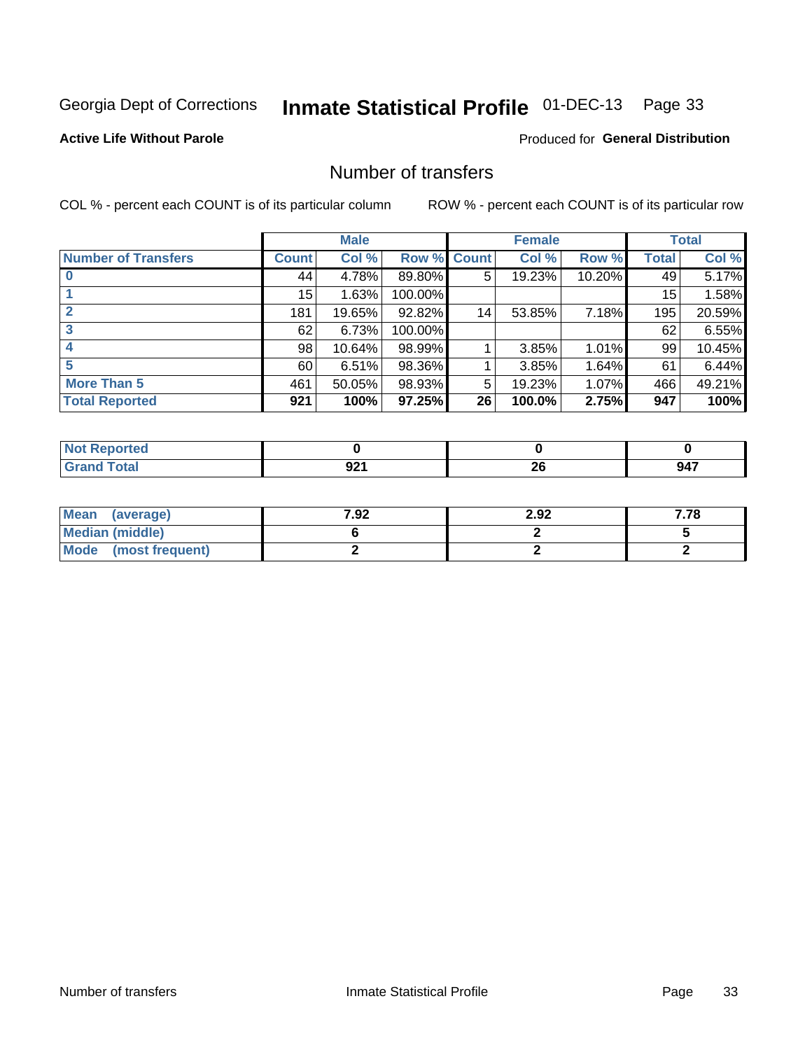Georgia Dept of Corrections **Inmate Statistical Profile** 01-DEC-13

**Active Life Without Parole**

Produced for **General Distribution**

## Number of transfers

COL % - percent each COUNT is of its particular column

ROW % - percent each COUNT is of its particular row

| | Male | | | Female | | | Total | |
|---|---|---|---|---|---|---|---|---|
| **Number of Transfers** | **Count** | **Col %** | **Row %** | **Count** | **Col %** | **Row %** | **Total** | **Col %** |
| **0** | 44 | 4.78% | 89.80% | 5 | 19.23% | 10.20% | 49 | 5.17% |
| **1** | 15 | 1.63% | 100.00% | | | | 15 | 1.58% |
| **2** | 181 | 19.65% | 92.82% | 14 | 53.85% | 7.18% | 195 | 20.59% |
| **3** | 62 | 6.73% | 100.00% | | | | 62 | 6.55% |
| **4** | 98 | 10.64% | 98.99% | 1 | 3.85% | 1.01% | 99 | 10.45% |
| **5** | 60 | 6.51% | 98.36% | 1 | 3.85% | 1.64% | 61 | 6.44% |
| **More Than 5** | 461 | 50.05% | 98.93% | 5 | 19.23% | 1.07% | 466 | 49.21% |
| **Total Reported** | **921** | **100%** | **97.25%** | **26** | **100.0%** | **2.75%** | **947** | **100%** |

| | Male | Female | Total |
|---|---|---|---|
| **Not Reported** | **0** | **0** | **0** |
| **Grand Total** | **921** | **26** | **947** |

| | Male | Female | Total |
|---|---|---|---|
| **Mean (average)** | **7.92** | **2.92** | **7.78** |
| **Median (middle)** | **6** | **2** | **5** |
| **Mode (most frequent)** | **2** | **2** | **2** |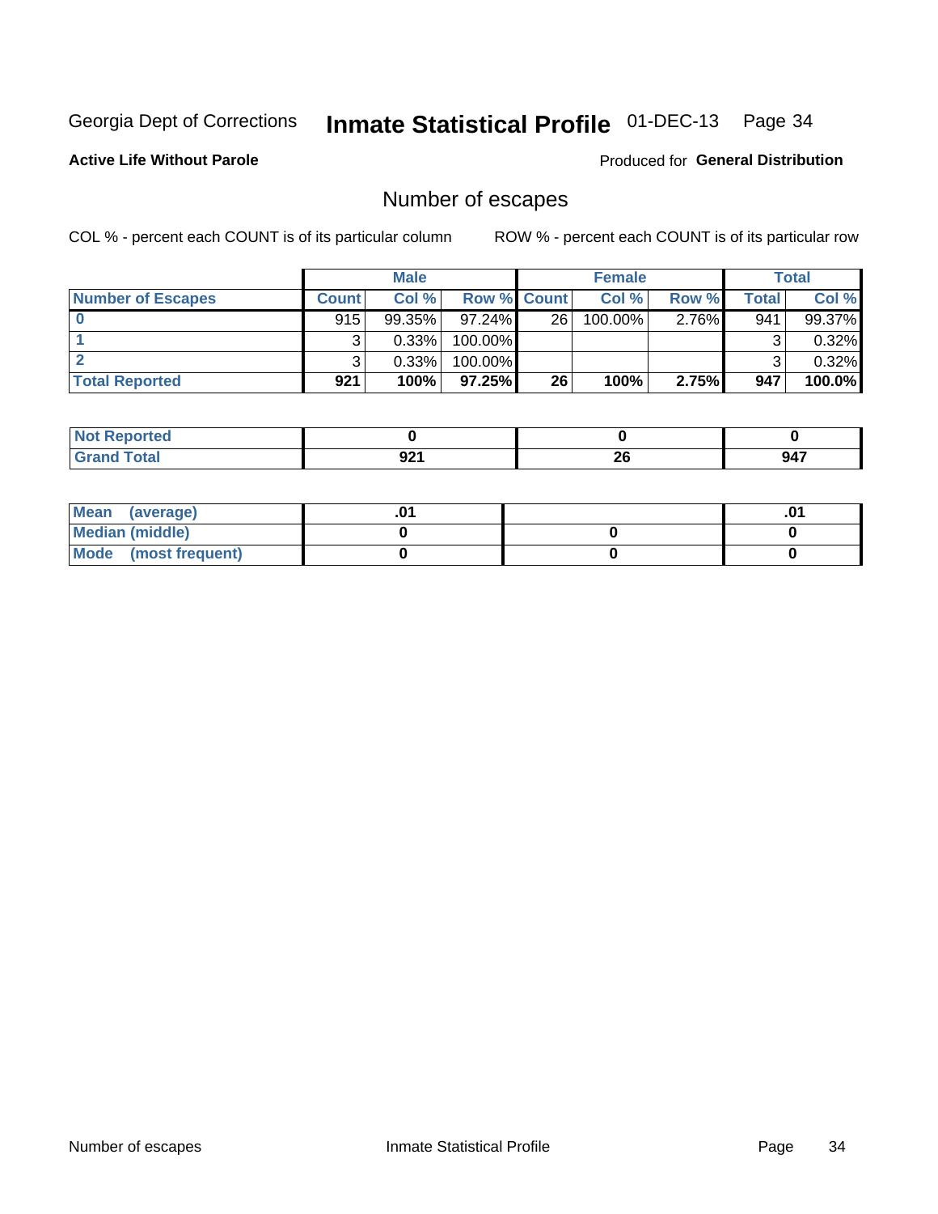Georgia Dept of Corrections **Inmate Statistical Profile** 01-DEC-13

**Active Life Without Parole**

Produced for **General Distribution**

## Number of escapes

COL % - percent each COUNT is of its particular column

ROW % - percent each COUNT is of its particular row

| | Male | | | Female | | | Total | |
|---|---|---|---|---|---|---|---|---|
| Number of Escapes | Count | Col % | Row % | Count | Col % | Row % | Total | Col % |
| 0 | 915 | 99.35% | 97.24% | 26 | 100.00% | 2.76% | 941 | 99.37% |
| 1 | 3 | 0.33% | 100.00% | | | | 3 | 0.32% |
| 2 | 3 | 0.33% | 100.00% | | | | 3 | 0.32% |
| **Total Reported** | **921** | **100%** | **97.25%** | **26** | **100%** | **2.75%** | **947** | **100.0%** |

| | Male | Female | Total |
|---|---|---|---|
| Not Reported | 0 | 0 | 0 |
| Grand Total | 921 | 26 | 947 |

| | Male | Female | Total |
|---|---|---|---|
| Mean (average) | .01 | | .01 |
| Median (middle) | 0 | 0 | 0 |
| Mode (most frequent) | 0 | 0 | 0 |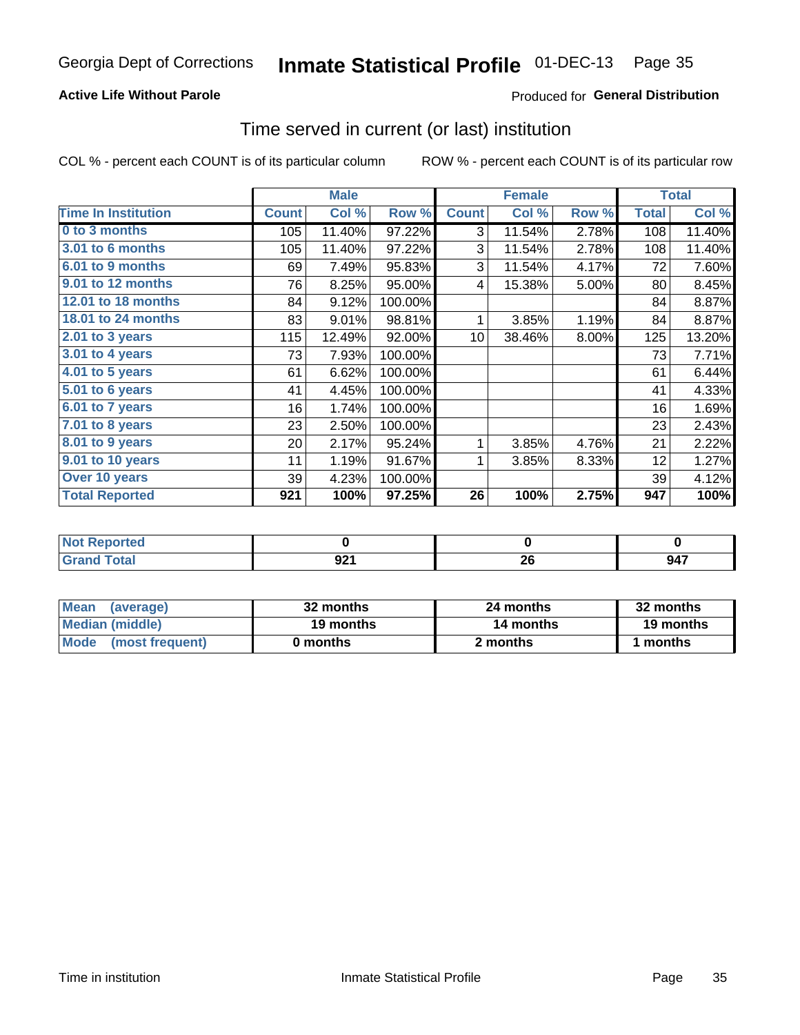Georgia Dept of Corrections **Inmate Statistical Profile** 01-DEC-13 Page 35

**Active Life Without Parole**

Produced for **General Distribution**

## Time served in current (or last) institution

COL % - percent each COUNT is of its particular column ROW % - percent each COUNT is of its particular row

| | Male | | | Female | | | Total | |
|---|---|---|---|---|---|---|---|---|
| **Time In Institution** | **Count** | **Col %** | **Row %** | **Count** | **Col %** | **Row %** | **Total** | **Col %** |
| **0 to 3 months** | 105 | 11.40% | 97.22% | 3 | 11.54% | 2.78% | 108 | 11.40% |
| **3.01 to 6 months** | 105 | 11.40% | 97.22% | 3 | 11.54% | 2.78% | 108 | 11.40% |
| **6.01 to 9 months** | 69 | 7.49% | 95.83% | 3 | 11.54% | 4.17% | 72 | 7.60% |
| **9.01 to 12 months** | 76 | 8.25% | 95.00% | 4 | 15.38% | 5.00% | 80 | 8.45% |
| **12.01 to 18 months** | 84 | 9.12% | 100.00% | | | | 84 | 8.87% |
| **18.01 to 24 months** | 83 | 9.01% | 98.81% | 1 | 3.85% | 1.19% | 84 | 8.87% |
| **2.01 to 3 years** | 115 | 12.49% | 92.00% | 10 | 38.46% | 8.00% | 125 | 13.20% |
| **3.01 to 4 years** | 73 | 7.93% | 100.00% | | | | 73 | 7.71% |
| **4.01 to 5 years** | 61 | 6.62% | 100.00% | | | | 61 | 6.44% |
| **5.01 to 6 years** | 41 | 4.45% | 100.00% | | | | 41 | 4.33% |
| **6.01 to 7 years** | 16 | 1.74% | 100.00% | | | | 16 | 1.69% |
| **7.01 to 8 years** | 23 | 2.50% | 100.00% | | | | 23 | 2.43% |
| **8.01 to 9 years** | 20 | 2.17% | 95.24% | 1 | 3.85% | 4.76% | 21 | 2.22% |
| **9.01 to 10 years** | 11 | 1.19% | 91.67% | 1 | 3.85% | 8.33% | 12 | 1.27% |
| **Over 10 years** | 39 | 4.23% | 100.00% | | | | 39 | 4.12% |
| **Total Reported** | **921** | **100%** | **97.25%** | **26** | **100%** | **2.75%** | **947** | **100%** |

| | Male | Female | Total |
|---|---|---|---|
| **Not Reported** | **0** | **0** | **0** |
| **Grand Total** | **921** | **26** | **947** |

| | Male | Female | Total |
|---|---|---|---|
| **Mean (average)** | **32 months** | **24 months** | **32 months** |
| **Median (middle)** | **19 months** | **14 months** | **19 months** |
| **Mode (most frequent)** | **0 months** | **2 months** | **1 months** |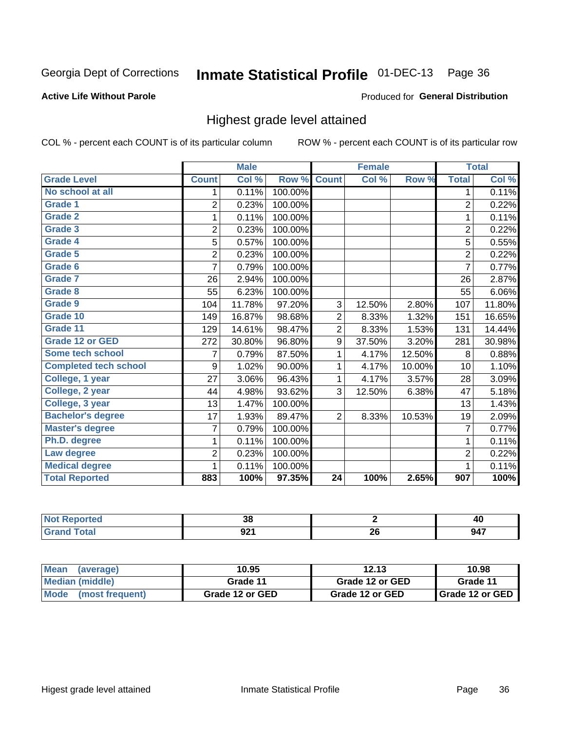Georgia Dept of Corrections **Inmate Statistical Profile** 01-DEC-13

**Active Life Without Parole**

Produced for **General Distribution**

## Highest grade level attained

COL % - percent each COUNT is of its particular column

ROW % - percent each COUNT is of its particular row

| | Male | | | Female | | | Total | |
|---|---|---|---|---|---|---|---|---|
| **Grade Level** | **Count** | **Col %** | **Row %** | **Count** | **Col %** | **Row %** | **Total** | **Col %** |
| No school at all | 1 | 0.11% | 100.00% | | | | 1 | 0.11% |
| Grade 1 | 2 | 0.23% | 100.00% | | | | 2 | 0.22% |
| Grade 2 | 1 | 0.11% | 100.00% | | | | 1 | 0.11% |
| Grade 3 | 2 | 0.23% | 100.00% | | | | 2 | 0.22% |
| Grade 4 | 5 | 0.57% | 100.00% | | | | 5 | 0.55% |
| Grade 5 | 2 | 0.23% | 100.00% | | | | 2 | 0.22% |
| Grade 6 | 7 | 0.79% | 100.00% | | | | 7 | 0.77% |
| Grade 7 | 26 | 2.94% | 100.00% | | | | 26 | 2.87% |
| Grade 8 | 55 | 6.23% | 100.00% | | | | 55 | 6.06% |
| Grade 9 | 104 | 11.78% | 97.20% | 3 | 12.50% | 2.80% | 107 | 11.80% |
| Grade 10 | 149 | 16.87% | 98.68% | 2 | 8.33% | 1.32% | 151 | 16.65% |
| Grade 11 | 129 | 14.61% | 98.47% | 2 | 8.33% | 1.53% | 131 | 14.44% |
| Grade 12 or GED | 272 | 30.80% | 96.80% | 9 | 37.50% | 3.20% | 281 | 30.98% |
| Some tech school | 7 | 0.79% | 87.50% | 1 | 4.17% | 12.50% | 8 | 0.88% |
| Completed tech school | 9 | 1.02% | 90.00% | 1 | 4.17% | 10.00% | 10 | 1.10% |
| College, 1 year | 27 | 3.06% | 96.43% | 1 | 4.17% | 3.57% | 28 | 3.09% |
| College, 2 year | 44 | 4.98% | 93.62% | 3 | 12.50% | 6.38% | 47 | 5.18% |
| College, 3 year | 13 | 1.47% | 100.00% | | | | 13 | 1.43% |
| Bachelor's degree | 17 | 1.93% | 89.47% | 2 | 8.33% | 10.53% | 19 | 2.09% |
| Master's degree | 7 | 0.79% | 100.00% | | | | 7 | 0.77% |
| Ph.D. degree | 1 | 0.11% | 100.00% | | | | 1 | 0.11% |
| Law degree | 2 | 0.23% | 100.00% | | | | 2 | 0.22% |
| Medical degree | 1 | 0.11% | 100.00% | | | | 1 | 0.11% |
| **Total Reported** | **883** | **100%** | **97.35%** | **24** | **100%** | **2.65%** | **907** | **100%** |

| | Male | Female | Total |
|---|---|---|---|
| Not Reported | 38 | 2 | 40 |
| Grand Total | 921 | 26 | 947 |

| | Male | Female | Total |
|---|---|---|---|
| Mean (average) | 10.95 | 12.13 | 10.98 |
| Median (middle) | Grade 11 | Grade 12 or GED | Grade 11 |
| Mode (most frequent) | Grade 12 or GED | Grade 12 or GED | Grade 12 or GED |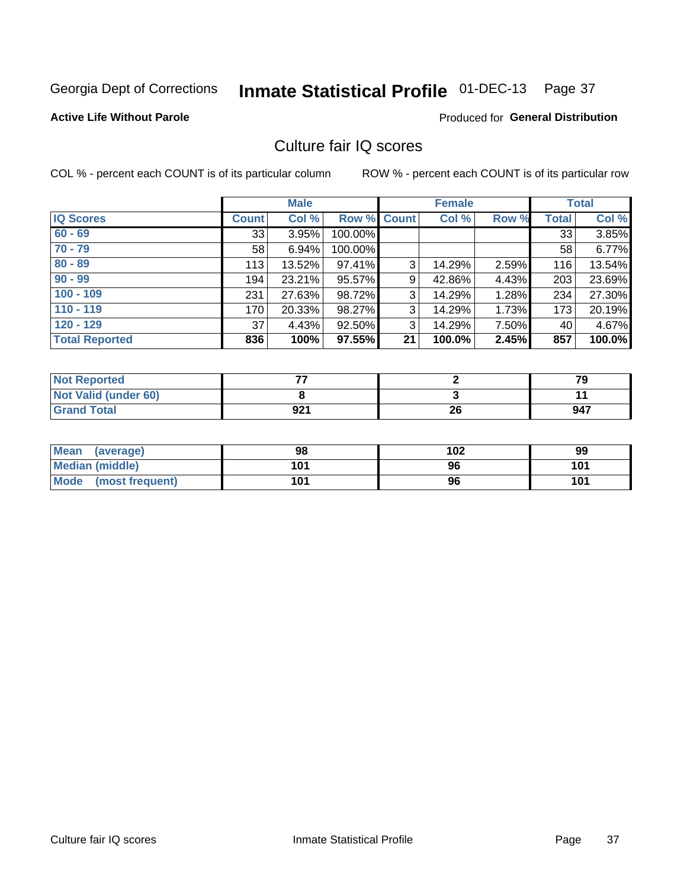Georgia Dept of Corrections **Inmate Statistical Profile** 01-DEC-13

**Active Life Without Parole**

Produced for **General Distribution**

## Culture fair IQ scores

COL % - percent each COUNT is of its particular column

ROW % - percent each COUNT is of its particular row

| | Male | | | Female | | | Total | |
|---|---|---|---|---|---|---|---|---|
| **IQ Scores** | **Count** | **Col %** | **Row %** | **Count** | **Col %** | **Row %** | **Total** | **Col %** |
| **60 - 69** | 33 | 3.95% | 100.00% | | | | 33 | 3.85% |
| **70 - 79** | 58 | 6.94% | 100.00% | | | | 58 | 6.77% |
| **80 - 89** | 113 | 13.52% | 97.41% | 3 | 14.29% | 2.59% | 116 | 13.54% |
| **90 - 99** | 194 | 23.21% | 95.57% | 9 | 42.86% | 4.43% | 203 | 23.69% |
| **100 - 109** | 231 | 27.63% | 98.72% | 3 | 14.29% | 1.28% | 234 | 27.30% |
| **110 - 119** | 170 | 20.33% | 98.27% | 3 | 14.29% | 1.73% | 173 | 20.19% |
| **120 - 129** | 37 | 4.43% | 92.50% | 3 | 14.29% | 7.50% | 40 | 4.67% |
| **Total Reported** | **836** | **100%** | **97.55%** | **21** | **100.0%** | **2.45%** | **857** | **100.0%** |

| | Male | Female | Total |
|---|---|---|---|
| **Not Reported** | **77** | **2** | **79** |
| **Not Valid (under 60)** | **8** | **3** | **11** |
| **Grand Total** | **921** | **26** | **947** |

| | Male | Female | Total |
|---|---|---|---|
| **Mean (average)** | **98** | **102** | **99** |
| **Median (middle)** | **101** | **96** | **101** |
| **Mode (most frequent)** | **101** | **96** | **101** |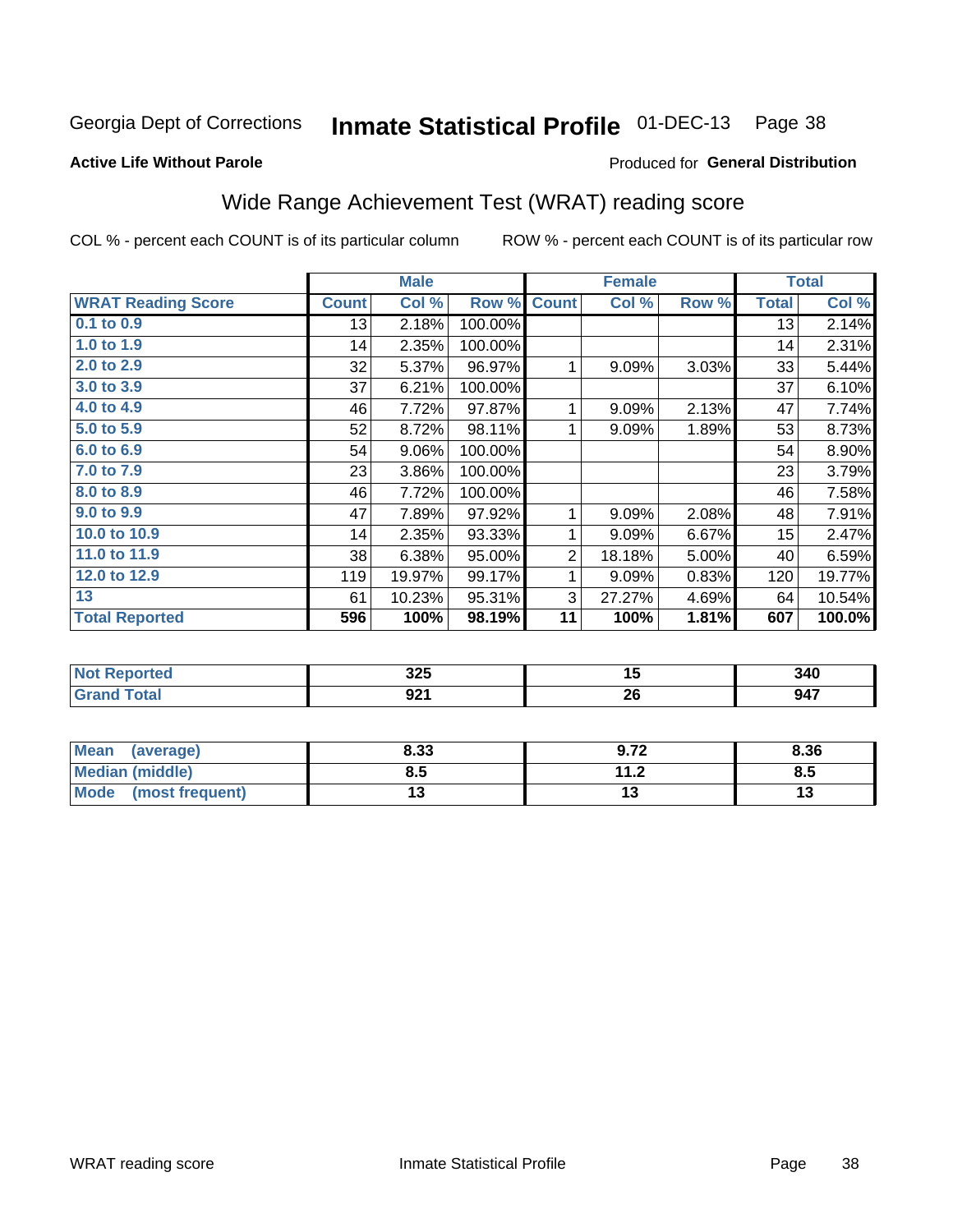Georgia Dept of Corrections **Inmate Statistical Profile** 01-DEC-13

**Active Life Without Parole**

Produced for **General Distribution**

## Wide Range Achievement Test (WRAT) reading score

COL % - percent each COUNT is of its particular column ROW % - percent each COUNT is of its particular row

| | Male | | | Female | | | Total | |
|---|---|---|---|---|---|---|---|---|
| **WRAT Reading Score** | **Count** | **Col %** | **Row %** | **Count** | **Col %** | **Row %** | **Total** | **Col %** |
| 0.1 to 0.9 | 13 | 2.18% | 100.00% | | | | 13 | 2.14% |
| 1.0 to 1.9 | 14 | 2.35% | 100.00% | | | | 14 | 2.31% |
| 2.0 to 2.9 | 32 | 5.37% | 96.97% | 1 | 9.09% | 3.03% | 33 | 5.44% |
| 3.0 to 3.9 | 37 | 6.21% | 100.00% | | | | 37 | 6.10% |
| 4.0 to 4.9 | 46 | 7.72% | 97.87% | 1 | 9.09% | 2.13% | 47 | 7.74% |
| 5.0 to 5.9 | 52 | 8.72% | 98.11% | 1 | 9.09% | 1.89% | 53 | 8.73% |
| 6.0 to 6.9 | 54 | 9.06% | 100.00% | | | | 54 | 8.90% |
| 7.0 to 7.9 | 23 | 3.86% | 100.00% | | | | 23 | 3.79% |
| 8.0 to 8.9 | 46 | 7.72% | 100.00% | | | | 46 | 7.58% |
| 9.0 to 9.9 | 47 | 7.89% | 97.92% | 1 | 9.09% | 2.08% | 48 | 7.91% |
| 10.0 to 10.9 | 14 | 2.35% | 93.33% | 1 | 9.09% | 6.67% | 15 | 2.47% |
| 11.0 to 11.9 | 38 | 6.38% | 95.00% | 2 | 18.18% | 5.00% | 40 | 6.59% |
| 12.0 to 12.9 | 119 | 19.97% | 99.17% | 1 | 9.09% | 0.83% | 120 | 19.77% |
| 13 | 61 | 10.23% | 95.31% | 3 | 27.27% | 4.69% | 64 | 10.54% |
| **Total Reported** | **596** | **100%** | **98.19%** | **11** | **100%** | **1.81%** | **607** | **100.0%** |

| | Male | Female | Total |
|---|---|---|---|
| **Not Reported** | **325** | **15** | **340** |
| **Grand Total** | **921** | **26** | **947** |

| | Male | Female | Total |
|---|---|---|---|
| **Mean (average)** | **8.33** | **9.72** | **8.36** |
| **Median (middle)** | **8.5** | **11.2** | **8.5** |
| **Mode (most frequent)** | **13** | **13** | **13** |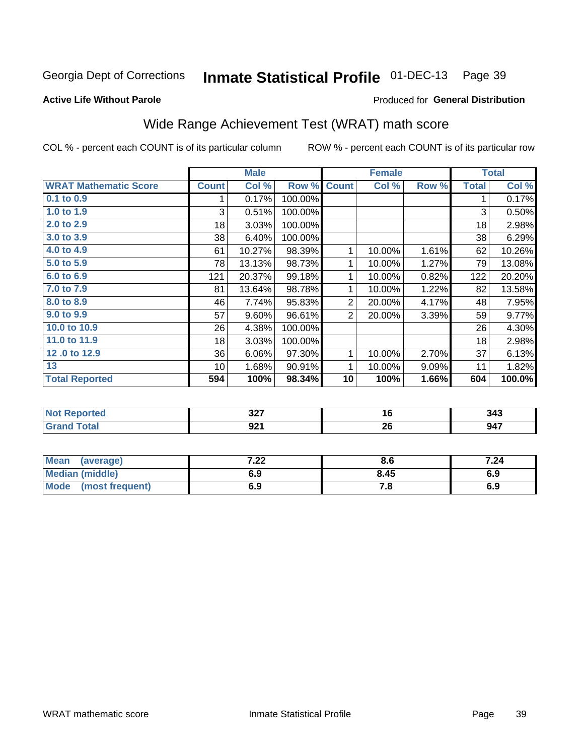Georgia Dept of Corrections **Inmate Statistical Profile** 01-DEC-13 Page 39

**Active Life Without Parole**

Produced for **General Distribution**

## Wide Range Achievement Test (WRAT) math score

COL % - percent each COUNT is of its particular column

ROW % - percent each COUNT is of its particular row

| | Male | | | Female | | | Total | |
|---|---|---|---|---|---|---|---|---|
| **WRAT Mathematic Score** | **Count** | **Col %** | **Row %** | **Count** | **Col %** | **Row %** | **Total** | **Col %** |
| **0.1 to 0.9** | 1 | 0.17% | 100.00% | | | | 1 | 0.17% |
| **1.0 to 1.9** | 3 | 0.51% | 100.00% | | | | 3 | 0.50% |
| **2.0 to 2.9** | 18 | 3.03% | 100.00% | | | | 18 | 2.98% |
| **3.0 to 3.9** | 38 | 6.40% | 100.00% | | | | 38 | 6.29% |
| **4.0 to 4.9** | 61 | 10.27% | 98.39% | 1 | 10.00% | 1.61% | 62 | 10.26% |
| **5.0 to 5.9** | 78 | 13.13% | 98.73% | 1 | 10.00% | 1.27% | 79 | 13.08% |
| **6.0 to 6.9** | 121 | 20.37% | 99.18% | 1 | 10.00% | 0.82% | 122 | 20.20% |
| **7.0 to 7.9** | 81 | 13.64% | 98.78% | 1 | 10.00% | 1.22% | 82 | 13.58% |
| **8.0 to 8.9** | 46 | 7.74% | 95.83% | 2 | 20.00% | 4.17% | 48 | 7.95% |
| **9.0 to 9.9** | 57 | 9.60% | 96.61% | 2 | 20.00% | 3.39% | 59 | 9.77% |
| **10.0 to 10.9** | 26 | 4.38% | 100.00% | | | | 26 | 4.30% |
| **11.0 to 11.9** | 18 | 3.03% | 100.00% | | | | 18 | 2.98% |
| **12 .0 to 12.9** | 36 | 6.06% | 97.30% | 1 | 10.00% | 2.70% | 37 | 6.13% |
| **13** | 10 | 1.68% | 90.91% | 1 | 10.00% | 9.09% | 11 | 1.82% |
| **Total Reported** | **594** | **100%** | **98.34%** | **10** | **100%** | **1.66%** | **604** | **100.0%** |

| | Male | Female | Total |
|---|---|---|---|
| **Not Reported** | **327** | **16** | **343** |
| **Grand Total** | **921** | **26** | **947** |

| | Male | Female | Total |
|---|---|---|---|
| **Mean (average)** | **7.22** | **8.6** | **7.24** |
| **Median (middle)** | **6.9** | **8.45** | **6.9** |
| **Mode (most frequent)** | **6.9** | **7.8** | **6.9** |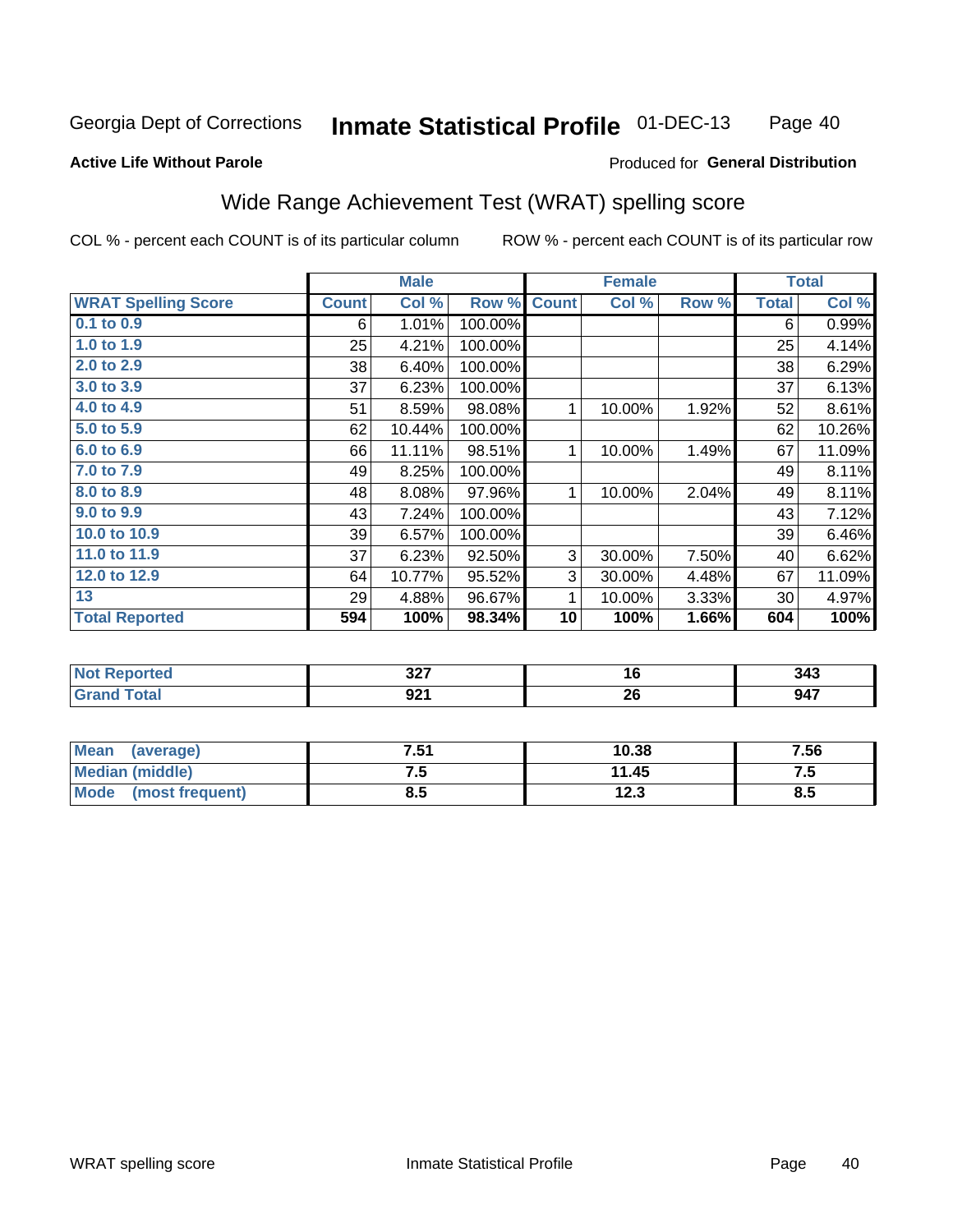Georgia Dept of Corrections **Inmate Statistical Profile** 01-DEC-13

**Active Life Without Parole**

Produced for **General Distribution**

## Wide Range Achievement Test (WRAT) spelling score

COL % - percent each COUNT is of its particular column     ROW % - percent each COUNT is of its particular row

| | Male | | | Female | | | Total | |
|---|---|---|---|---|---|---|---|---|
| **WRAT Spelling Score** | **Count** | **Col %** | **Row %** | **Count** | **Col %** | **Row %** | **Total** | **Col %** |
| 0.1 to 0.9 | 6 | 1.01% | 100.00% | | | | 6 | 0.99% |
| 1.0 to 1.9 | 25 | 4.21% | 100.00% | | | | 25 | 4.14% |
| 2.0 to 2.9 | 38 | 6.40% | 100.00% | | | | 38 | 6.29% |
| 3.0 to 3.9 | 37 | 6.23% | 100.00% | | | | 37 | 6.13% |
| 4.0 to 4.9 | 51 | 8.59% | 98.08% | 1 | 10.00% | 1.92% | 52 | 8.61% |
| 5.0 to 5.9 | 62 | 10.44% | 100.00% | | | | 62 | 10.26% |
| 6.0 to 6.9 | 66 | 11.11% | 98.51% | 1 | 10.00% | 1.49% | 67 | 11.09% |
| 7.0 to 7.9 | 49 | 8.25% | 100.00% | | | | 49 | 8.11% |
| 8.0 to 8.9 | 48 | 8.08% | 97.96% | 1 | 10.00% | 2.04% | 49 | 8.11% |
| 9.0 to 9.9 | 43 | 7.24% | 100.00% | | | | 43 | 7.12% |
| 10.0 to 10.9 | 39 | 6.57% | 100.00% | | | | 39 | 6.46% |
| 11.0 to 11.9 | 37 | 6.23% | 92.50% | 3 | 30.00% | 7.50% | 40 | 6.62% |
| 12.0 to 12.9 | 64 | 10.77% | 95.52% | 3 | 30.00% | 4.48% | 67 | 11.09% |
| 13 | 29 | 4.88% | 96.67% | 1 | 10.00% | 3.33% | 30 | 4.97% |
| **Total Reported** | **594** | **100%** | **98.34%** | **10** | **100%** | **1.66%** | **604** | **100%** |

| | Male | Female | Total |
|---|---|---|---|
| Not Reported | 327 | 16 | 343 |
| Grand Total | 921 | 26 | 947 |

| | Male | Female | Total |
|---|---|---|---|
| Mean (average) | 7.51 | 10.38 | 7.56 |
| Median (middle) | 7.5 | 11.45 | 7.5 |
| Mode (most frequent) | 8.5 | 12.3 | 8.5 |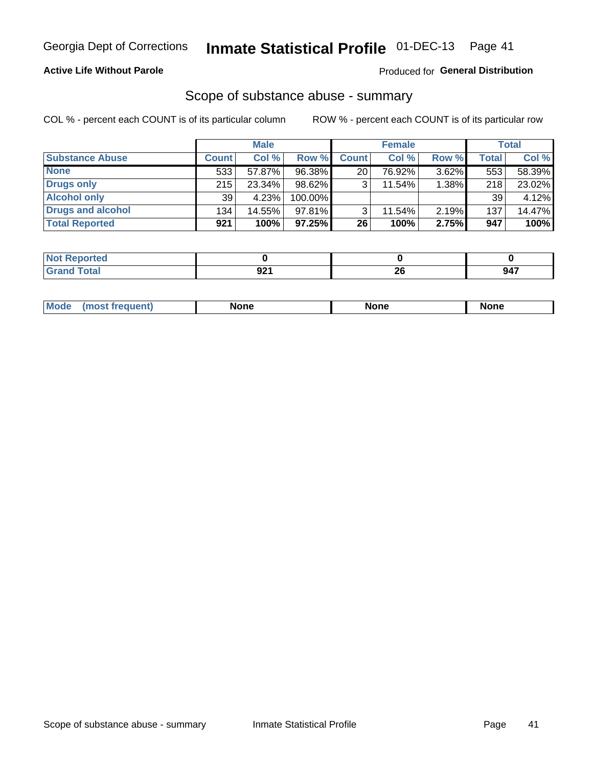Georgia Dept of Corrections **Inmate Statistical Profile** 01-DEC-13

**Active Life Without Parole**

Produced for **General Distribution**

## Scope of substance abuse - summary

COL % - percent each COUNT is of its particular column ROW % - percent each COUNT is of its particular row

| | Male | | | Female | | | Total | |
|---|---|---|---|---|---|---|---|---|
| **Substance Abuse** | **Count** | **Col %** | **Row %** | **Count** | **Col %** | **Row %** | **Total** | **Col %** |
| **None** | 533 | 57.87% | 96.38% | 20 | 76.92% | 3.62% | 553 | 58.39% |
| **Drugs only** | 215 | 23.34% | 98.62% | 3 | 11.54% | 1.38% | 218 | 23.02% |
| **Alcohol only** | 39 | 4.23% | 100.00% | | | | 39 | 4.12% |
| **Drugs and alcohol** | 134 | 14.55% | 97.81% | 3 | 11.54% | 2.19% | 137 | 14.47% |
| **Total Reported** | **921** | **100%** | **97.25%** | **26** | **100%** | **2.75%** | **947** | **100%** |

| | Male | Female | Total |
|---|---|---|---|
| **Not Reported** | **0** | **0** | **0** |
| **Grand Total** | **921** | **26** | **947** |

| | Male | Female | Total |
|---|---|---|---|
| **Mode (most frequent)** | **None** | **None** | **None** |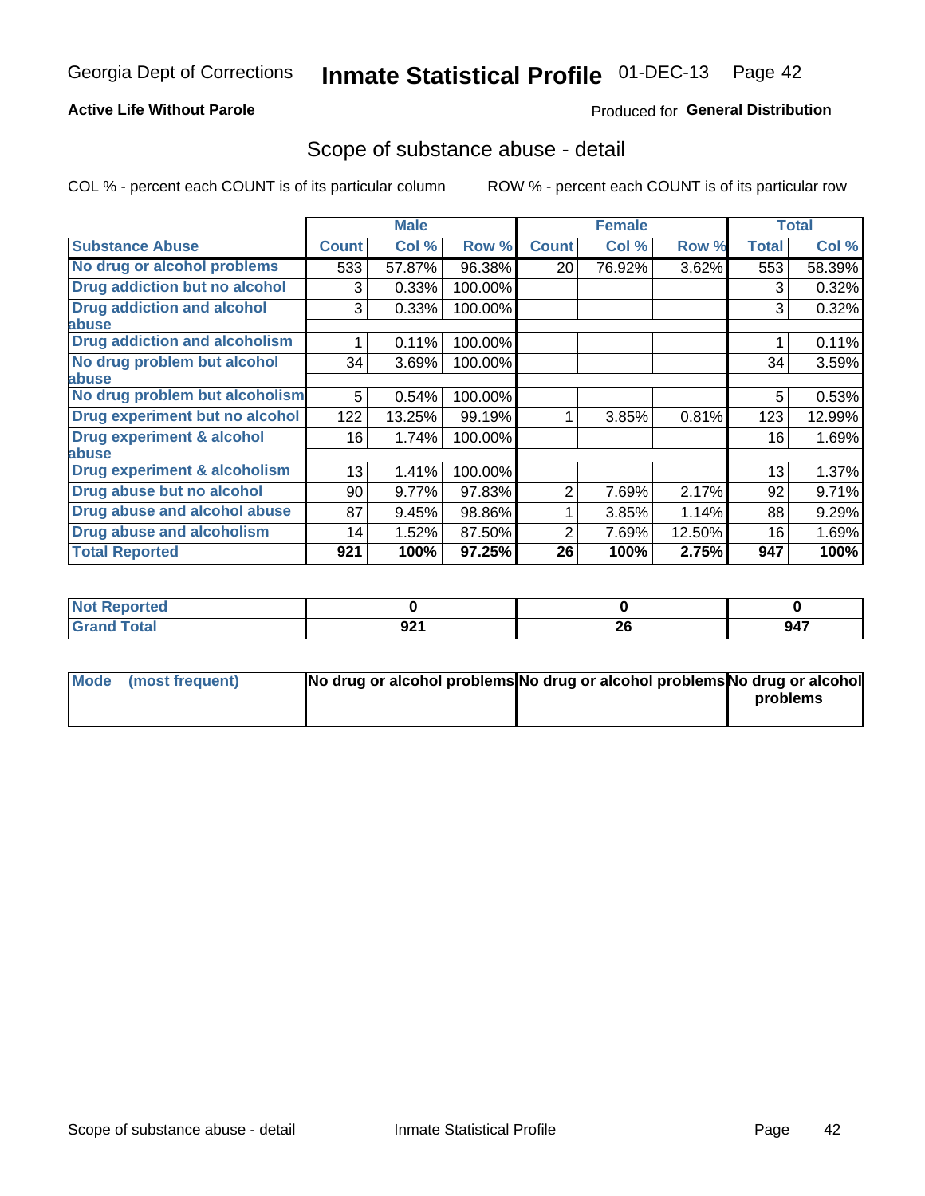Georgia Dept of Corrections **Inmate Statistical Profile** 01-DEC-13

**Active Life Without Parole**

Produced for **General Distribution**

## Scope of substance abuse - detail

COL % - percent each COUNT is of its particular column ROW % - percent each COUNT is of its particular row

| | Male | | | Female | | | Total | |
|---|---|---|---|---|---|---|---|---|
| **Substance Abuse** | **Count** | **Col %** | **Row %** | **Count** | **Col %** | **Row %** | **Total** | **Col %** |
| **No drug or alcohol problems** | 533 | 57.87% | 96.38% | 20 | 76.92% | 3.62% | 553 | 58.39% |
| **Drug addiction but no alcohol** | 3 | 0.33% | 100.00% | | | | 3 | 0.32% |
| **Drug addiction and alcohol abuse** | 3 | 0.33% | 100.00% | | | | 3 | 0.32% |
| **Drug addiction and alcoholism** | 1 | 0.11% | 100.00% | | | | 1 | 0.11% |
| **No drug problem but alcohol abuse** | 34 | 3.69% | 100.00% | | | | 34 | 3.59% |
| **No drug problem but alcoholism** | 5 | 0.54% | 100.00% | | | | 5 | 0.53% |
| **Drug experiment but no alcohol** | 122 | 13.25% | 99.19% | 1 | 3.85% | 0.81% | 123 | 12.99% |
| **Drug experiment & alcohol abuse** | 16 | 1.74% | 100.00% | | | | 16 | 1.69% |
| **Drug experiment & alcoholism** | 13 | 1.41% | 100.00% | | | | 13 | 1.37% |
| **Drug abuse but no alcohol** | 90 | 9.77% | 97.83% | 2 | 7.69% | 2.17% | 92 | 9.71% |
| **Drug abuse and alcohol abuse** | 87 | 9.45% | 98.86% | 1 | 3.85% | 1.14% | 88 | 9.29% |
| **Drug abuse and alcoholism** | 14 | 1.52% | 87.50% | 2 | 7.69% | 12.50% | 16 | 1.69% |
| **Total Reported** | **921** | **100%** | **97.25%** | **26** | **100%** | **2.75%** | **947** | **100%** |

| | Male | Female | Total |
|---|---|---|---|
| **Not Reported** | **0** | **0** | **0** |
| **Grand Total** | **921** | **26** | **947** |

| | Male | Female | Total |
|---|---|---|---|
| **Mode (most frequent)** | **No drug or alcohol problems** | **No drug or alcohol problems** | **No drug or alcohol problems** |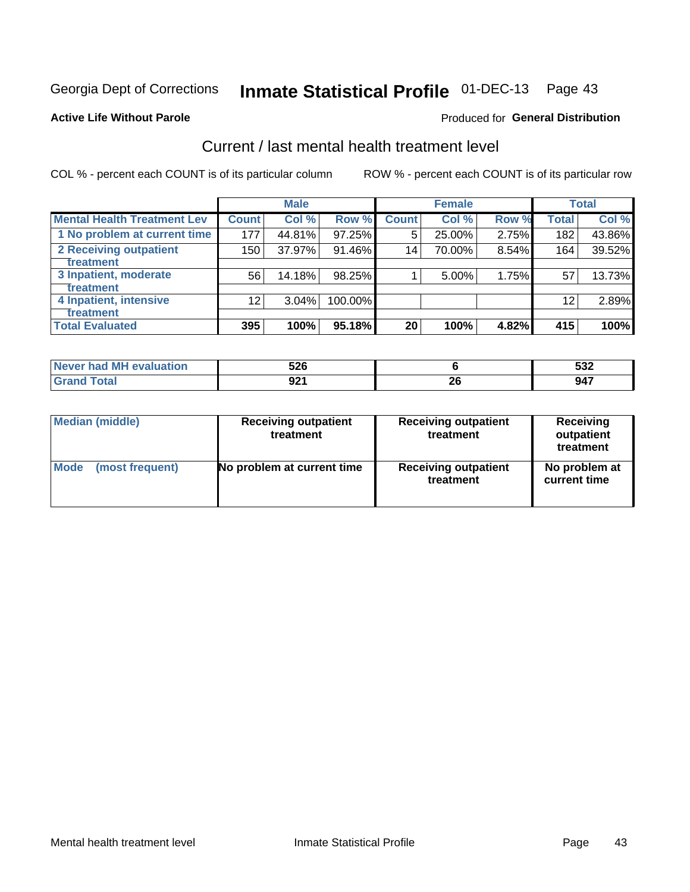Georgia Dept of Corrections **Inmate Statistical Profile** 01-DEC-13

**Active Life Without Parole**

Produced for **General Distribution**

## Current / last mental health treatment level

COL % - percent each COUNT is of its particular column

ROW % - percent each COUNT is of its particular row

| | Male | | | Female | | | Total | |
|---|---|---|---|---|---|---|---|---|
| **Mental Health Treatment Lev** | **Count** | **Col %** | **Row %** | **Count** | **Col %** | **Row %** | **Total** | **Col %** |
| 1 No problem at current time | 177 | 44.81% | 97.25% | 5 | 25.00% | 2.75% | 182 | 43.86% |
| 2 Receiving outpatient treatment | 150 | 37.97% | 91.46% | 14 | 70.00% | 8.54% | 164 | 39.52% |
| 3 Inpatient, moderate treatment | 56 | 14.18% | 98.25% | 1 | 5.00% | 1.75% | 57 | 13.73% |
| 4 Inpatient, intensive treatment | 12 | 3.04% | 100.00% | | | | 12 | 2.89% |
| **Total Evaluated** | **395** | **100%** | **95.18%** | **20** | **100%** | **4.82%** | **415** | **100%** |

| | Male | Female | Total |
|---|---|---|---|
| Never had MH evaluation | 526 | 6 | 532 |
| Grand Total | 921 | 26 | 947 |

| | Male | Female | Total |
|---|---|---|---|
| Median (middle) | Receiving outpatient treatment | Receiving outpatient treatment | Receiving outpatient treatment |
| Mode (most frequent) | No problem at current time | Receiving outpatient treatment | No problem at current time |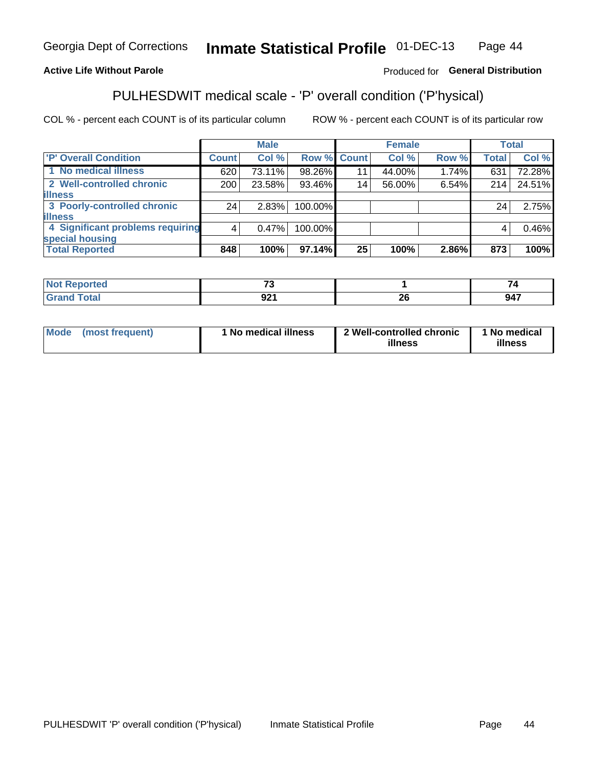Georgia Dept of Corrections **Inmate Statistical Profile** 01-DEC-13

**Active Life Without Parole**

Produced for **General Distribution**

## PULHESDWIT medical scale - 'P' overall condition ('P'hysical)

COL % - percent each COUNT is of its particular column

ROW % - percent each COUNT is of its particular row

| | Male | | | Female | | | Total | |
|---|---|---|---|---|---|---|---|---|
| 'P' Overall Condition | Count | Col % | Row % | Count | Col % | Row % | Total | Col % |
| 1 No medical illness | 620 | 73.11% | 98.26% | 11 | 44.00% | 1.74% | 631 | 72.28% |
| 2 Well-controlled chronic illness | 200 | 23.58% | 93.46% | 14 | 56.00% | 6.54% | 214 | 24.51% |
| 3 Poorly-controlled chronic illness | 24 | 2.83% | 100.00% | | | | 24 | 2.75% |
| 4 Significant problems requiring special housing | 4 | 0.47% | 100.00% | | | | 4 | 0.46% |
| **Total Reported** | **848** | **100%** | **97.14%** | **25** | **100%** | **2.86%** | **873** | **100%** |

| | Male | Female | Total |
|---|---|---|---|
| Not Reported | 73 | 1 | 74 |
| Grand Total | 921 | 26 | 947 |

| | Male | Female | Total |
|---|---|---|---|
| Mode (most frequent) | 1 No medical illness | 2 Well-controlled chronic illness | 1 No medical illness |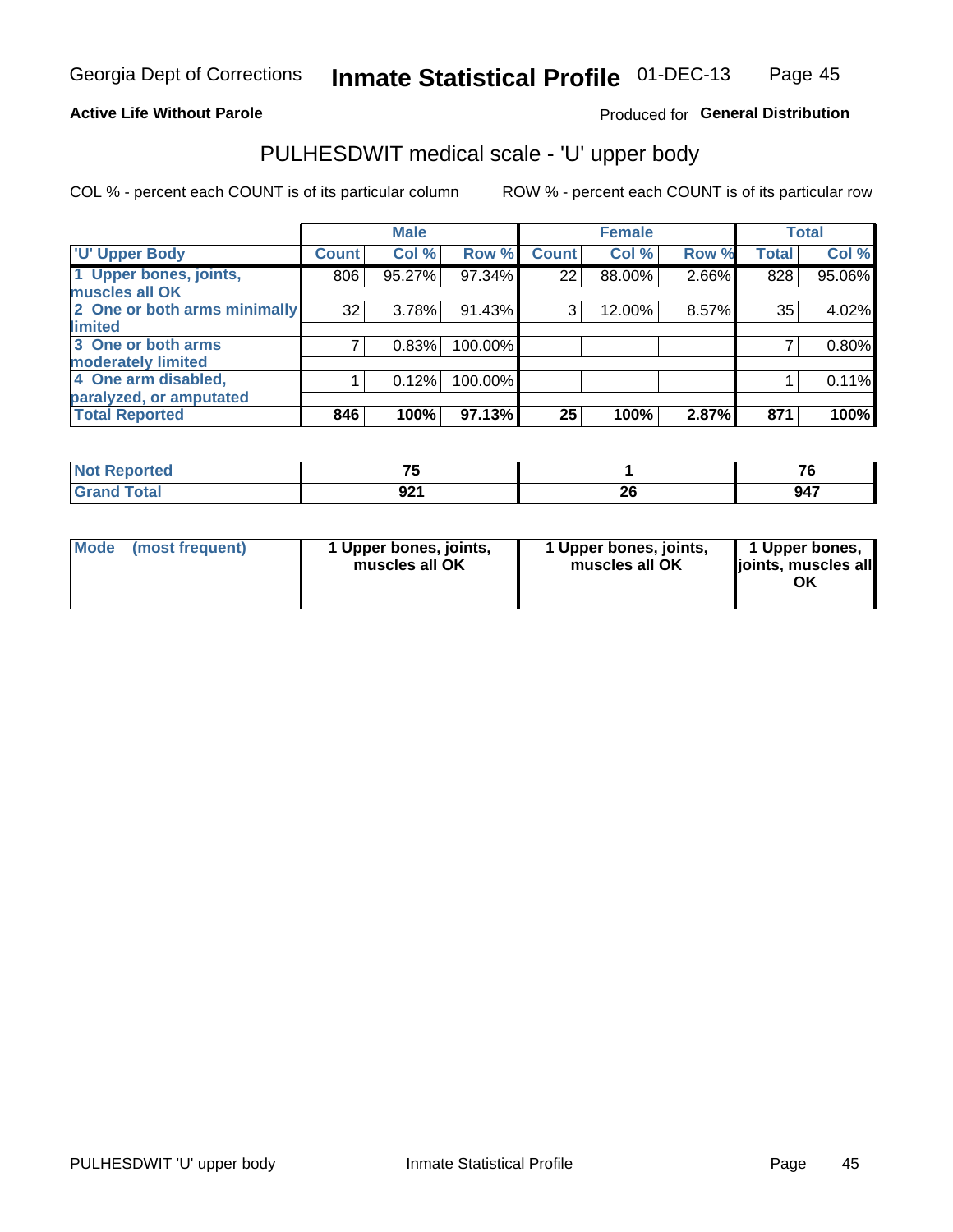Georgia Dept of Corrections **Inmate Statistical Profile** 01-DEC-13

**Active Life Without Parole**

Produced for **General Distribution**

## PULHESDWIT medical scale - 'U' upper body

COL % - percent each COUNT is of its particular column

ROW % - percent each COUNT is of its particular row

| | Male | | | Female | | | Total | |
|---|---|---|---|---|---|---|---|---|
| 'U' Upper Body | Count | Col % | Row % | Count | Col % | Row % | Total | Col % |
| 1 Upper bones, joints, muscles all OK | 806 | 95.27% | 97.34% | 22 | 88.00% | 2.66% | 828 | 95.06% |
| 2 One or both arms minimally limited | 32 | 3.78% | 91.43% | 3 | 12.00% | 8.57% | 35 | 4.02% |
| 3 One or both arms moderately limited | 7 | 0.83% | 100.00% | | | | 7 | 0.80% |
| 4 One arm disabled, paralyzed, or amputated | 1 | 0.12% | 100.00% | | | | 1 | 0.11% |
| **Total Reported** | **846** | **100%** | **97.13%** | **25** | **100%** | **2.87%** | **871** | **100%** |

| | Male | Female | Total |
|---|---|---|---|
| Not Reported | 75 | 1 | 76 |
| Grand Total | 921 | 26 | 947 |

| | Male | Female | Total |
|---|---|---|---|
| Mode (most frequent) | 1 Upper bones, joints, muscles all OK | 1 Upper bones, joints, muscles all OK | 1 Upper bones, joints, muscles all OK |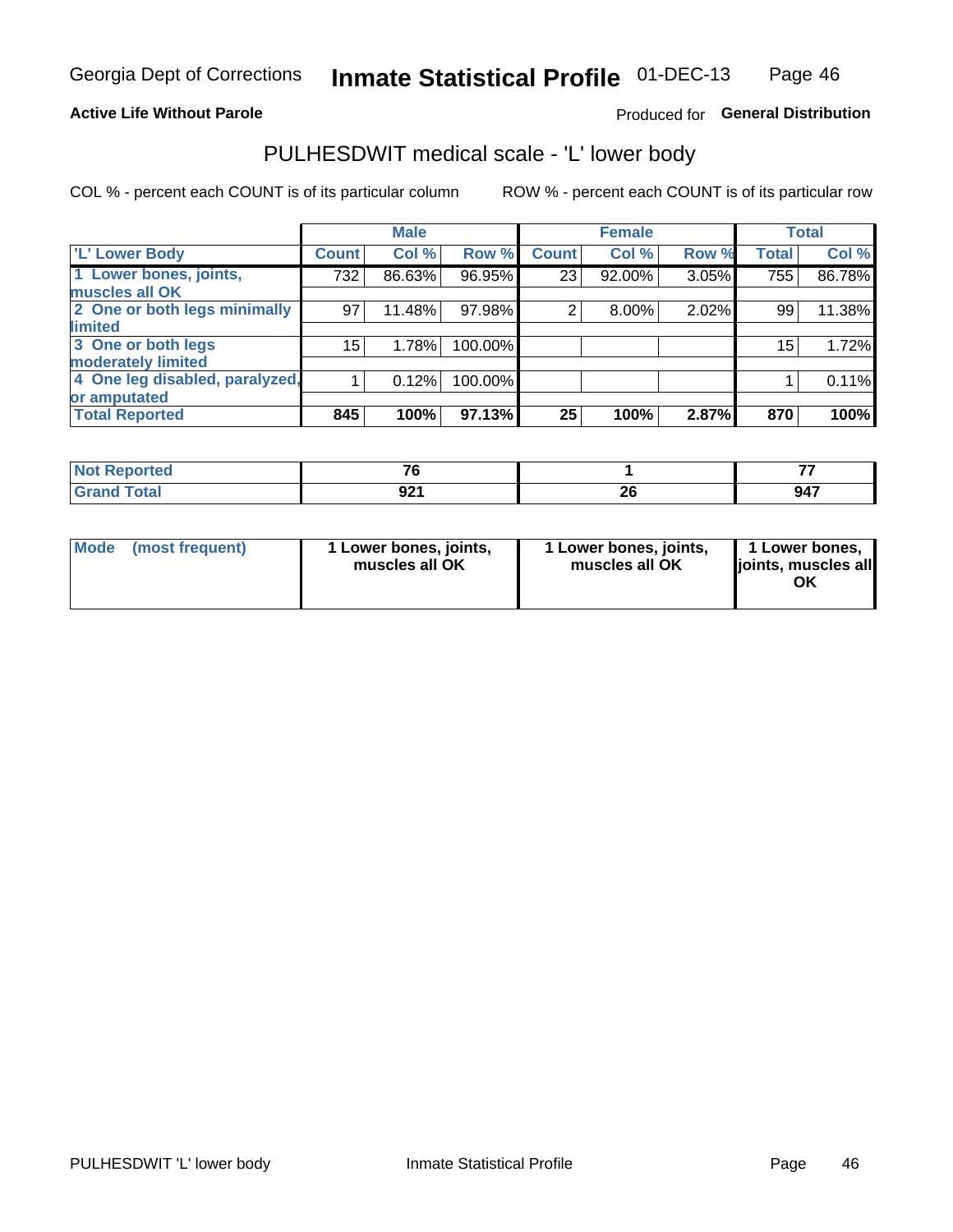Georgia Dept of Corrections **Inmate Statistical Profile** 01-DEC-13

**Active Life Without Parole**

Produced for **General Distribution**

## PULHESDWIT medical scale - 'L' lower body

COL % - percent each COUNT is of its particular column

ROW % - percent each COUNT is of its particular row

| | Male | | | Female | | | Total | |
|---|---|---|---|---|---|---|---|---|
| 'L' Lower Body | Count | Col % | Row % | Count | Col % | Row % | Total | Col % |
| 1 Lower bones, joints, muscles all OK | 732 | 86.63% | 96.95% | 23 | 92.00% | 3.05% | 755 | 86.78% |
| 2 One or both legs minimally limited | 97 | 11.48% | 97.98% | 2 | 8.00% | 2.02% | 99 | 11.38% |
| 3 One or both legs moderately limited | 15 | 1.78% | 100.00% | | | | 15 | 1.72% |
| 4 One leg disabled, paralyzed, or amputated | 1 | 0.12% | 100.00% | | | | 1 | 0.11% |
| **Total Reported** | **845** | **100%** | **97.13%** | **25** | **100%** | **2.87%** | **870** | **100%** |

| | Male | Female | Total |
|---|---|---|---|
| Not Reported | 76 | 1 | 77 |
| Grand Total | 921 | 26 | 947 |

| | Male | Female | Total |
|---|---|---|---|
| Mode (most frequent) | 1 Lower bones, joints, muscles all OK | 1 Lower bones, joints, muscles all OK | 1 Lower bones, joints, muscles all OK |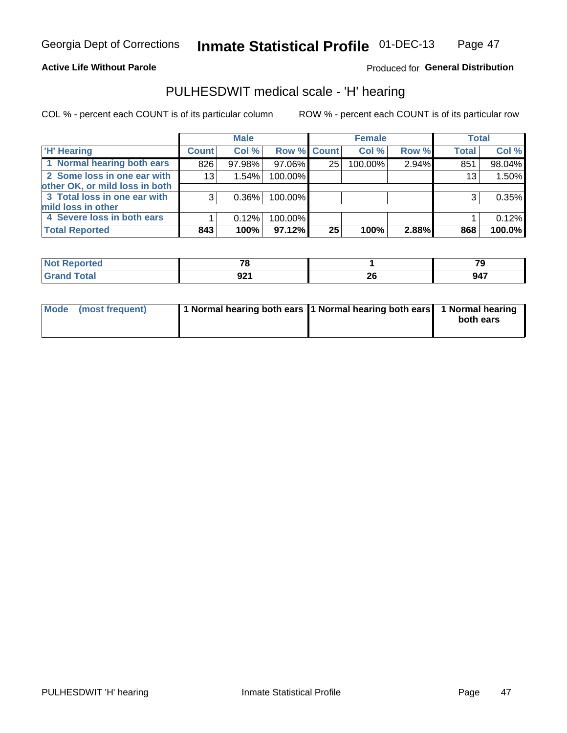Georgia Dept of Corrections **Inmate Statistical Profile** 01-DEC-13

**Active Life Without Parole**

Produced for **General Distribution**

## PULHESDWIT medical scale - 'H' hearing

COL % - percent each COUNT is of its particular column

ROW % - percent each COUNT is of its particular row

| | Male | | | Female | | | Total | |
|---|---|---|---|---|---|---|---|---|
| 'H' Hearing | Count | Col % | Row % | Count | Col % | Row % | Total | Col % |
| 1 Normal hearing both ears | 826 | 97.98% | 97.06% | 25 | 100.00% | 2.94% | 851 | 98.04% |
| 2 Some loss in one ear with other OK, or mild loss in both | 13 | 1.54% | 100.00% | | | | 13 | 1.50% |
| 3 Total loss in one ear with mild loss in other | 3 | 0.36% | 100.00% | | | | 3 | 0.35% |
| 4 Severe loss in both ears | 1 | 0.12% | 100.00% | | | | 1 | 0.12% |
| **Total Reported** | **843** | **100%** | **97.12%** | **25** | **100%** | **2.88%** | **868** | **100.0%** |

| | Male | Female | Total |
|---|---|---|---|
| Not Reported | 78 | 1 | 79 |
| Grand Total | 921 | 26 | 947 |

| | Male | Female | Total |
|---|---|---|---|
| Mode (most frequent) | 1 Normal hearing both ears | 1 Normal hearing both ears | 1 Normal hearing both ears |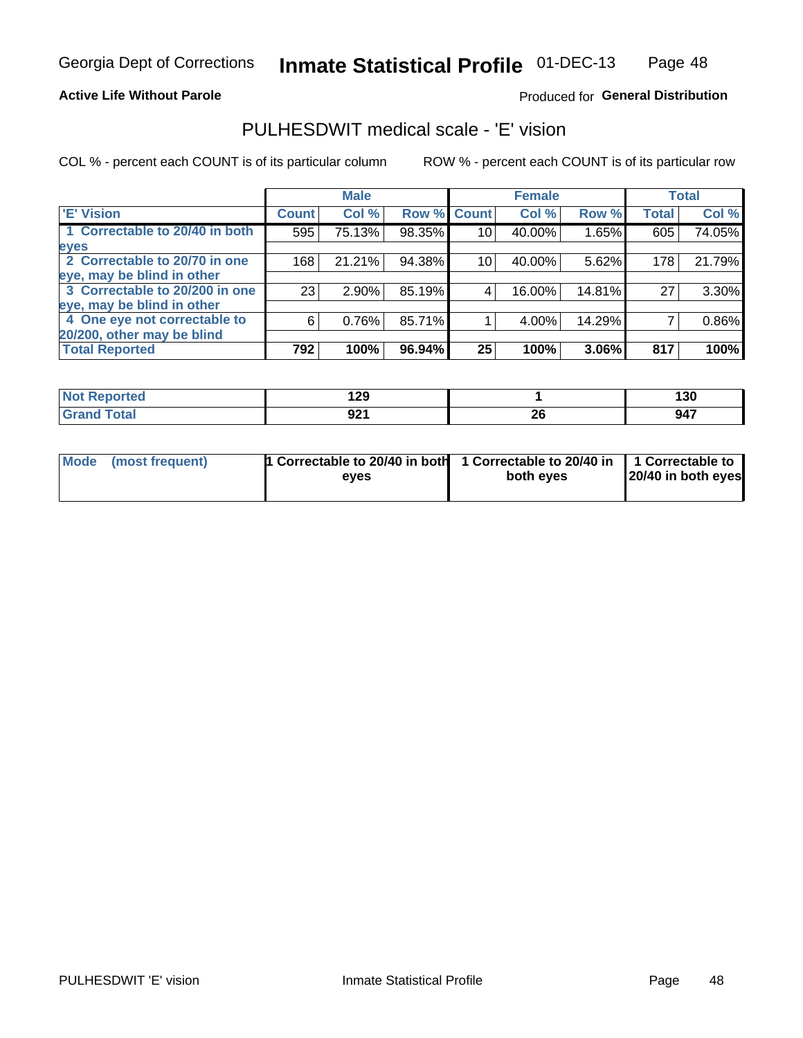Georgia Dept of Corrections **Inmate Statistical Profile** 01-DEC-13

**Active Life Without Parole**

Produced for **General Distribution**

## PULHESDWIT medical scale - 'E' vision

COL % - percent each COUNT is of its particular column

ROW % - percent each COUNT is of its particular row

| | Male | | | Female | | | Total | |
|---|---|---|---|---|---|---|---|---|
| 'E' Vision | Count | Col % | Row % | Count | Col % | Row % | Total | Col % |
| 1 Correctable to 20/40 in both eyes | 595 | 75.13% | 98.35% | 10 | 40.00% | 1.65% | 605 | 74.05% |
| 2 Correctable to 20/70 in one eye, may be blind in other | 168 | 21.21% | 94.38% | 10 | 40.00% | 5.62% | 178 | 21.79% |
| 3 Correctable to 20/200 in one eye, may be blind in other | 23 | 2.90% | 85.19% | 4 | 16.00% | 14.81% | 27 | 3.30% |
| 4 One eye not correctable to 20/200, other may be blind | 6 | 0.76% | 85.71% | 1 | 4.00% | 14.29% | 7 | 0.86% |
| **Total Reported** | **792** | **100%** | **96.94%** | **25** | **100%** | **3.06%** | **817** | **100%** |

| | Male | Female | Total |
|---|---|---|---|
| Not Reported | 129 | 1 | 130 |
| Grand Total | 921 | 26 | 947 |

| | Male | Female | Total |
|---|---|---|---|
| Mode (most frequent) | 1 Correctable to 20/40 in both eyes | 1 Correctable to 20/40 in both eyes | 1 Correctable to 20/40 in both eyes |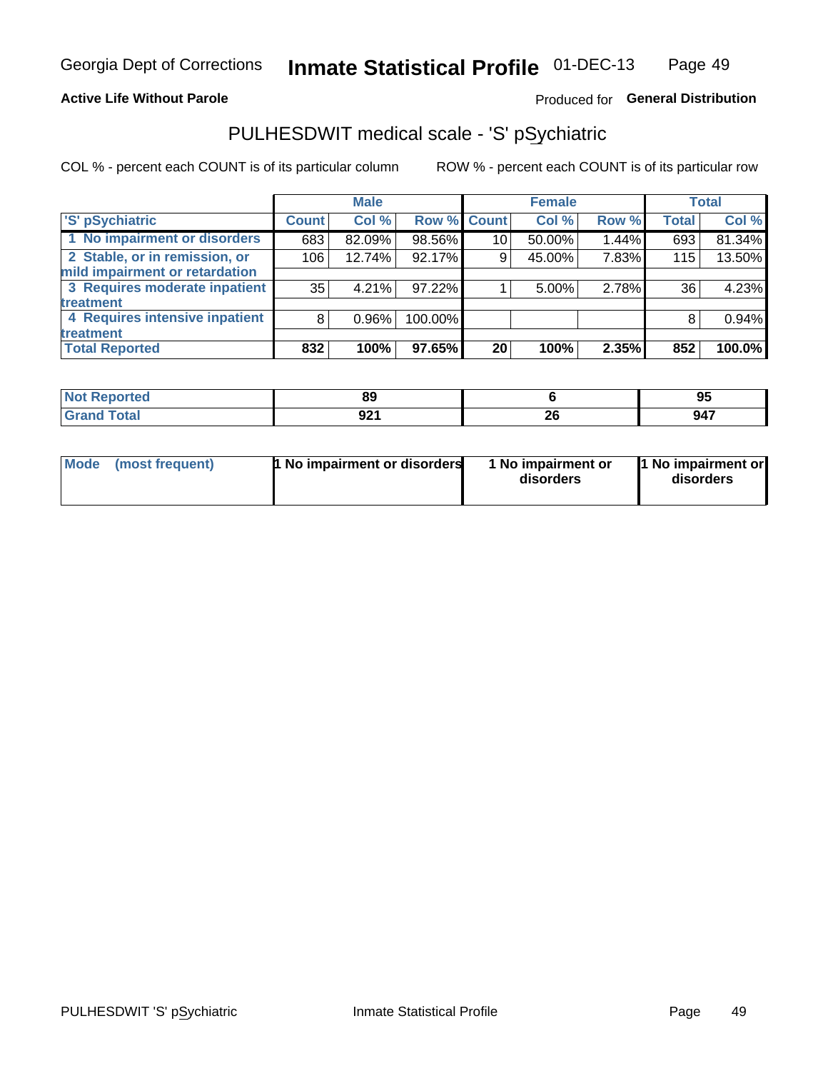Georgia Dept of Corrections **Inmate Statistical Profile** 01-DEC-13

**Active Life Without Parole**

Produced for **General Distribution**

## PULHESDWIT medical scale - 'S' pSychiatric

COL % - percent each COUNT is of its particular column    ROW % - percent each COUNT is of its particular row

| | Male | | | Female | | | Total | |
|---|---|---|---|---|---|---|---|---|
| 'S' pSychiatric | Count | Col % | Row % | Count | Col % | Row % | Total | Col % |
| 1 No impairment or disorders | 683 | 82.09% | 98.56% | 10 | 50.00% | 1.44% | 693 | 81.34% |
| 2 Stable, or in remission, or mild impairment or retardation | 106 | 12.74% | 92.17% | 9 | 45.00% | 7.83% | 115 | 13.50% |
| 3 Requires moderate inpatient treatment | 35 | 4.21% | 97.22% | 1 | 5.00% | 2.78% | 36 | 4.23% |
| 4 Requires intensive inpatient treatment | 8 | 0.96% | 100.00% | | | | 8 | 0.94% |
| **Total Reported** | **832** | **100%** | **97.65%** | **20** | **100%** | **2.35%** | **852** | **100.0%** |

| | Male | Female | Total |
|---|---|---|---|
| Not Reported | 89 | 6 | 95 |
| Grand Total | 921 | 26 | 947 |

| | Male | Female | Total |
|---|---|---|---|
| Mode (most frequent) | 1 No impairment or disorders | 1 No impairment or disorders | 1 No impairment or disorders |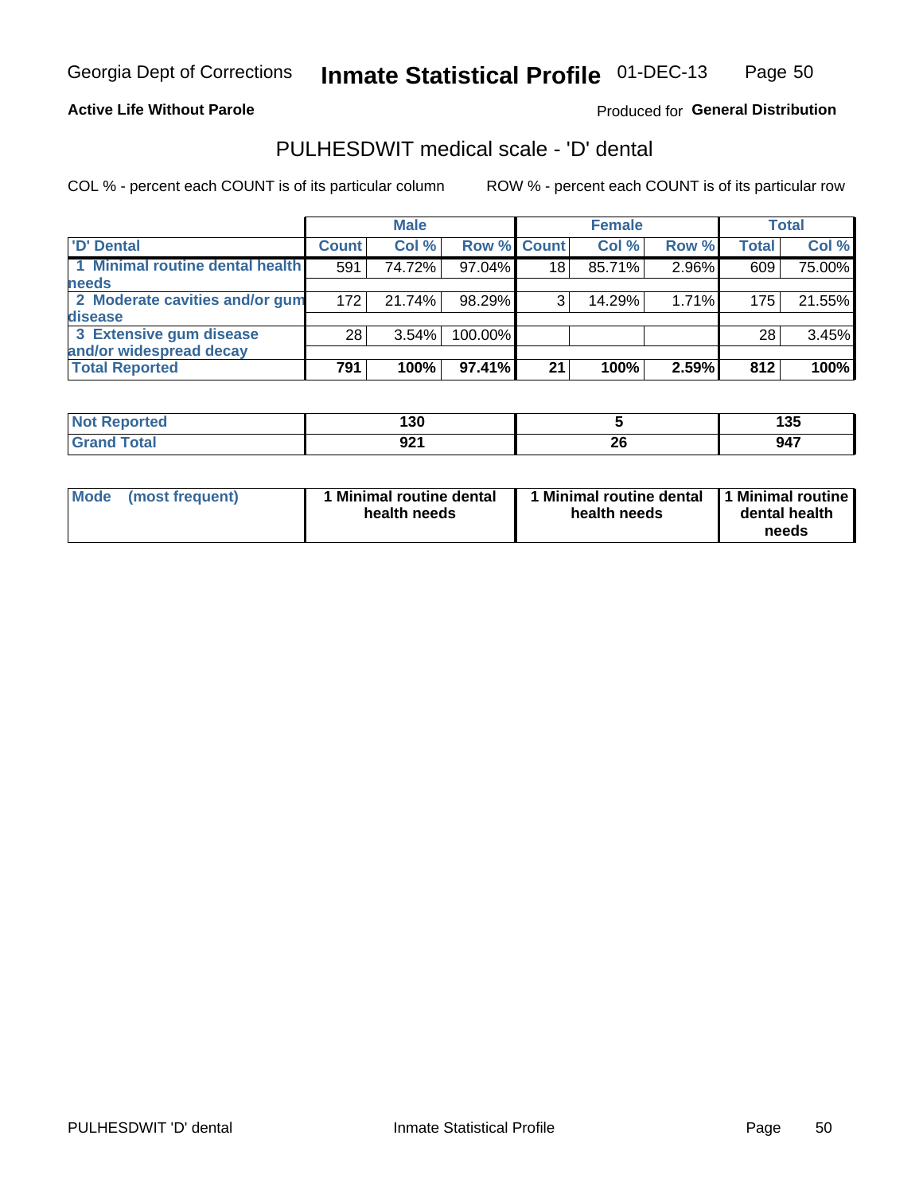Georgia Dept of Corrections **Inmate Statistical Profile** 01-DEC-13

**Active Life Without Parole**

Produced for **General Distribution**

## PULHESDWIT medical scale - 'D' dental

COL % - percent each COUNT is of its particular column    ROW % - percent each COUNT is of its particular row

| | Male | | | Female | | | Total | |
|---|---|---|---|---|---|---|---|---|
| 'D' Dental | Count | Col % | Row % | Count | Col % | Row % | Total | Col % |
| 1 Minimal routine dental health needs | 591 | 74.72% | 97.04% | 18 | 85.71% | 2.96% | 609 | 75.00% |
| 2 Moderate cavities and/or gum disease | 172 | 21.74% | 98.29% | 3 | 14.29% | 1.71% | 175 | 21.55% |
| 3 Extensive gum disease and/or widespread decay | 28 | 3.54% | 100.00% | | | | 28 | 3.45% |
| **Total Reported** | **791** | **100%** | **97.41%** | **21** | **100%** | **2.59%** | **812** | **100%** |

| | Male | Female | Total |
|---|---|---|---|
| Not Reported | 130 | 5 | 135 |
| Grand Total | 921 | 26 | 947 |

| | Male | Female | Total |
|---|---|---|---|
| Mode (most frequent) | 1 Minimal routine dental health needs | 1 Minimal routine dental health needs | 1 Minimal routine dental health needs |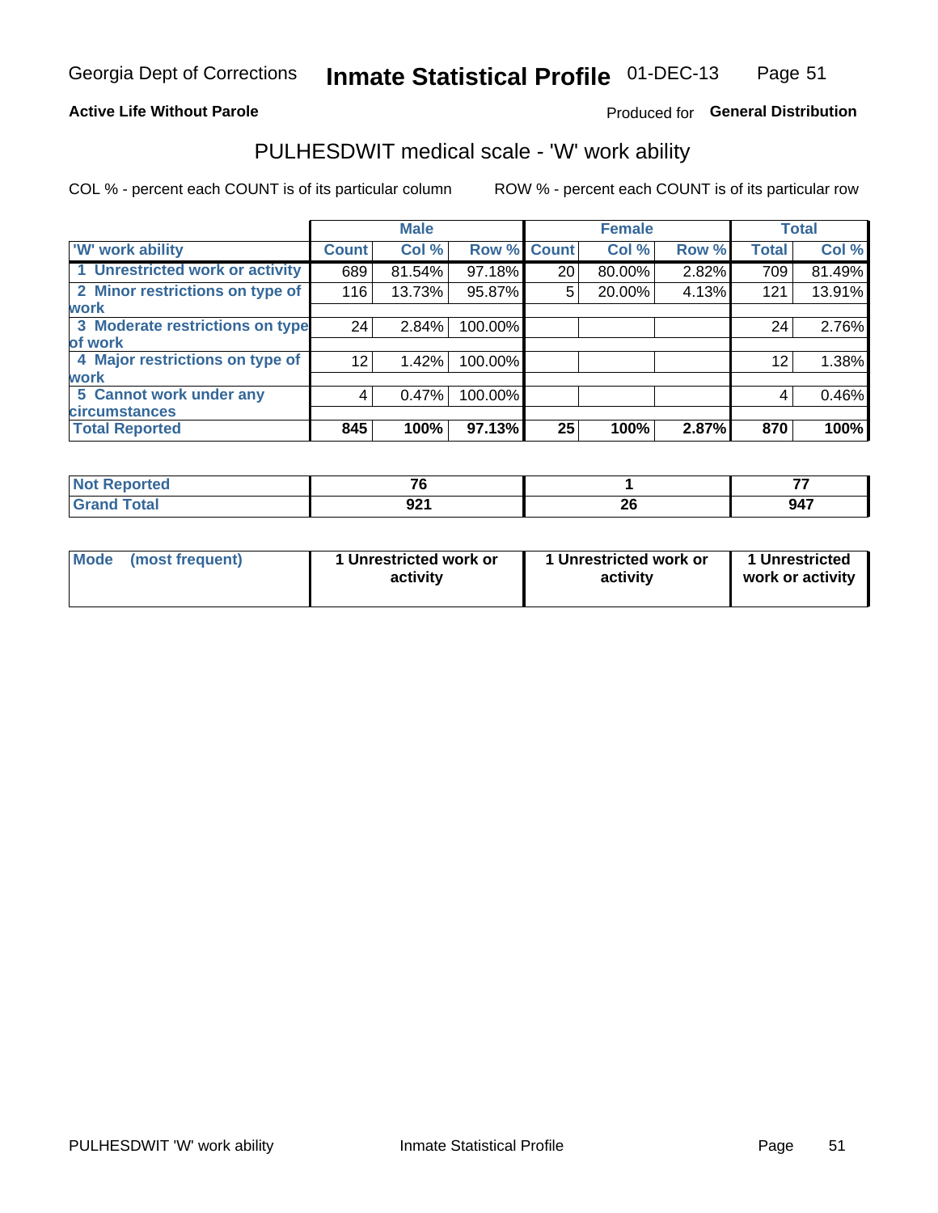Georgia Dept of Corrections **Inmate Statistical Profile** 01-DEC-13

**Active Life Without Parole**

Produced for **General Distribution**

## PULHESDWIT medical scale - 'W' work ability

COL % - percent each COUNT is of its particular column

ROW % - percent each COUNT is of its particular row

| | Male | | | Female | | | Total | |
|---|---|---|---|---|---|---|---|---|
| **'W' work ability** | **Count** | **Col %** | **Row %** | **Count** | **Col %** | **Row %** | **Total** | **Col %** |
| 1 Unrestricted work or activity | 689 | 81.54% | 97.18% | 20 | 80.00% | 2.82% | 709 | 81.49% |
| 2 Minor restrictions on type of work | 116 | 13.73% | 95.87% | 5 | 20.00% | 4.13% | 121 | 13.91% |
| 3 Moderate restrictions on type of work | 24 | 2.84% | 100.00% | | | | 24 | 2.76% |
| 4 Major restrictions on type of work | 12 | 1.42% | 100.00% | | | | 12 | 1.38% |
| 5 Cannot work under any circumstances | 4 | 0.47% | 100.00% | | | | 4 | 0.46% |
| **Total Reported** | **845** | **100%** | **97.13%** | **25** | **100%** | **2.87%** | **870** | **100%** |

| | Male | Female | Total |
|---|---|---|---|
| **Not Reported** | **76** | **1** | **77** |
| **Grand Total** | **921** | **26** | **947** |

| | Male | Female | Total |
|---|---|---|---|
| **Mode (most frequent)** | **1 Unrestricted work or activity** | **1 Unrestricted work or activity** | **1 Unrestricted work or activity** |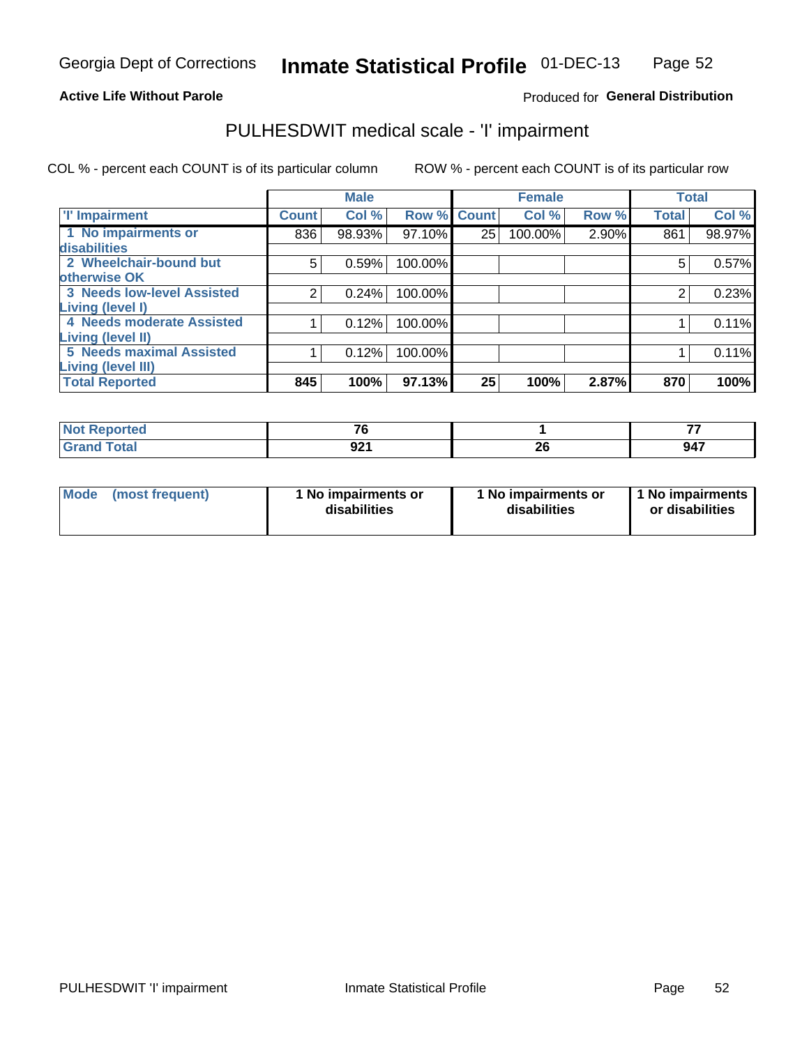Georgia Dept of Corrections **Inmate Statistical Profile** 01-DEC-13

**Active Life Without Parole**

Produced for **General Distribution**

## PULHESDWIT medical scale - 'I' impairment

COL % - percent each COUNT is of its particular column        ROW % - percent each COUNT is of its particular row

| | Male | | | Female | | | Total | |
|---|---|---|---|---|---|---|---|---|
| **'I' Impairment** | **Count** | **Col %** | **Row %** | **Count** | **Col %** | **Row %** | **Total** | **Col %** |
| 1 No impairments or disabilities | 836 | 98.93% | 97.10% | 25 | 100.00% | 2.90% | 861 | 98.97% |
| 2 Wheelchair-bound but otherwise OK | 5 | 0.59% | 100.00% | | | | 5 | 0.57% |
| 3 Needs low-level Assisted Living (level I) | 2 | 0.24% | 100.00% | | | | 2 | 0.23% |
| 4 Needs moderate Assisted Living (level II) | 1 | 0.12% | 100.00% | | | | 1 | 0.11% |
| 5 Needs maximal Assisted Living (level III) | 1 | 0.12% | 100.00% | | | | 1 | 0.11% |
| **Total Reported** | **845** | **100%** | **97.13%** | **25** | **100%** | **2.87%** | **870** | **100%** |

| | Male | Female | Total |
|---|---|---|---|
| **Not Reported** | **76** | **1** | **77** |
| **Grand Total** | **921** | **26** | **947** |

| | Male | Female | Total |
|---|---|---|---|
| **Mode (most frequent)** | **1 No impairments or disabilities** | **1 No impairments or disabilities** | **1 No impairments or disabilities** |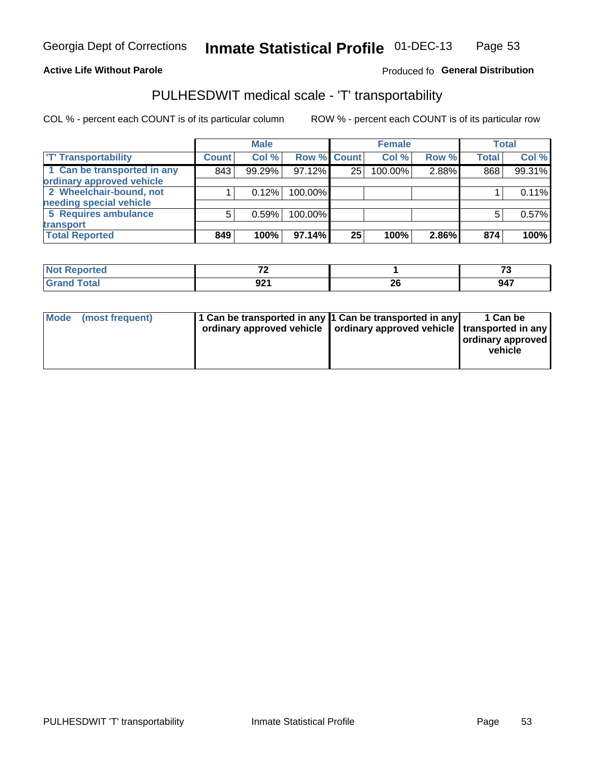Georgia Dept of Corrections **Inmate Statistical Profile** 01-DEC-13

**Active Life Without Parole**

Produced fo **General Distribution**

## PULHESDWIT medical scale - 'T' transportability

COL % - percent each COUNT is of its particular column

ROW % - percent each COUNT is of its particular row

| | Male | | | Female | | | Total | |
|---|---|---|---|---|---|---|---|---|
| 'T' Transportability | Count | Col % | Row % | Count | Col % | Row % | Total | Col % |
| 1 Can be transported in any ordinary approved vehicle | 843 | 99.29% | 97.12% | 25 | 100.00% | 2.88% | 868 | 99.31% |
| 2 Wheelchair-bound, not needing special vehicle | 1 | 0.12% | 100.00% | | | | 1 | 0.11% |
| 5 Requires ambulance transport | 5 | 0.59% | 100.00% | | | | 5 | 0.57% |
| **Total Reported** | **849** | **100%** | **97.14%** | **25** | **100%** | **2.86%** | **874** | **100%** |

| | Male | Female | Total |
|---|---|---|---|
| Not Reported | 72 | 1 | 73 |
| Grand Total | 921 | 26 | 947 |

| | Male | Female | Total |
|---|---|---|---|
| Mode (most frequent) | 1 Can be transported in any ordinary approved vehicle | 1 Can be transported in any ordinary approved vehicle | 1 Can be transported in any ordinary approved vehicle |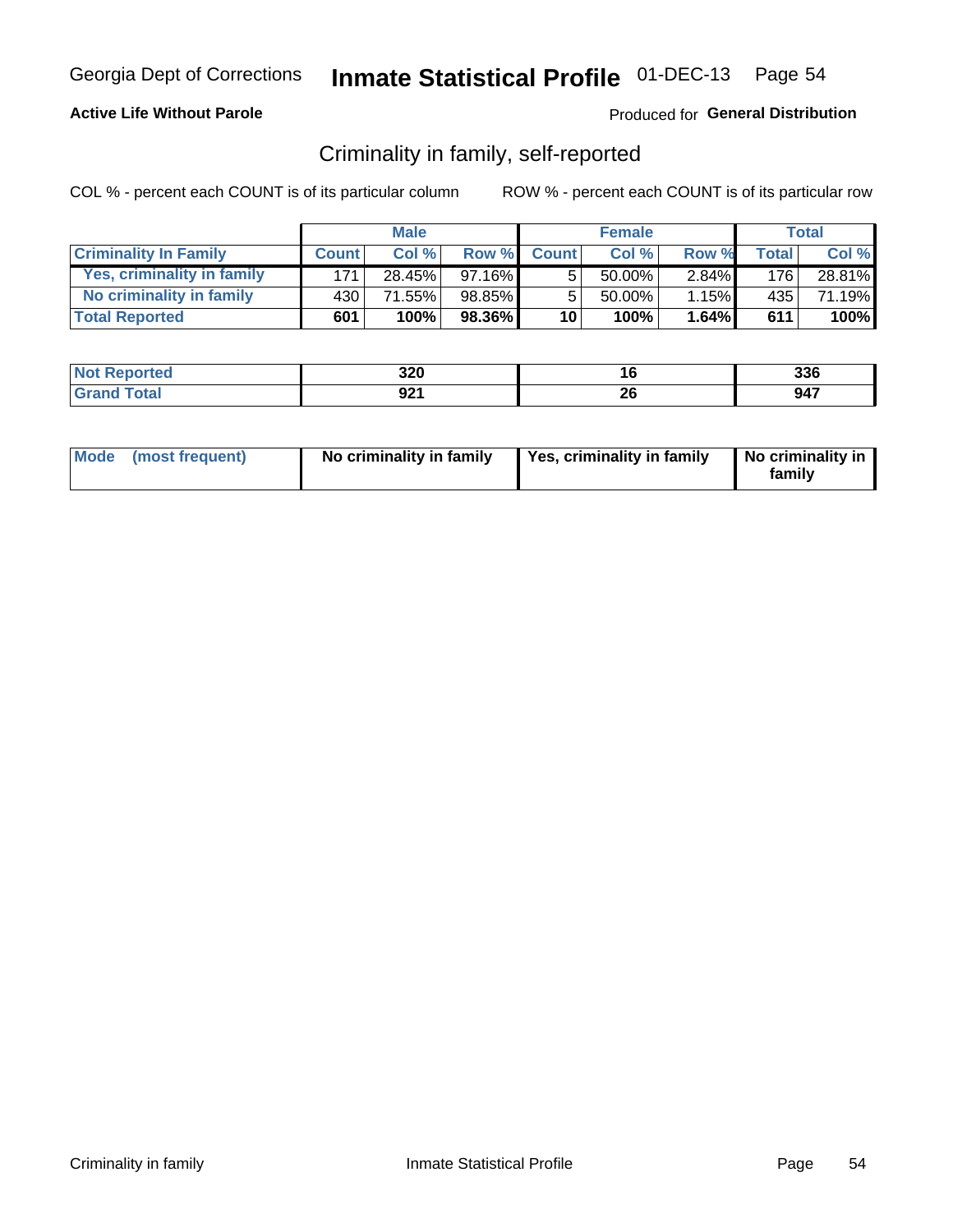Georgia Dept of Corrections **Inmate Statistical Profile** 01-DEC-13

**Active Life Without Parole**

Produced for **General Distribution**

## Criminality in family, self-reported

COL % - percent each COUNT is of its particular column ROW % - percent each COUNT is of its particular row

| | Male | | | Female | | | Total | |
|---|---|---|---|---|---|---|---|---|
| **Criminality In Family** | **Count** | **Col %** | **Row %** | **Count** | **Col %** | **Row %** | **Total** | **Col %** |
| Yes, criminality in family | 171 | 28.45% | 97.16% | 5 | 50.00% | 2.84% | 176 | 28.81% |
| No criminality in family | 430 | 71.55% | 98.85% | 5 | 50.00% | 1.15% | 435 | 71.19% |
| **Total Reported** | **601** | **100%** | **98.36%** | **10** | **100%** | **1.64%** | **611** | **100%** |

| | Male | Female | Total |
|---|---|---|---|
| **Not Reported** | **320** | **16** | **336** |
| **Grand Total** | **921** | **26** | **947** |

| | Male | Female | Total |
|---|---|---|---|
| **Mode (most frequent)** | **No criminality in family** | **Yes, criminality in family** | **No criminality in family** |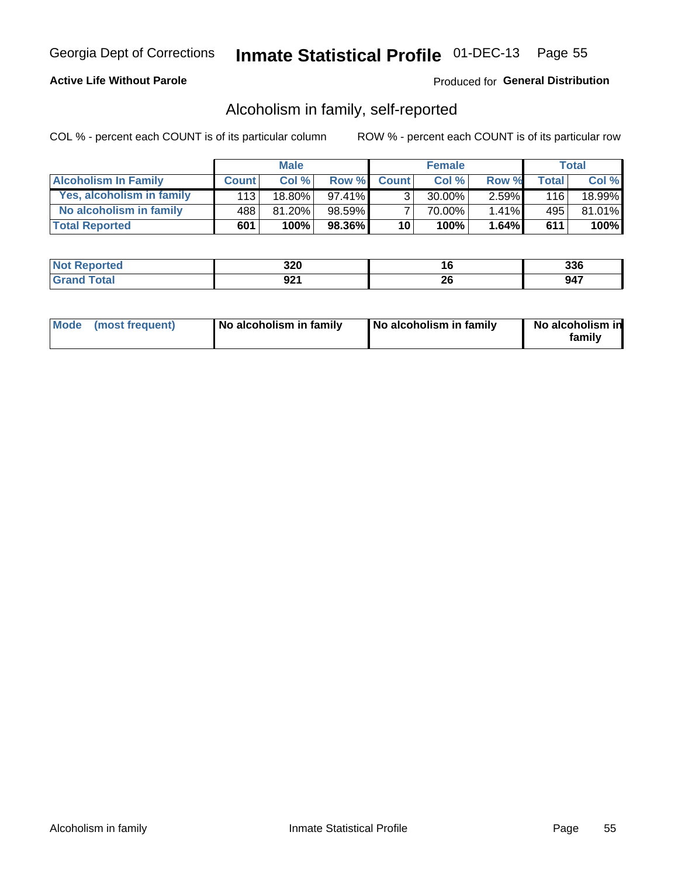Georgia Dept of Corrections **Inmate Statistical Profile** 01-DEC-13

**Active Life Without Parole**

Produced for **General Distribution**

## Alcoholism in family, self-reported

COL % - percent each COUNT is of its particular column

ROW % - percent each COUNT is of its particular row

| | Male | | | Female | | | Total | |
|---|---|---|---|---|---|---|---|---|
| **Alcoholism In Family** | **Count** | **Col %** | **Row %** | **Count** | **Col %** | **Row %** | **Total** | **Col %** |
| **Yes, alcoholism in family** | 113 | 18.80% | 97.41% | 3 | 30.00% | 2.59% | 116 | 18.99% |
| **No alcoholism in family** | 488 | 81.20% | 98.59% | 7 | 70.00% | 1.41% | 495 | 81.01% |
| **Total Reported** | **601** | **100%** | **98.36%** | **10** | **100%** | **1.64%** | **611** | **100%** |

| | Male | Female | Total |
|---|---|---|---|
| **Not Reported** | **320** | **16** | **336** |
| **Grand Total** | **921** | **26** | **947** |

| | Male | Female | Total |
|---|---|---|---|
| **Mode (most frequent)** | **No alcoholism in family** | **No alcoholism in family** | **No alcoholism in family** |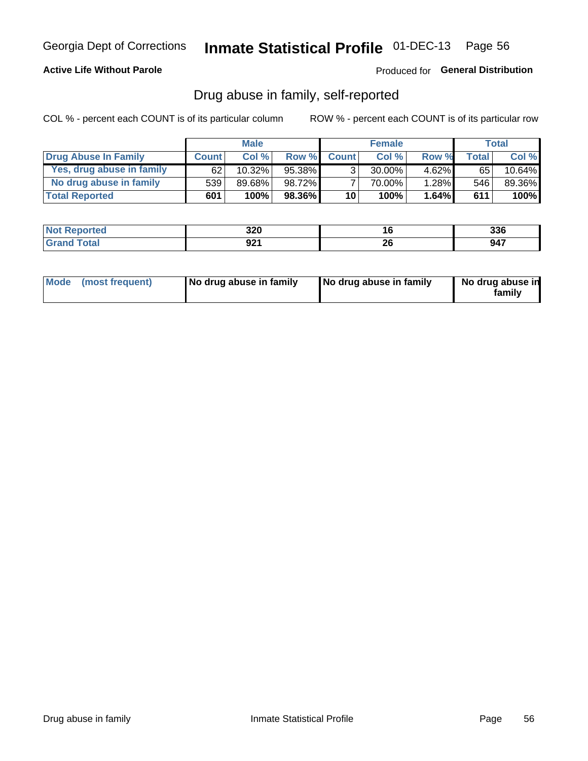Georgia Dept of Corrections **Inquate Statistical Profile** 01-DEC-13

**Active Life Without Parole**

Produced for **General Distribution**

## Drug abuse in family, self-reported

COL % - percent each COUNT is of its particular column ROW % - percent each COUNT is of its particular row

| | Male | | | Female | | | Total | |
|---|---|---|---|---|---|---|---|---|
| **Drug Abuse In Family** | **Count** | **Col %** | **Row %** | **Count** | **Col %** | **Row %** | **Total** | **Col %** |
| Yes, drug abuse in family | 62 | 10.32% | 95.38% | 3 | 30.00% | 4.62% | 65 | 10.64% |
| No drug abuse in family | 539 | 89.68% | 98.72% | 7 | 70.00% | 1.28% | 546 | 89.36% |
| **Total Reported** | **601** | **100%** | **98.36%** | **10** | **100%** | **1.64%** | **611** | **100%** |

| | Male | Female | Total |
|---|---|---|---|
| **Not Reported** | **320** | **16** | **336** |
| **Grand Total** | **921** | **26** | **947** |

| | Male | Female | Total |
|---|---|---|---|
| **Mode (most frequent)** | **No drug abuse in family** | **No drug abuse in family** | **No drug abuse in family** |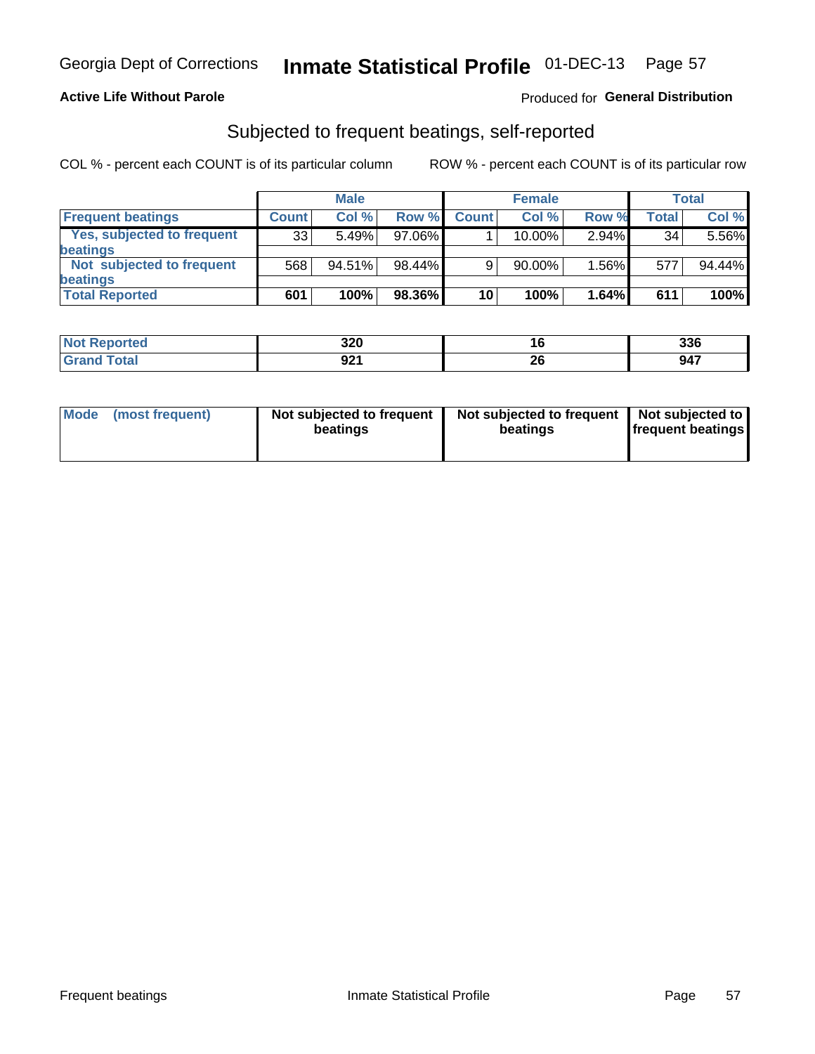Georgia Dept of Corrections **Inmate Statistical Profile** 01-DEC-13

**Active Life Without Parole** Produced for **General Distribution**

## Subjected to frequent beatings, self-reported

COL % - percent each COUNT is of its particular column ROW % - percent each COUNT is of its particular row

| | Male | | | Female | | | Total | |
|---|---|---|---|---|---|---|---|---|
| **Frequent beatings** | **Count** | **Col %** | **Row %** | **Count** | **Col %** | **Row %** | **Total** | **Col %** |
| Yes, subjected to frequent beatings | 33 | 5.49% | 97.06% | 1 | 10.00% | 2.94% | 34 | 5.56% |
| Not subjected to frequent beatings | 568 | 94.51% | 98.44% | 9 | 90.00% | 1.56% | 577 | 94.44% |
| **Total Reported** | **601** | **100%** | **98.36%** | **10** | **100%** | **1.64%** | **611** | **100%** |

| | Male | Female | Total |
|---|---|---|---|
| **Not Reported** | **320** | **16** | **336** |
| **Grand Total** | **921** | **26** | **947** |

| | Male | Female | Total |
|---|---|---|---|
| **Mode (most frequent)** | **Not subjected to frequent beatings** | **Not subjected to frequent beatings** | **Not subjected to frequent beatings** |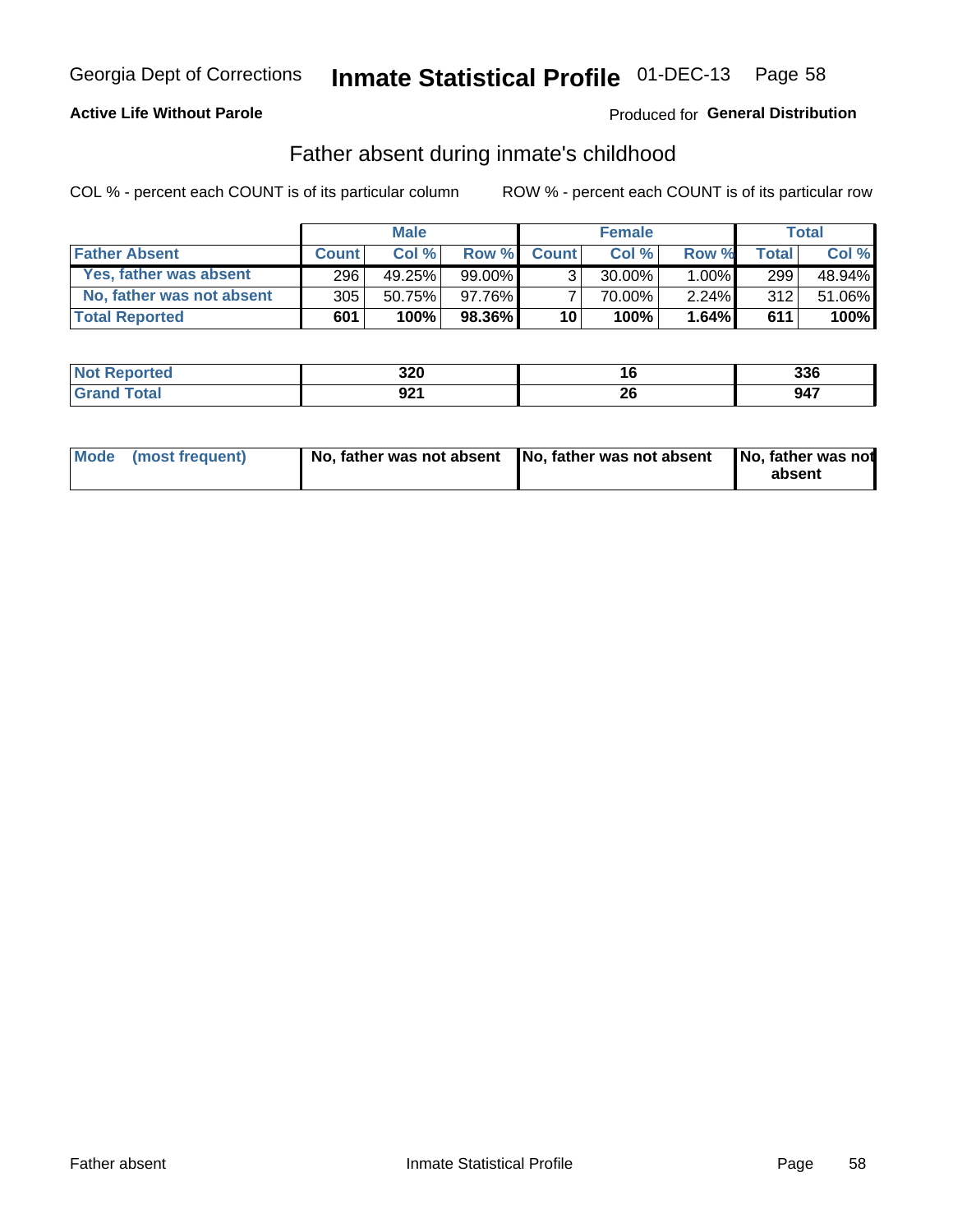Georgia Dept of Corrections **Inmate Statistical Profile** 01-DEC-13

**Active Life Without Parole**

Produced for **General Distribution**

## Father absent during inmate's childhood

COL % - percent each COUNT is of its particular column    ROW % - percent each COUNT is of its particular row

| | Male | | | Female | | | Total | |
|---|---|---|---|---|---|---|---|---|
| **Father Absent** | **Count** | **Col %** | **Row %** | **Count** | **Col %** | **Row %** | **Total** | **Col %** |
| Yes, father was absent | 296 | 49.25% | 99.00% | 3 | 30.00% | 1.00% | 299 | 48.94% |
| No, father was not absent | 305 | 50.75% | 97.76% | 7 | 70.00% | 2.24% | 312 | 51.06% |
| **Total Reported** | **601** | **100%** | **98.36%** | **10** | **100%** | **1.64%** | **611** | **100%** |

| | Male | Female | Total |
|---|---|---|---|
| **Not Reported** | **320** | **16** | **336** |
| **Grand Total** | **921** | **26** | **947** |

| | Male | Female | Total |
|---|---|---|---|
| **Mode (most frequent)** | **No, father was not absent** | **No, father was not absent** | **No, father was not absent** |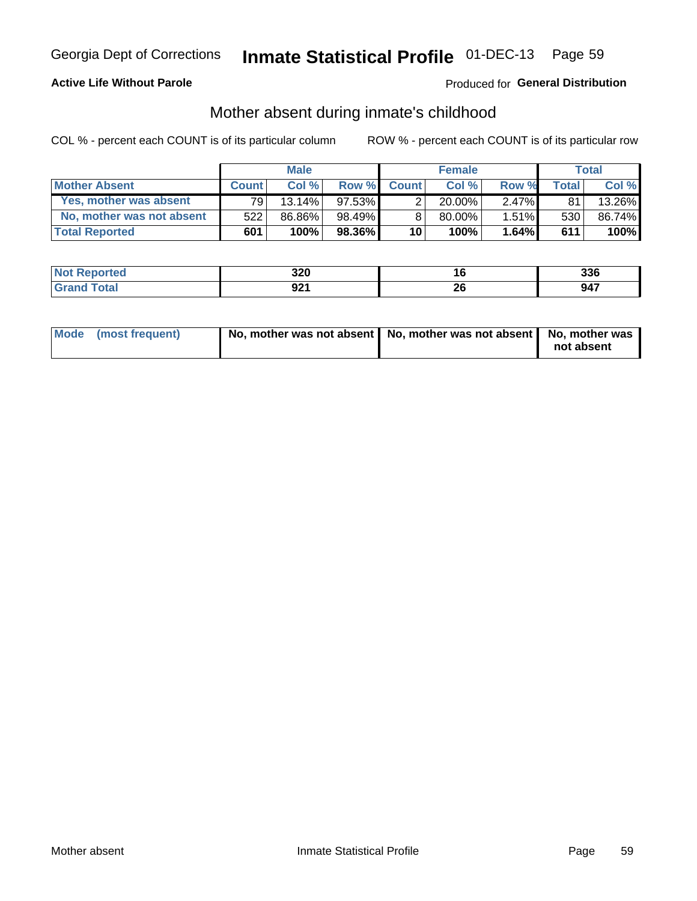Georgia Dept of Corrections **Inmate Statistical Profile** 01-DEC-13

**Active Life Without Parole**

Produced for **General Distribution**

## Mother absent during inmate's childhood

COL % - percent each COUNT is of its particular column ROW % - percent each COUNT is of its particular row

| | Male | | | Female | | | Total | |
|---|---|---|---|---|---|---|---|---|
| **Mother Absent** | **Count** | **Col %** | **Row %** | **Count** | **Col %** | **Row %** | **Total** | **Col %** |
| **Yes, mother was absent** | 79 | 13.14% | 97.53% | 2 | 20.00% | 2.47% | 81 | 13.26% |
| **No, mother was not absent** | 522 | 86.86% | 98.49% | 8 | 80.00% | 1.51% | 530 | 86.74% |
| **Total Reported** | **601** | **100%** | **98.36%** | **10** | **100%** | **1.64%** | **611** | **100%** |

| | Male | Female | Total |
|---|---|---|---|
| **Not Reported** | **320** | **16** | **336** |
| **Grand Total** | **921** | **26** | **947** |

| | Male | Female | Total |
|---|---|---|---|
| **Mode (most frequent)** | **No, mother was not absent** | **No, mother was not absent** | **No, mother was not absent** |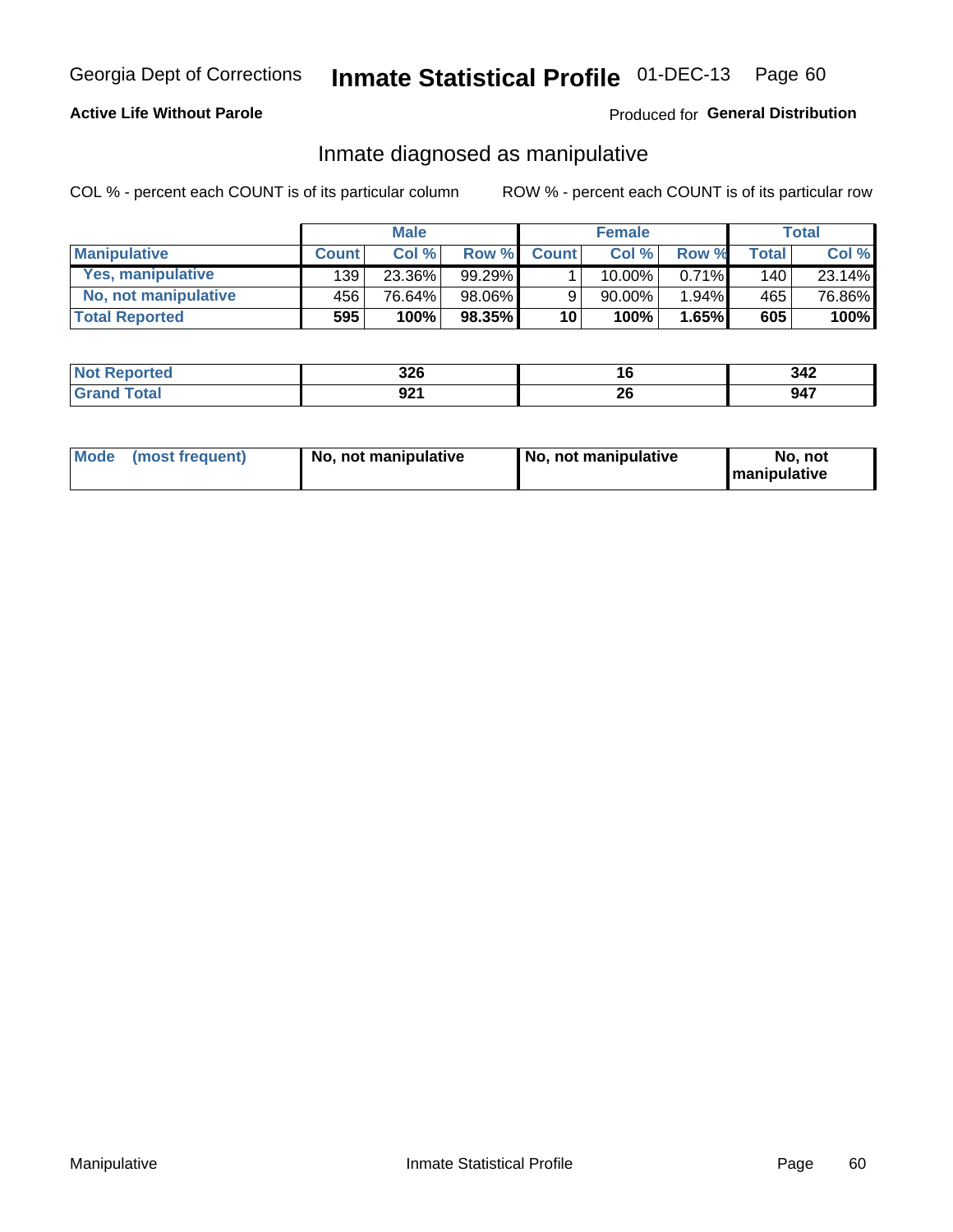Georgia Dept of Corrections **Inmate Statistical Profile** 01-DEC-13

**Active Life Without Parole**

Produced for **General Distribution**

## Inmate diagnosed as manipulative

COL % - percent each COUNT is of its particular column ROW % - percent each COUNT is of its particular row

| | Male | | | Female | | | Total | |
|---|---|---|---|---|---|---|---|---|
| **Manipulative** | **Count** | **Col %** | **Row %** | **Count** | **Col %** | **Row %** | **Total** | **Col %** |
| **Yes, manipulative** | 139 | 23.36% | 99.29% | 1 | 10.00% | 0.71% | 140 | 23.14% |
| **No, not manipulative** | 456 | 76.64% | 98.06% | 9 | 90.00% | 1.94% | 465 | 76.86% |
| **Total Reported** | **595** | **100%** | **98.35%** | **10** | **100%** | **1.65%** | **605** | **100%** |

| | Male | Female | Total |
|---|---|---|---|
| **Not Reported** | **326** | **16** | **342** |
| **Grand Total** | **921** | **26** | **947** |

| | Male | Female | Total |
|---|---|---|---|
| **Mode (most frequent)** | **No, not manipulative** | **No, not manipulative** | **No, not manipulative** |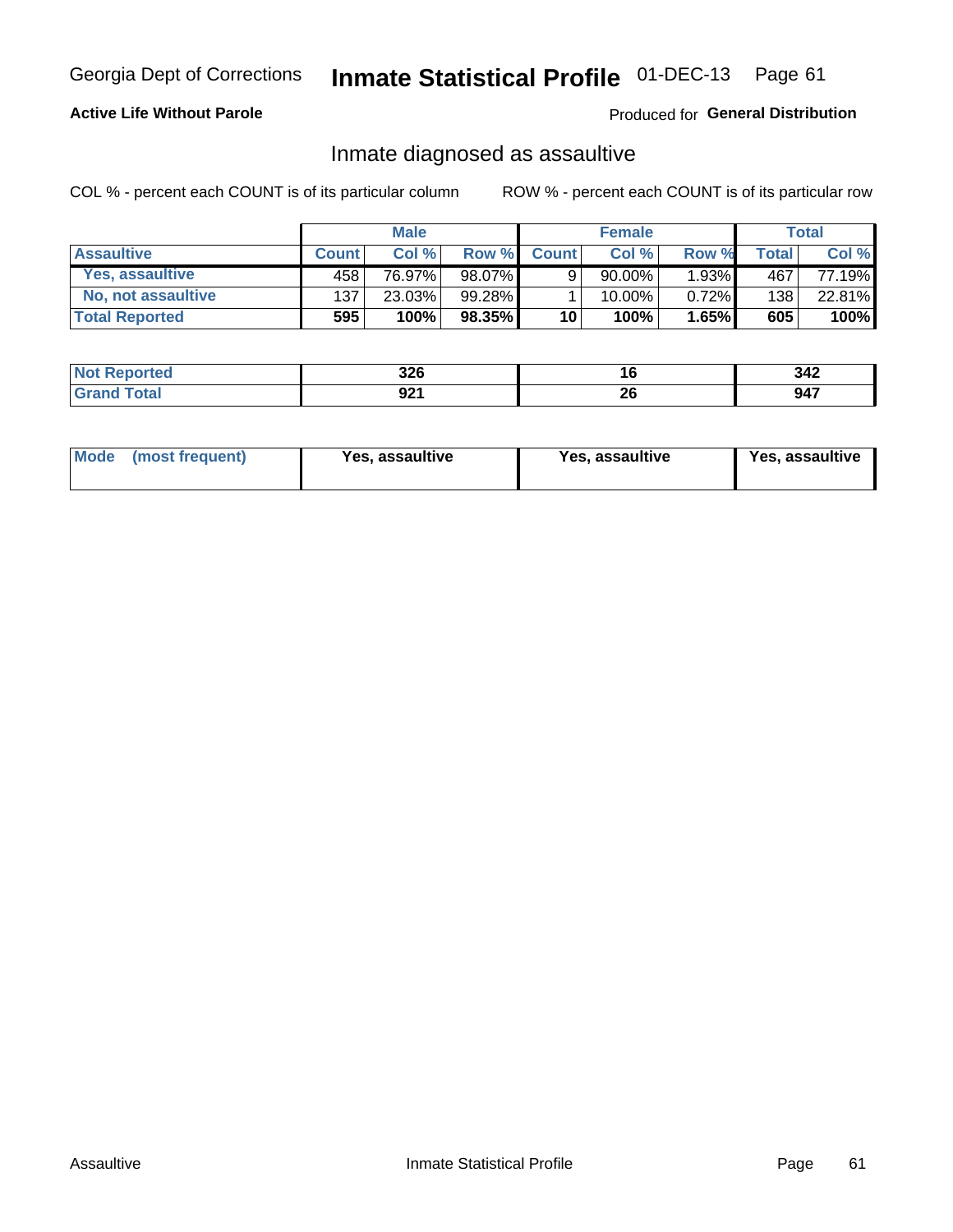Georgia Dept of Corrections **Inmate Statistical Profile** 01-DEC-13

**Active Life Without Parole**

Produced for **General Distribution**

## Inmate diagnosed as assaultive

COL % - percent each COUNT is of its particular column    ROW % - percent each COUNT is of its particular row

| | Male | | | Female | | | Total | |
|---|---|---|---|---|---|---|---|---|
| **Assaultive** | **Count** | **Col %** | **Row %** | **Count** | **Col %** | **Row %** | **Total** | **Col %** |
| Yes, assaultive | 458 | 76.97% | 98.07% | 9 | 90.00% | 1.93% | 467 | 77.19% |
| No, not assaultive | 137 | 23.03% | 99.28% | 1 | 10.00% | 0.72% | 138 | 22.81% |
| **Total Reported** | **595** | **100%** | **98.35%** | **10** | **100%** | **1.65%** | **605** | **100%** |

| | Male | Female | Total |
|---|---|---|---|
| **Not Reported** | **326** | **16** | **342** |
| **Grand Total** | **921** | **26** | **947** |

| | Male | Female | Total |
|---|---|---|---|
| **Mode (most frequent)** | **Yes, assaultive** | **Yes, assaultive** | **Yes, assaultive** |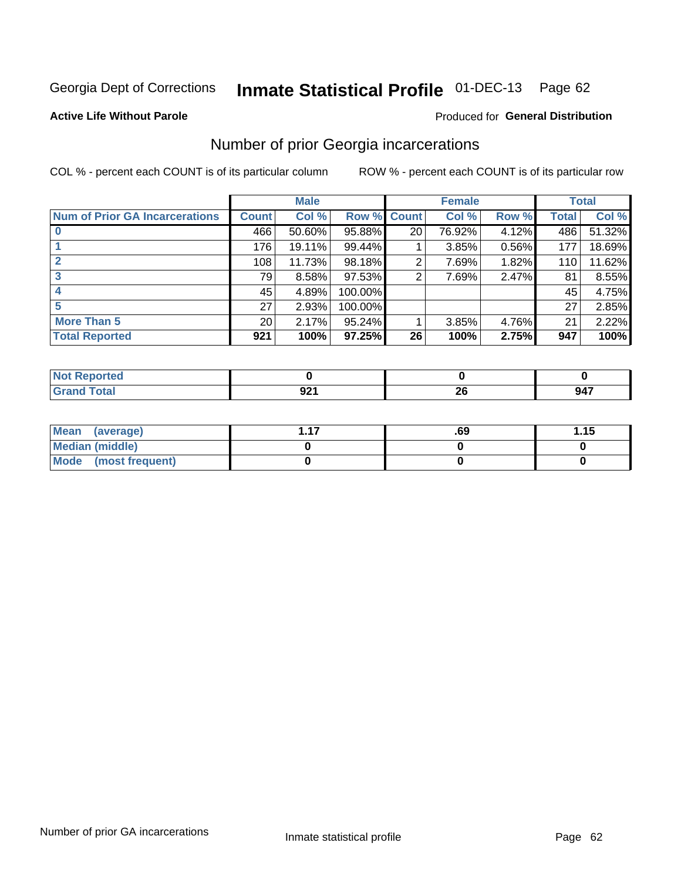Georgia Dept of Corrections **Inmate Statistical Profile** 01-DEC-13

**Active Life Without Parole**

Produced for **General Distribution**

## Number of prior Georgia incarcerations

COL % - percent each COUNT is of its particular column

ROW % - percent each COUNT is of its particular row

| | Male | | | Female | | | Total | |
|---|---|---|---|---|---|---|---|---|
| **Num of Prior GA Incarcerations** | **Count** | **Col %** | **Row %** | **Count** | **Col %** | **Row %** | **Total** | **Col %** |
| **0** | 466 | 50.60% | 95.88% | 20 | 76.92% | 4.12% | 486 | 51.32% |
| **1** | 176 | 19.11% | 99.44% | 1 | 3.85% | 0.56% | 177 | 18.69% |
| **2** | 108 | 11.73% | 98.18% | 2 | 7.69% | 1.82% | 110 | 11.62% |
| **3** | 79 | 8.58% | 97.53% | 2 | 7.69% | 2.47% | 81 | 8.55% |
| **4** | 45 | 4.89% | 100.00% | | | | 45 | 4.75% |
| **5** | 27 | 2.93% | 100.00% | | | | 27 | 2.85% |
| **More Than 5** | 20 | 2.17% | 95.24% | 1 | 3.85% | 4.76% | 21 | 2.22% |
| **Total Reported** | **921** | **100%** | **97.25%** | **26** | **100%** | **2.75%** | **947** | **100%** |

| | Male | Female | Total |
|---|---|---|---|
| **Not Reported** | **0** | **0** | **0** |
| **Grand Total** | **921** | **26** | **947** |

| | Male | Female | Total |
|---|---|---|---|
| **Mean (average)** | **1.17** | **.69** | **1.15** |
| **Median (middle)** | **0** | **0** | **0** |
| **Mode (most frequent)** | **0** | **0** | **0** |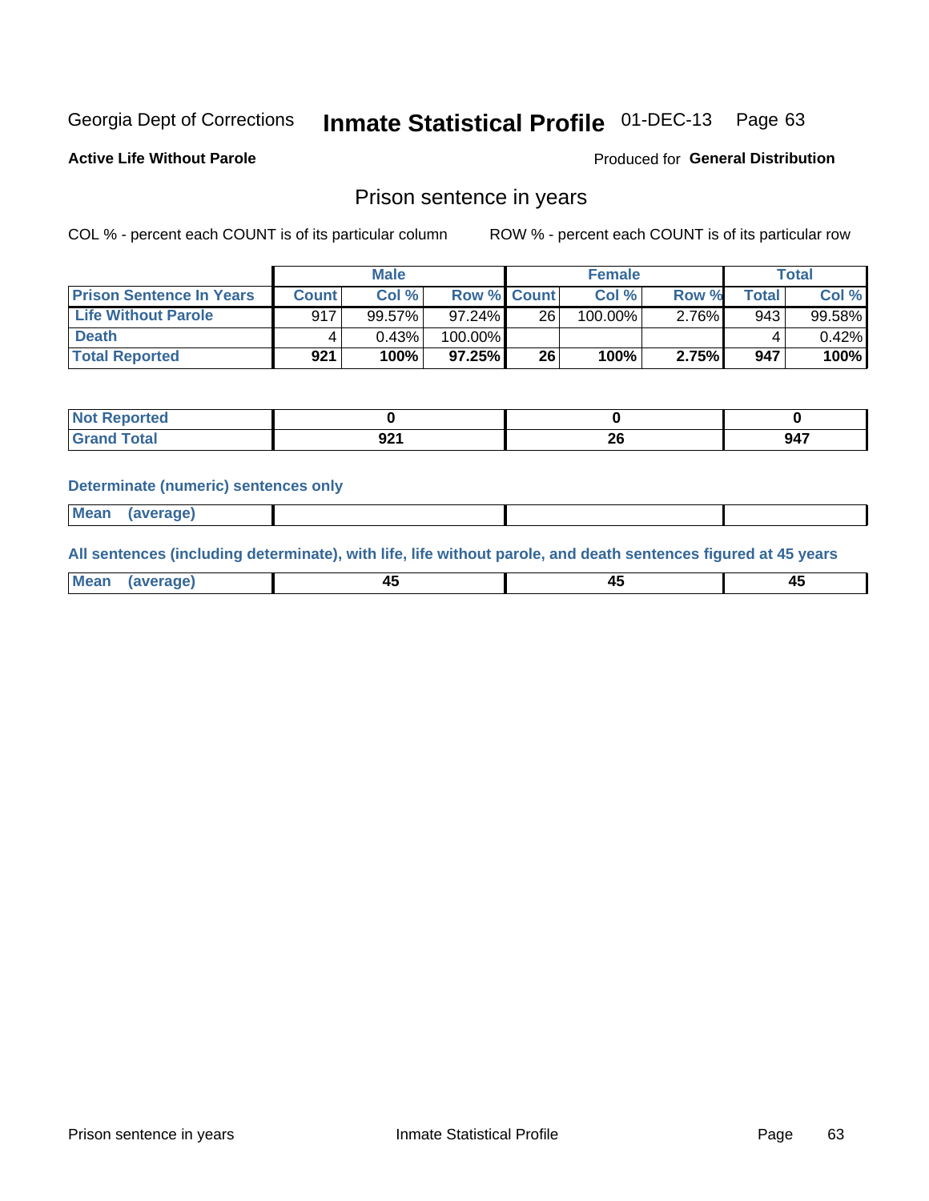Georgia Dept of Corrections **Inmate Statistical Profile** 01-DEC-13

**Active Life Without Parole**

Produced for **General Distribution**

## Prison sentence in years

COL % - percent each COUNT is of its particular column

ROW % - percent each COUNT is of its particular row

| | Male | | | Female | | | Total | |
|---|---|---|---|---|---|---|---|---|
| **Prison Sentence In Years** | **Count** | **Col %** | **Row %** | **Count** | **Col %** | **Row %** | **Total** | **Col %** |
| **Life Without Parole** | 917 | 99.57% | 97.24% | 26 | 100.00% | 2.76% | 943 | 99.58% |
| **Death** | 4 | 0.43% | 100.00% | | | | 4 | 0.42% |
| **Total Reported** | **921** | **100%** | **97.25%** | **26** | **100%** | **2.75%** | **947** | **100%** |

| | Male | Female | Total |
|---|---|---|---|
| **Not Reported** | **0** | **0** | **0** |
| **Grand Total** | **921** | **26** | **947** |

**Determinate (numeric) sentences only**

| | Male | Female | Total |
|---|---|---|---|
| **Mean (average)** | | | |

**All sentences (including determinate), with life, life without parole, and death sentences figured at 45 years**

| | Male | Female | Total |
|---|---|---|---|
| **Mean (average)** | **45** | **45** | **45** |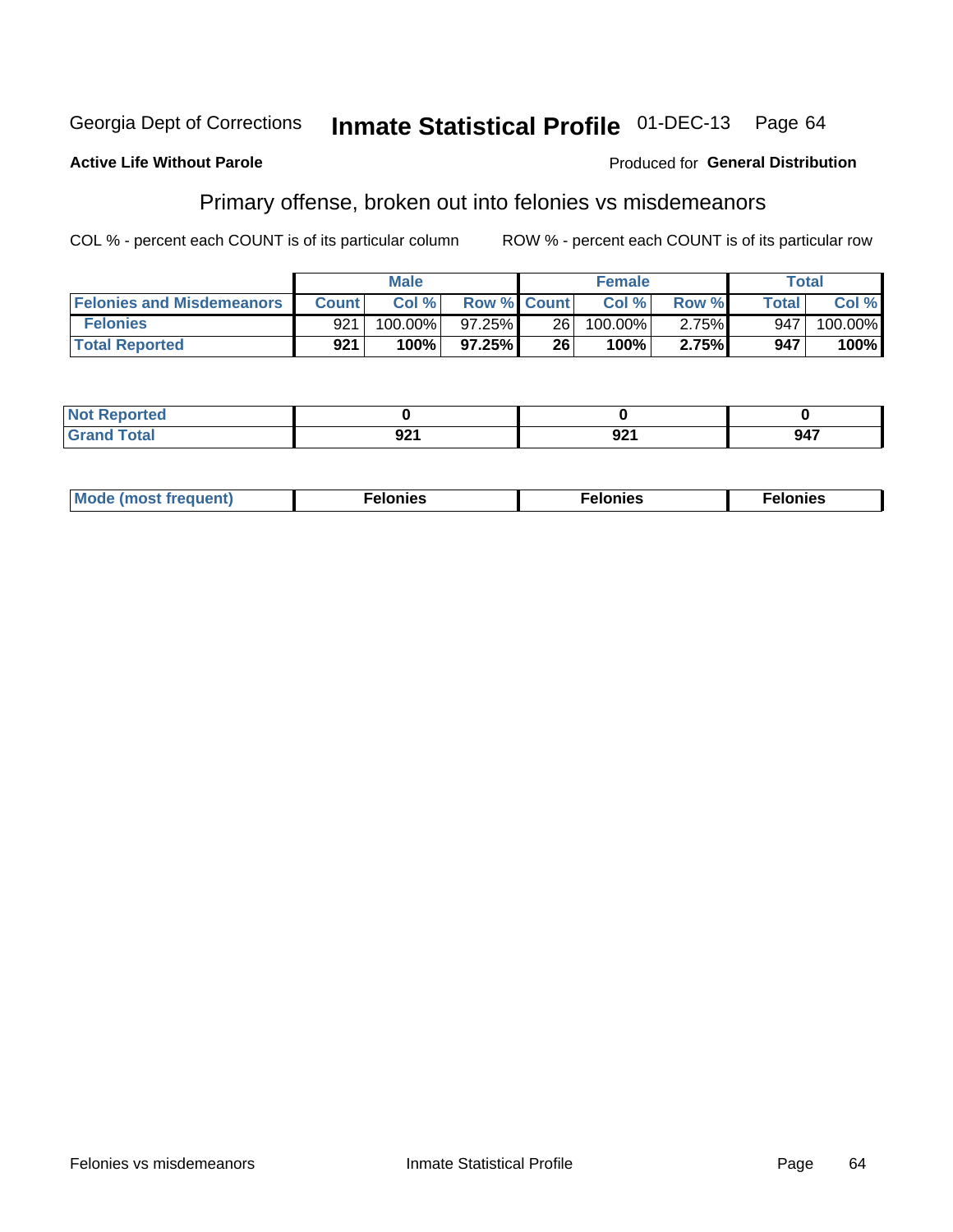Georgia Dept of Corrections **Inmate Statistical Profile** 01-DEC-13

**Active Life Without Parole**

Produced for **General Distribution**

## Primary offense, broken out into felonies vs misdemeanors

COL % - percent each COUNT is of its particular column

ROW % - percent each COUNT is of its particular row

| | Male | | | Female | | | Total | |
|---|---|---|---|---|---|---|---|---|
| **Felonies and Misdemeanors** | **Count** | **Col %** | **Row %** | **Count** | **Col %** | **Row %** | **Total** | **Col %** |
| **Felonies** | 921 | 100.00% | 97.25% | 26 | 100.00% | 2.75% | 947 | 100.00% |
| **Total Reported** | **921** | **100%** | **97.25%** | **26** | **100%** | **2.75%** | **947** | **100%** |

| | Male | Female | Total |
|---|---|---|---|
| **Not Reported** | **0** | **0** | **0** |
| **Grand Total** | **921** | **921** | **947** |

| | Male | Female | Total |
|---|---|---|---|
| **Mode (most frequent)** | **Felonies** | **Felonies** | **Felonies** |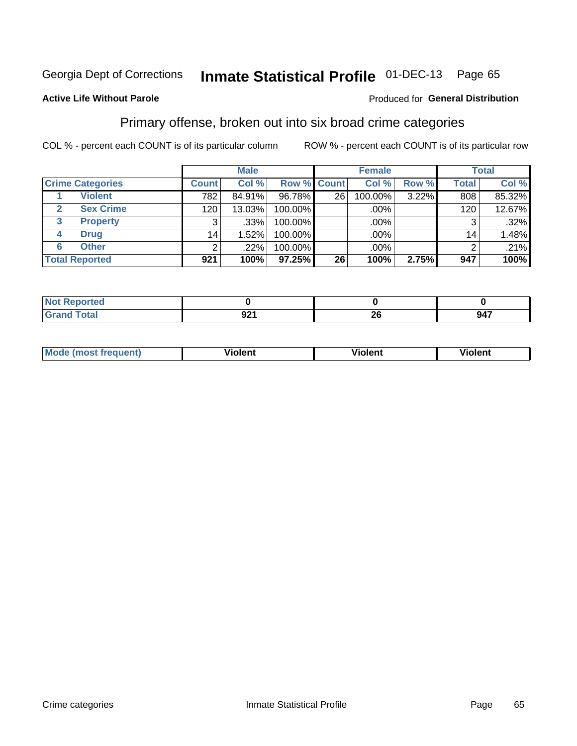Georgia Dept of Corrections **Inmate Statistical Profile** 01-DEC-13

**Active Life Without Parole**

Produced for **General Distribution**

## Primary offense, broken out into six broad crime categories

COL % - percent each COUNT is of its particular column

ROW % - percent each COUNT is of its particular row

| Crime Categories | | Male | | | Female | | | Total | |
|---|---|---|---|---|---|---|---|---|---|
| | | Count | Col % | Row % | Count | Col % | Row % | Total | Col % |
| 1 | Violent | 782 | 84.91% | 96.78% | 26 | 100.00% | 3.22% | 808 | 85.32% |
| 2 | Sex Crime | 120 | 13.03% | 100.00% | | .00% | | 120 | 12.67% |
| 3 | Property | 3 | .33% | 100.00% | | .00% | | 3 | .32% |
| 4 | Drug | 14 | 1.52% | 100.00% | | .00% | | 14 | 1.48% |
| 6 | Other | 2 | .22% | 100.00% | | .00% | | 2 | .21% |
| **Total Reported** | | **921** | **100%** | **97.25%** | **26** | **100%** | **2.75%** | **947** | **100%** |

| | Male | Female | Total |
|---|---|---|---|
| Not Reported | 0 | 0 | 0 |
| Grand Total | 921 | 26 | 947 |

| | Male | Female | Total |
|---|---|---|---|
| Mode (most frequent) | Violent | Violent | Violent |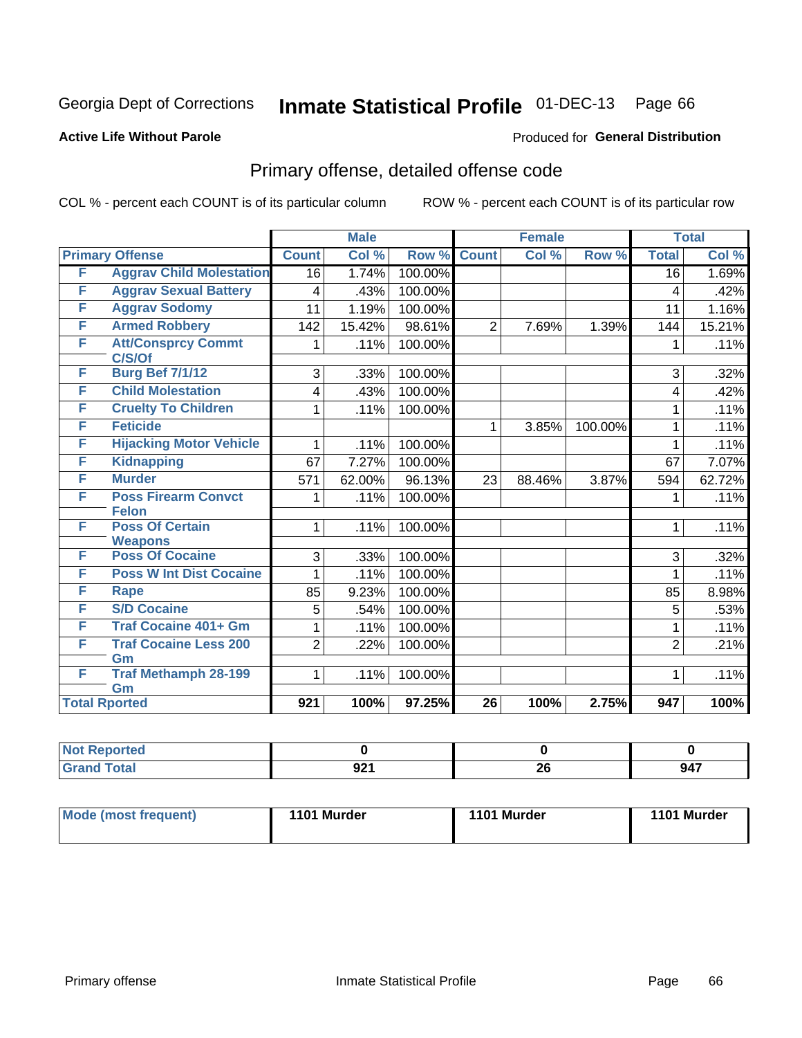Georgia Dept of Corrections **Inmate Statistical Profile** 01-DEC-13 Page 66

**Active Life Without Parole**

Produced for **General Distribution**

## Primary offense, detailed offense code

COL % - percent each COUNT is of its particular column

ROW % - percent each COUNT is of its particular row

| Primary Offense | | Male | | | Female | | | Total | |
|---|---|---|---|---|---|---|---|---|---|
| | | Count | Col % | Row % | Count | Col % | Row % | Total | Col % |
| F | Aggrav Child Molestation | 16 | 1.74% | 100.00% | | | | 16 | 1.69% |
| F | Aggrav Sexual Battery | 4 | .43% | 100.00% | | | | 4 | .42% |
| F | Aggrav Sodomy | 11 | 1.19% | 100.00% | | | | 11 | 1.16% |
| F | Armed Robbery | 142 | 15.42% | 98.61% | 2 | 7.69% | 1.39% | 144 | 15.21% |
| F | Att/Consprcy Commt C/S/Of | 1 | .11% | 100.00% | | | | 1 | .11% |
| F | Burg Bef 7/1/12 | 3 | .33% | 100.00% | | | | 3 | .32% |
| F | Child Molestation | 4 | .43% | 100.00% | | | | 4 | .42% |
| F | Cruelty To Children | 1 | .11% | 100.00% | | | | 1 | .11% |
| F | Feticide | | | | 1 | 3.85% | 100.00% | 1 | .11% |
| F | Hijacking Motor Vehicle | 1 | .11% | 100.00% | | | | 1 | .11% |
| F | Kidnapping | 67 | 7.27% | 100.00% | | | | 67 | 7.07% |
| F | Murder | 571 | 62.00% | 96.13% | 23 | 88.46% | 3.87% | 594 | 62.72% |
| F | Poss Firearm Convct Felon | 1 | .11% | 100.00% | | | | 1 | .11% |
| F | Poss Of Certain Weapons | 1 | .11% | 100.00% | | | | 1 | .11% |
| F | Poss Of Cocaine | 3 | .33% | 100.00% | | | | 3 | .32% |
| F | Poss W Int Dist Cocaine | 1 | .11% | 100.00% | | | | 1 | .11% |
| F | Rape | 85 | 9.23% | 100.00% | | | | 85 | 8.98% |
| F | S/D Cocaine | 5 | .54% | 100.00% | | | | 5 | .53% |
| F | Traf Cocaine 401+ Gm | 1 | .11% | 100.00% | | | | 1 | .11% |
| F | Traf Cocaine Less 200 Gm | 2 | .22% | 100.00% | | | | 2 | .21% |
| F | Traf Methamph 28-199 Gm | 1 | .11% | 100.00% | | | | 1 | .11% |
| **Total Rported** | | **921** | **100%** | **97.25%** | **26** | **100%** | **2.75%** | **947** | **100%** |

| | Male | Female | Total |
|---|---|---|---|
| Not Reported | **0** | **0** | **0** |
| Grand Total | **921** | **26** | **947** |

| | Male | Female | Total |
|---|---|---|---|
| Mode (most frequent) | **1101 Murder** | **1101 Murder** | **1101 Murder** |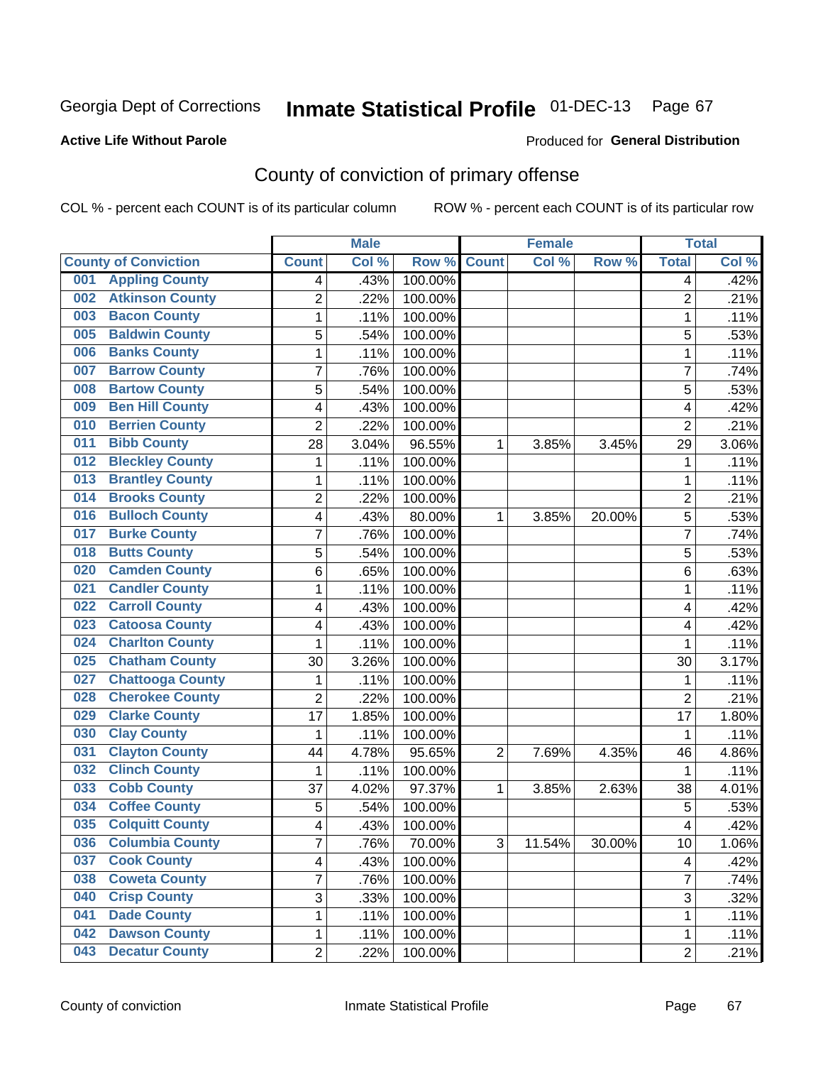Georgia Dept of Corrections **Inmate Statistical Profile** 01-DEC-13

**Active Life Without Parole**

Produced for **General Distribution**

## County of conviction of primary offense

COL % - percent each COUNT is of its particular column     ROW % - percent each COUNT is of its particular row

| | | Male | | | Female | | | Total | |
|---|---|---|---|---|---|---|---|---|---|
| **County of Conviction** | | **Count** | **Col %** | **Row %** | **Count** | **Col %** | **Row %** | **Total** | **Col %** |
| 001 | Appling County | 4 | .43% | 100.00% | | | | 4 | .42% |
| 002 | Atkinson County | 2 | .22% | 100.00% | | | | 2 | .21% |
| 003 | Bacon County | 1 | .11% | 100.00% | | | | 1 | .11% |
| 005 | Baldwin County | 5 | .54% | 100.00% | | | | 5 | .53% |
| 006 | Banks County | 1 | .11% | 100.00% | | | | 1 | .11% |
| 007 | Barrow County | 7 | .76% | 100.00% | | | | 7 | .74% |
| 008 | Bartow County | 5 | .54% | 100.00% | | | | 5 | .53% |
| 009 | Ben Hill County | 4 | .43% | 100.00% | | | | 4 | .42% |
| 010 | Berrien County | 2 | .22% | 100.00% | | | | 2 | .21% |
| 011 | Bibb County | 28 | 3.04% | 96.55% | 1 | 3.85% | 3.45% | 29 | 3.06% |
| 012 | Bleckley County | 1 | .11% | 100.00% | | | | 1 | .11% |
| 013 | Brantley County | 1 | .11% | 100.00% | | | | 1 | .11% |
| 014 | Brooks County | 2 | .22% | 100.00% | | | | 2 | .21% |
| 016 | Bulloch County | 4 | .43% | 80.00% | 1 | 3.85% | 20.00% | 5 | .53% |
| 017 | Burke County | 7 | .76% | 100.00% | | | | 7 | .74% |
| 018 | Butts County | 5 | .54% | 100.00% | | | | 5 | .53% |
| 020 | Camden County | 6 | .65% | 100.00% | | | | 6 | .63% |
| 021 | Candler County | 1 | .11% | 100.00% | | | | 1 | .11% |
| 022 | Carroll County | 4 | .43% | 100.00% | | | | 4 | .42% |
| 023 | Catoosa County | 4 | .43% | 100.00% | | | | 4 | .42% |
| 024 | Charlton County | 1 | .11% | 100.00% | | | | 1 | .11% |
| 025 | Chatham County | 30 | 3.26% | 100.00% | | | | 30 | 3.17% |
| 027 | Chattooga County | 1 | .11% | 100.00% | | | | 1 | .11% |
| 028 | Cherokee County | 2 | .22% | 100.00% | | | | 2 | .21% |
| 029 | Clarke County | 17 | 1.85% | 100.00% | | | | 17 | 1.80% |
| 030 | Clay County | 1 | .11% | 100.00% | | | | 1 | .11% |
| 031 | Clayton County | 44 | 4.78% | 95.65% | 2 | 7.69% | 4.35% | 46 | 4.86% |
| 032 | Clinch County | 1 | .11% | 100.00% | | | | 1 | .11% |
| 033 | Cobb County | 37 | 4.02% | 97.37% | 1 | 3.85% | 2.63% | 38 | 4.01% |
| 034 | Coffee County | 5 | .54% | 100.00% | | | | 5 | .53% |
| 035 | Colquitt County | 4 | .43% | 100.00% | | | | 4 | .42% |
| 036 | Columbia County | 7 | .76% | 70.00% | 3 | 11.54% | 30.00% | 10 | 1.06% |
| 037 | Cook County | 4 | .43% | 100.00% | | | | 4 | .42% |
| 038 | Coweta County | 7 | .76% | 100.00% | | | | 7 | .74% |
| 040 | Crisp County | 3 | .33% | 100.00% | | | | 3 | .32% |
| 041 | Dade County | 1 | .11% | 100.00% | | | | 1 | .11% |
| 042 | Dawson County | 1 | .11% | 100.00% | | | | 1 | .11% |
| 043 | Decatur County | 2 | .22% | 100.00% | | | | 2 | .21% |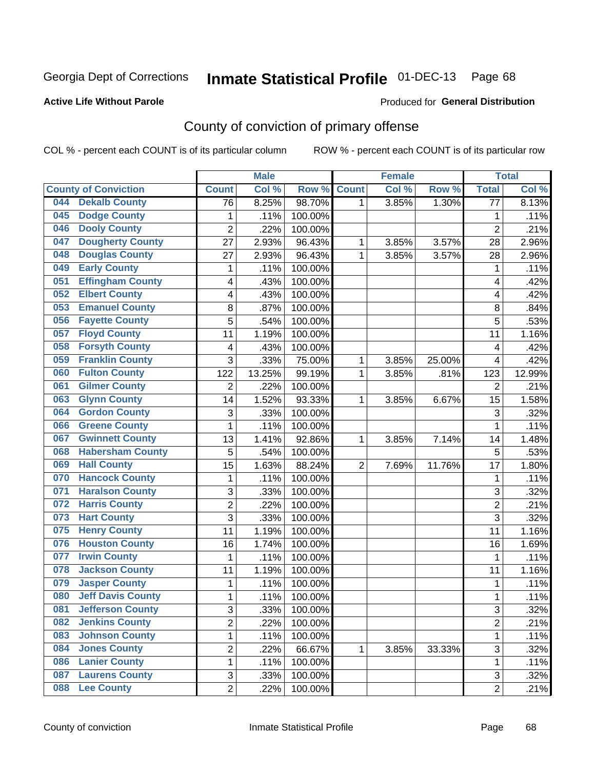Georgia Dept of Corrections **Inmate Statistical Profile** 01-DEC-13

**Active Life Without Parole**

Produced for **General Distribution**

## County of conviction of primary offense

COL % - percent each COUNT is of its particular column

ROW % - percent each COUNT is of its particular row

| County of Conviction | Male | | | Female | | | Total | |
|---|---|---|---|---|---|---|---|---|
| | Count | Col % | Row % | Count | Col % | Row % | Total | Col % |
| 044 Dekalb County | 76 | 8.25% | 98.70% | 1 | 3.85% | 1.30% | 77 | 8.13% |
| 045 Dodge County | 1 | .11% | 100.00% | | | | 1 | .11% |
| 046 Dooly County | 2 | .22% | 100.00% | | | | 2 | .21% |
| 047 Dougherty County | 27 | 2.93% | 96.43% | 1 | 3.85% | 3.57% | 28 | 2.96% |
| 048 Douglas County | 27 | 2.93% | 96.43% | 1 | 3.85% | 3.57% | 28 | 2.96% |
| 049 Early County | 1 | .11% | 100.00% | | | | 1 | .11% |
| 051 Effingham County | 4 | .43% | 100.00% | | | | 4 | .42% |
| 052 Elbert County | 4 | .43% | 100.00% | | | | 4 | .42% |
| 053 Emanuel County | 8 | .87% | 100.00% | | | | 8 | .84% |
| 056 Fayette County | 5 | .54% | 100.00% | | | | 5 | .53% |
| 057 Floyd County | 11 | 1.19% | 100.00% | | | | 11 | 1.16% |
| 058 Forsyth County | 4 | .43% | 100.00% | | | | 4 | .42% |
| 059 Franklin County | 3 | .33% | 75.00% | 1 | 3.85% | 25.00% | 4 | .42% |
| 060 Fulton County | 122 | 13.25% | 99.19% | 1 | 3.85% | .81% | 123 | 12.99% |
| 061 Gilmer County | 2 | .22% | 100.00% | | | | 2 | .21% |
| 063 Glynn County | 14 | 1.52% | 93.33% | 1 | 3.85% | 6.67% | 15 | 1.58% |
| 064 Gordon County | 3 | .33% | 100.00% | | | | 3 | .32% |
| 066 Greene County | 1 | .11% | 100.00% | | | | 1 | .11% |
| 067 Gwinnett County | 13 | 1.41% | 92.86% | 1 | 3.85% | 7.14% | 14 | 1.48% |
| 068 Habersham County | 5 | .54% | 100.00% | | | | 5 | .53% |
| 069 Hall County | 15 | 1.63% | 88.24% | 2 | 7.69% | 11.76% | 17 | 1.80% |
| 070 Hancock County | 1 | .11% | 100.00% | | | | 1 | .11% |
| 071 Haralson County | 3 | .33% | 100.00% | | | | 3 | .32% |
| 072 Harris County | 2 | .22% | 100.00% | | | | 2 | .21% |
| 073 Hart County | 3 | .33% | 100.00% | | | | 3 | .32% |
| 075 Henry County | 11 | 1.19% | 100.00% | | | | 11 | 1.16% |
| 076 Houston County | 16 | 1.74% | 100.00% | | | | 16 | 1.69% |
| 077 Irwin County | 1 | .11% | 100.00% | | | | 1 | .11% |
| 078 Jackson County | 11 | 1.19% | 100.00% | | | | 11 | 1.16% |
| 079 Jasper County | 1 | .11% | 100.00% | | | | 1 | .11% |
| 080 Jeff Davis County | 1 | .11% | 100.00% | | | | 1 | .11% |
| 081 Jefferson County | 3 | .33% | 100.00% | | | | 3 | .32% |
| 082 Jenkins County | 2 | .22% | 100.00% | | | | 2 | .21% |
| 083 Johnson County | 1 | .11% | 100.00% | | | | 1 | .11% |
| 084 Jones County | 2 | .22% | 66.67% | 1 | 3.85% | 33.33% | 3 | .32% |
| 086 Lanier County | 1 | .11% | 100.00% | | | | 1 | .11% |
| 087 Laurens County | 3 | .33% | 100.00% | | | | 3 | .32% |
| 088 Lee County | 2 | .22% | 100.00% | | | | 2 | .21% |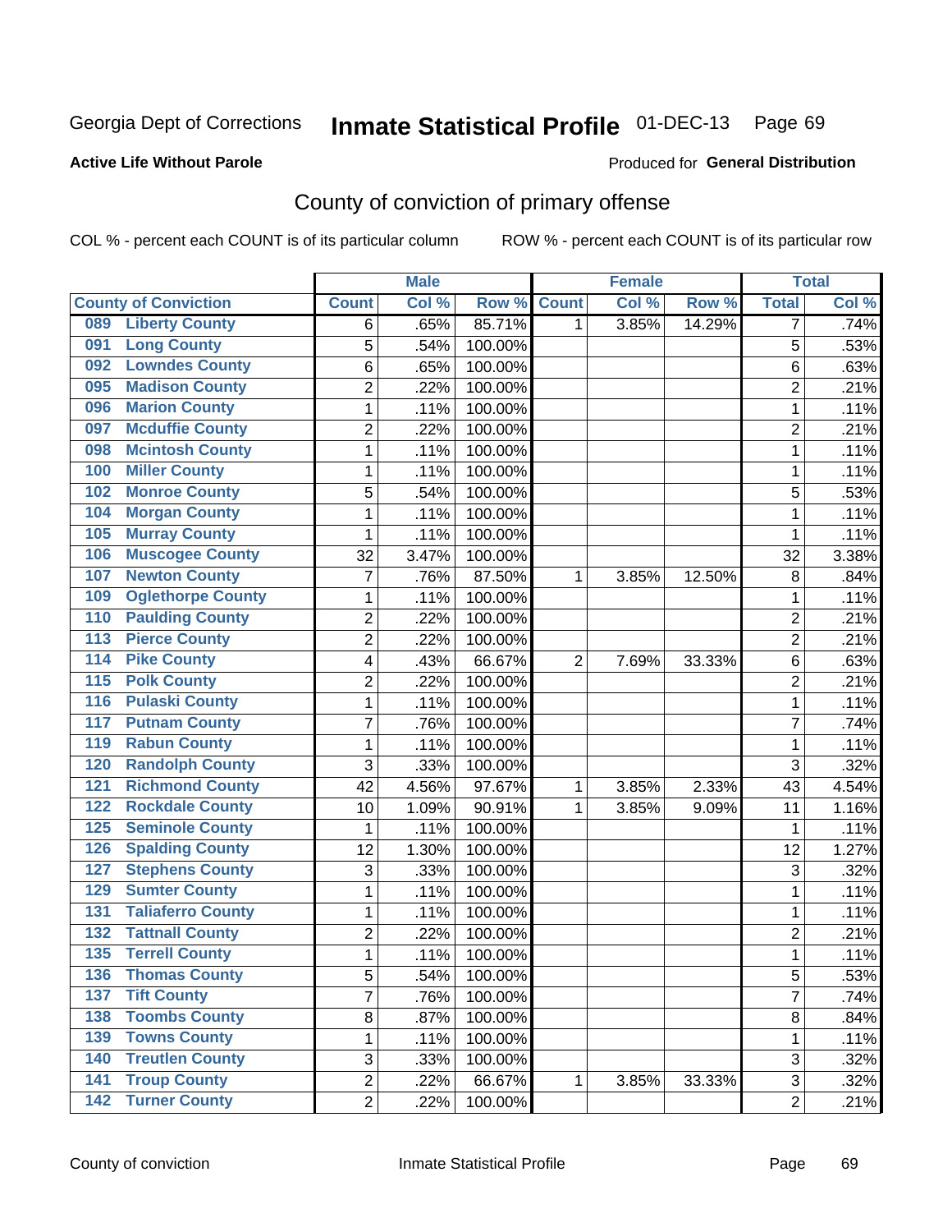Georgia Dept of Corrections **Inmate Statistical Profile** 01-DEC-13 Page 69

**Active Life Without Parole**

Produced for **General Distribution**

## County of conviction of primary offense

COL % - percent each COUNT is of its particular column ROW % - percent each COUNT is of its particular row

| County of Conviction | Male | | | Female | | | Total | |
|---|---|---|---|---|---|---|---|---|
| | Count | Col % | Row % | Count | Col % | Row % | Total | Col % |
| 089 Liberty County | 6 | .65% | 85.71% | 1 | 3.85% | 14.29% | 7 | .74% |
| 091 Long County | 5 | .54% | 100.00% | | | | 5 | .53% |
| 092 Lowndes County | 6 | .65% | 100.00% | | | | 6 | .63% |
| 095 Madison County | 2 | .22% | 100.00% | | | | 2 | .21% |
| 096 Marion County | 1 | .11% | 100.00% | | | | 1 | .11% |
| 097 Mcduffie County | 2 | .22% | 100.00% | | | | 2 | .21% |
| 098 Mcintosh County | 1 | .11% | 100.00% | | | | 1 | .11% |
| 100 Miller County | 1 | .11% | 100.00% | | | | 1 | .11% |
| 102 Monroe County | 5 | .54% | 100.00% | | | | 5 | .53% |
| 104 Morgan County | 1 | .11% | 100.00% | | | | 1 | .11% |
| 105 Murray County | 1 | .11% | 100.00% | | | | 1 | .11% |
| 106 Muscogee County | 32 | 3.47% | 100.00% | | | | 32 | 3.38% |
| 107 Newton County | 7 | .76% | 87.50% | 1 | 3.85% | 12.50% | 8 | .84% |
| 109 Oglethorpe County | 1 | .11% | 100.00% | | | | 1 | .11% |
| 110 Paulding County | 2 | .22% | 100.00% | | | | 2 | .21% |
| 113 Pierce County | 2 | .22% | 100.00% | | | | 2 | .21% |
| 114 Pike County | 4 | .43% | 66.67% | 2 | 7.69% | 33.33% | 6 | .63% |
| 115 Polk County | 2 | .22% | 100.00% | | | | 2 | .21% |
| 116 Pulaski County | 1 | .11% | 100.00% | | | | 1 | .11% |
| 117 Putnam County | 7 | .76% | 100.00% | | | | 7 | .74% |
| 119 Rabun County | 1 | .11% | 100.00% | | | | 1 | .11% |
| 120 Randolph County | 3 | .33% | 100.00% | | | | 3 | .32% |
| 121 Richmond County | 42 | 4.56% | 97.67% | 1 | 3.85% | 2.33% | 43 | 4.54% |
| 122 Rockdale County | 10 | 1.09% | 90.91% | 1 | 3.85% | 9.09% | 11 | 1.16% |
| 125 Seminole County | 1 | .11% | 100.00% | | | | 1 | .11% |
| 126 Spalding County | 12 | 1.30% | 100.00% | | | | 12 | 1.27% |
| 127 Stephens County | 3 | .33% | 100.00% | | | | 3 | .32% |
| 129 Sumter County | 1 | .11% | 100.00% | | | | 1 | .11% |
| 131 Taliaferro County | 1 | .11% | 100.00% | | | | 1 | .11% |
| 132 Tattnall County | 2 | .22% | 100.00% | | | | 2 | .21% |
| 135 Terrell County | 1 | .11% | 100.00% | | | | 1 | .11% |
| 136 Thomas County | 5 | .54% | 100.00% | | | | 5 | .53% |
| 137 Tift County | 7 | .76% | 100.00% | | | | 7 | .74% |
| 138 Toombs County | 8 | .87% | 100.00% | | | | 8 | .84% |
| 139 Towns County | 1 | .11% | 100.00% | | | | 1 | .11% |
| 140 Treutlen County | 3 | .33% | 100.00% | | | | 3 | .32% |
| 141 Troup County | 2 | .22% | 66.67% | 1 | 3.85% | 33.33% | 3 | .32% |
| 142 Turner County | 2 | .22% | 100.00% | | | | 2 | .21% |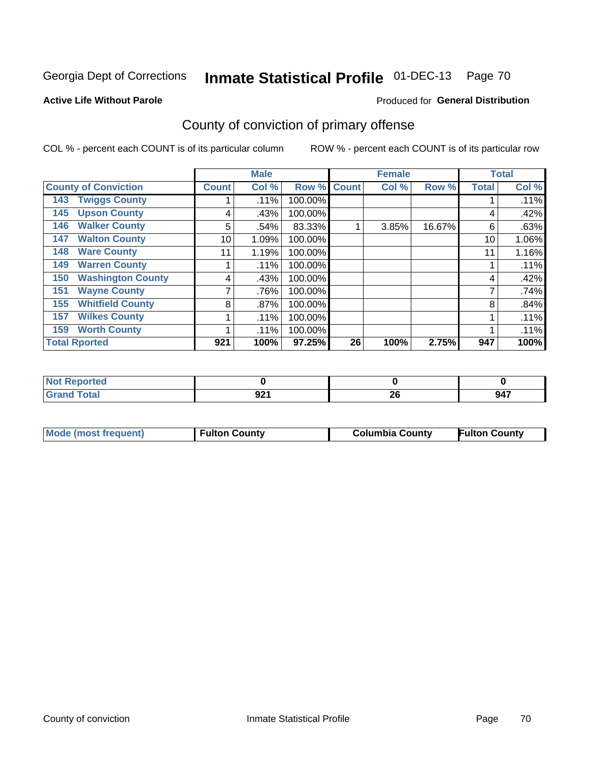Georgia Dept of Corrections **Inmate Statistical Profile** 01-DEC-13

**Active Life Without Parole**

Produced for **General Distribution**

## County of conviction of primary offense

COL % - percent each COUNT is of its particular column ROW % - percent each COUNT is of its particular row

| | Male | | | Female | | | Total | |
|---|---|---|---|---|---|---|---|---|
| **County of Conviction** | **Count** | **Col %** | **Row %** | **Count** | **Col %** | **Row %** | **Total** | **Col %** |
| 143 Twiggs County | 1 | .11% | 100.00% | | | | 1 | .11% |
| 145 Upson County | 4 | .43% | 100.00% | | | | 4 | .42% |
| 146 Walker County | 5 | .54% | 83.33% | 1 | 3.85% | 16.67% | 6 | .63% |
| 147 Walton County | 10 | 1.09% | 100.00% | | | | 10 | 1.06% |
| 148 Ware County | 11 | 1.19% | 100.00% | | | | 11 | 1.16% |
| 149 Warren County | 1 | .11% | 100.00% | | | | 1 | .11% |
| 150 Washington County | 4 | .43% | 100.00% | | | | 4 | .42% |
| 151 Wayne County | 7 | .76% | 100.00% | | | | 7 | .74% |
| 155 Whitfield County | 8 | .87% | 100.00% | | | | 8 | .84% |
| 157 Wilkes County | 1 | .11% | 100.00% | | | | 1 | .11% |
| 159 Worth County | 1 | .11% | 100.00% | | | | 1 | .11% |
| **Total Rported** | **921** | **100%** | **97.25%** | **26** | **100%** | **2.75%** | **947** | **100%** |

| | Male | Female | Total |
|---|---|---|---|
| **Not Reported** | **0** | **0** | **0** |
| **Grand Total** | **921** | **26** | **947** |

| | Male | Female | Total |
|---|---|---|---|
| **Mode (most frequent)** | **Fulton County** | **Columbia County** | **Fulton County** |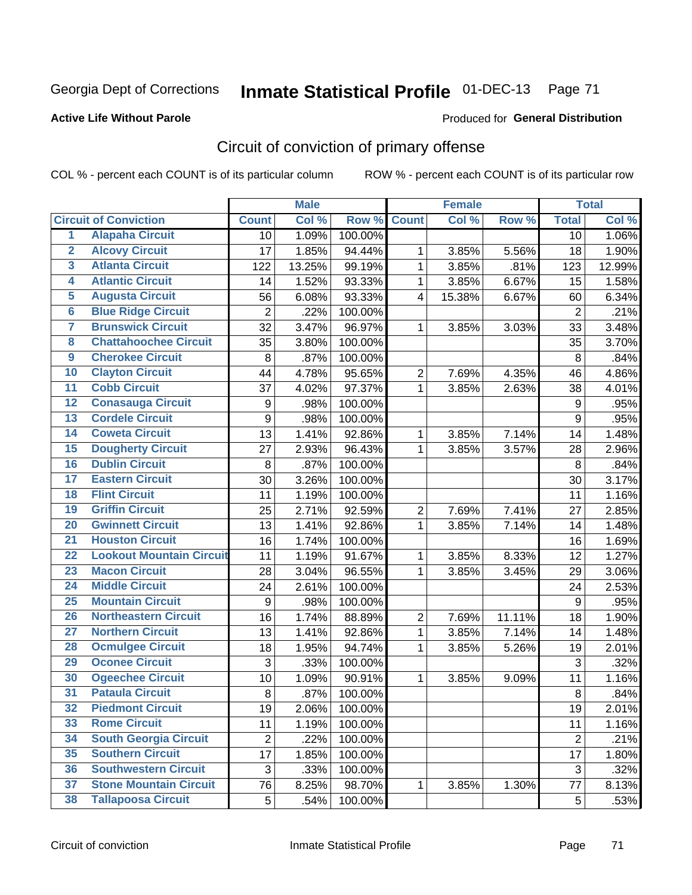Georgia Dept of Corrections **Inmate Statistical Profile** 01-DEC-13

**Active Life Without Parole**

Produced for **General Distribution**

## Circuit of conviction of primary offense

COL % - percent each COUNT is of its particular column ROW % - percent each COUNT is of its particular row

| | | Male | | | Female | | | Total | |
|---|---|---|---|---|---|---|---|---|---|
| **Circuit of Conviction** | | **Count** | **Col %** | **Row %** | **Count** | **Col %** | **Row %** | **Total** | **Col %** |
| 1 | Alapaha Circuit | 10 | 1.09% | 100.00% | | | | 10 | 1.06% |
| 2 | Alcovy Circuit | 17 | 1.85% | 94.44% | 1 | 3.85% | 5.56% | 18 | 1.90% |
| 3 | Atlanta Circuit | 122 | 13.25% | 99.19% | 1 | 3.85% | .81% | 123 | 12.99% |
| 4 | Atlantic Circuit | 14 | 1.52% | 93.33% | 1 | 3.85% | 6.67% | 15 | 1.58% |
| 5 | Augusta Circuit | 56 | 6.08% | 93.33% | 4 | 15.38% | 6.67% | 60 | 6.34% |
| 6 | Blue Ridge Circuit | 2 | .22% | 100.00% | | | | 2 | .21% |
| 7 | Brunswick Circuit | 32 | 3.47% | 96.97% | 1 | 3.85% | 3.03% | 33 | 3.48% |
| 8 | Chattahoochee Circuit | 35 | 3.80% | 100.00% | | | | 35 | 3.70% |
| 9 | Cherokee Circuit | 8 | .87% | 100.00% | | | | 8 | .84% |
| 10 | Clayton Circuit | 44 | 4.78% | 95.65% | 2 | 7.69% | 4.35% | 46 | 4.86% |
| 11 | Cobb Circuit | 37 | 4.02% | 97.37% | 1 | 3.85% | 2.63% | 38 | 4.01% |
| 12 | Conasauga Circuit | 9 | .98% | 100.00% | | | | 9 | .95% |
| 13 | Cordele Circuit | 9 | .98% | 100.00% | | | | 9 | .95% |
| 14 | Coweta Circuit | 13 | 1.41% | 92.86% | 1 | 3.85% | 7.14% | 14 | 1.48% |
| 15 | Dougherty Circuit | 27 | 2.93% | 96.43% | 1 | 3.85% | 3.57% | 28 | 2.96% |
| 16 | Dublin Circuit | 8 | .87% | 100.00% | | | | 8 | .84% |
| 17 | Eastern Circuit | 30 | 3.26% | 100.00% | | | | 30 | 3.17% |
| 18 | Flint Circuit | 11 | 1.19% | 100.00% | | | | 11 | 1.16% |
| 19 | Griffin Circuit | 25 | 2.71% | 92.59% | 2 | 7.69% | 7.41% | 27 | 2.85% |
| 20 | Gwinnett Circuit | 13 | 1.41% | 92.86% | 1 | 3.85% | 7.14% | 14 | 1.48% |
| 21 | Houston Circuit | 16 | 1.74% | 100.00% | | | | 16 | 1.69% |
| 22 | Lookout Mountain Circuit | 11 | 1.19% | 91.67% | 1 | 3.85% | 8.33% | 12 | 1.27% |
| 23 | Macon Circuit | 28 | 3.04% | 96.55% | 1 | 3.85% | 3.45% | 29 | 3.06% |
| 24 | Middle Circuit | 24 | 2.61% | 100.00% | | | | 24 | 2.53% |
| 25 | Mountain Circuit | 9 | .98% | 100.00% | | | | 9 | .95% |
| 26 | Northeastern Circuit | 16 | 1.74% | 88.89% | 2 | 7.69% | 11.11% | 18 | 1.90% |
| 27 | Northern Circuit | 13 | 1.41% | 92.86% | 1 | 3.85% | 7.14% | 14 | 1.48% |
| 28 | Ocmulgee Circuit | 18 | 1.95% | 94.74% | 1 | 3.85% | 5.26% | 19 | 2.01% |
| 29 | Oconee Circuit | 3 | .33% | 100.00% | | | | 3 | .32% |
| 30 | Ogeechee Circuit | 10 | 1.09% | 90.91% | 1 | 3.85% | 9.09% | 11 | 1.16% |
| 31 | Pataula Circuit | 8 | .87% | 100.00% | | | | 8 | .84% |
| 32 | Piedmont Circuit | 19 | 2.06% | 100.00% | | | | 19 | 2.01% |
| 33 | Rome Circuit | 11 | 1.19% | 100.00% | | | | 11 | 1.16% |
| 34 | South Georgia Circuit | 2 | .22% | 100.00% | | | | 2 | .21% |
| 35 | Southern Circuit | 17 | 1.85% | 100.00% | | | | 17 | 1.80% |
| 36 | Southwestern Circuit | 3 | .33% | 100.00% | | | | 3 | .32% |
| 37 | Stone Mountain Circuit | 76 | 8.25% | 98.70% | 1 | 3.85% | 1.30% | 77 | 8.13% |
| 38 | Tallapoosa Circuit | 5 | .54% | 100.00% | | | | 5 | .53% |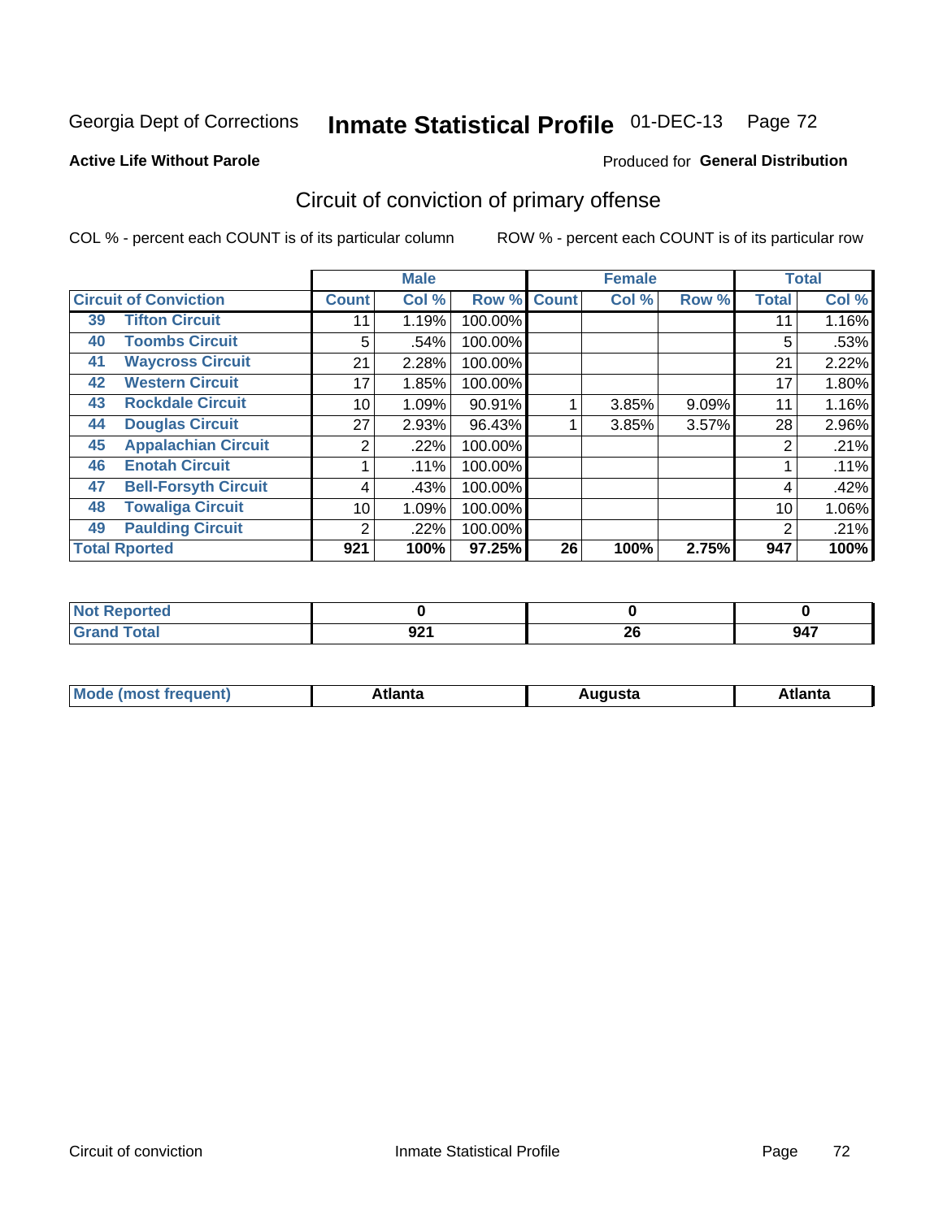Georgia Dept of Corrections **Inmate Statistical Profile** 01-DEC-13

**Active Life Without Parole**

Produced for **General Distribution**

## Circuit of conviction of primary offense

COL % - percent each COUNT is of its particular column

ROW % - percent each COUNT is of its particular row

| Circuit of Conviction | | Male | | | Female | | | Total | |
|---|---|---|---|---|---|---|---|---|---|
| | | Count | Col % | Row % | Count | Col % | Row % | Total | Col % |
| 39 | Tifton Circuit | 11 | 1.19% | 100.00% | | | | 11 | 1.16% |
| 40 | Toombs Circuit | 5 | .54% | 100.00% | | | | 5 | .53% |
| 41 | Waycross Circuit | 21 | 2.28% | 100.00% | | | | 21 | 2.22% |
| 42 | Western Circuit | 17 | 1.85% | 100.00% | | | | 17 | 1.80% |
| 43 | Rockdale Circuit | 10 | 1.09% | 90.91% | 1 | 3.85% | 9.09% | 11 | 1.16% |
| 44 | Douglas Circuit | 27 | 2.93% | 96.43% | 1 | 3.85% | 3.57% | 28 | 2.96% |
| 45 | Appalachian Circuit | 2 | .22% | 100.00% | | | | 2 | .21% |
| 46 | Enotah Circuit | 1 | .11% | 100.00% | | | | 1 | .11% |
| 47 | Bell-Forsyth Circuit | 4 | .43% | 100.00% | | | | 4 | .42% |
| 48 | Towaliga Circuit | 10 | 1.09% | 100.00% | | | | 10 | 1.06% |
| 49 | Paulding Circuit | 2 | .22% | 100.00% | | | | 2 | .21% |
| Total Rported | | 921 | 100% | 97.25% | 26 | 100% | 2.75% | 947 | 100% |

| | Male | Female | Total |
|---|---|---|---|
| Not Reported | 0 | 0 | 0 |
| Grand Total | 921 | 26 | 947 |

| | Male | Female | Total |
|---|---|---|---|
| Mode (most frequent) | Atlanta | Augusta | Atlanta |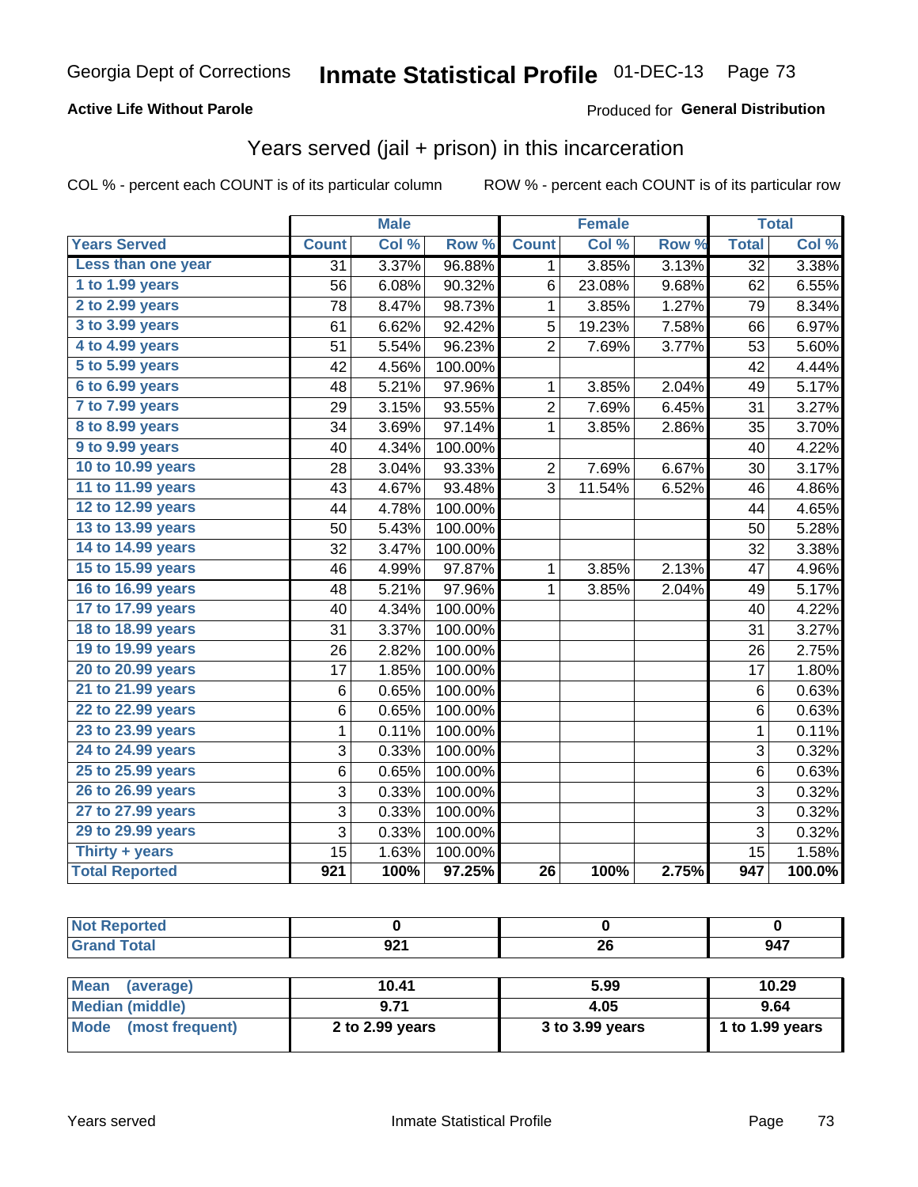Georgia Dept of Corrections **Inmate Statistical Profile** 01-DEC-13

**Active Life Without Parole**

Produced for **General Distribution**

## Years served (jail + prison) in this incarceration

COL % - percent each COUNT is of its particular column

ROW % - percent each COUNT is of its particular row

| | Male | | | Female | | | Total | |
|---|---|---|---|---|---|---|---|---|
| **Years Served** | **Count** | **Col %** | **Row %** | **Count** | **Col %** | **Row %** | **Total** | **Col %** |
| **Less than one year** | 31 | 3.37% | 96.88% | 1 | 3.85% | 3.13% | 32 | 3.38% |
| **1 to 1.99 years** | 56 | 6.08% | 90.32% | 6 | 23.08% | 9.68% | 62 | 6.55% |
| **2 to 2.99 years** | 78 | 8.47% | 98.73% | 1 | 3.85% | 1.27% | 79 | 8.34% |
| **3 to 3.99 years** | 61 | 6.62% | 92.42% | 5 | 19.23% | 7.58% | 66 | 6.97% |
| **4 to 4.99 years** | 51 | 5.54% | 96.23% | 2 | 7.69% | 3.77% | 53 | 5.60% |
| **5 to 5.99 years** | 42 | 4.56% | 100.00% | | | | 42 | 4.44% |
| **6 to 6.99 years** | 48 | 5.21% | 97.96% | 1 | 3.85% | 2.04% | 49 | 5.17% |
| **7 to 7.99 years** | 29 | 3.15% | 93.55% | 2 | 7.69% | 6.45% | 31 | 3.27% |
| **8 to 8.99 years** | 34 | 3.69% | 97.14% | 1 | 3.85% | 2.86% | 35 | 3.70% |
| **9 to 9.99 years** | 40 | 4.34% | 100.00% | | | | 40 | 4.22% |
| **10 to 10.99 years** | 28 | 3.04% | 93.33% | 2 | 7.69% | 6.67% | 30 | 3.17% |
| **11 to 11.99 years** | 43 | 4.67% | 93.48% | 3 | 11.54% | 6.52% | 46 | 4.86% |
| **12 to 12.99 years** | 44 | 4.78% | 100.00% | | | | 44 | 4.65% |
| **13 to 13.99 years** | 50 | 5.43% | 100.00% | | | | 50 | 5.28% |
| **14 to 14.99 years** | 32 | 3.47% | 100.00% | | | | 32 | 3.38% |
| **15 to 15.99 years** | 46 | 4.99% | 97.87% | 1 | 3.85% | 2.13% | 47 | 4.96% |
| **16 to 16.99 years** | 48 | 5.21% | 97.96% | 1 | 3.85% | 2.04% | 49 | 5.17% |
| **17 to 17.99 years** | 40 | 4.34% | 100.00% | | | | 40 | 4.22% |
| **18 to 18.99 years** | 31 | 3.37% | 100.00% | | | | 31 | 3.27% |
| **19 to 19.99 years** | 26 | 2.82% | 100.00% | | | | 26 | 2.75% |
| **20 to 20.99 years** | 17 | 1.85% | 100.00% | | | | 17 | 1.80% |
| **21 to 21.99 years** | 6 | 0.65% | 100.00% | | | | 6 | 0.63% |
| **22 to 22.99 years** | 6 | 0.65% | 100.00% | | | | 6 | 0.63% |
| **23 to 23.99 years** | 1 | 0.11% | 100.00% | | | | 1 | 0.11% |
| **24 to 24.99 years** | 3 | 0.33% | 100.00% | | | | 3 | 0.32% |
| **25 to 25.99 years** | 6 | 0.65% | 100.00% | | | | 6 | 0.63% |
| **26 to 26.99 years** | 3 | 0.33% | 100.00% | | | | 3 | 0.32% |
| **27 to 27.99 years** | 3 | 0.33% | 100.00% | | | | 3 | 0.32% |
| **29 to 29.99 years** | 3 | 0.33% | 100.00% | | | | 3 | 0.32% |
| **Thirty + years** | 15 | 1.63% | 100.00% | | | | 15 | 1.58% |
| **Total Reported** | **921** | **100%** | **97.25%** | **26** | **100%** | **2.75%** | **947** | **100.0%** |

| | Male | Female | Total |
|---|---|---|---|
| **Not Reported** | **0** | **0** | **0** |
| **Grand Total** | **921** | **26** | **947** |

| | Male | Female | Total |
|---|---|---|---|
| **Mean (average)** | **10.41** | **5.99** | **10.29** |
| **Median (middle)** | **9.71** | **4.05** | **9.64** |
| **Mode (most frequent)** | **2 to 2.99 years** | **3 to 3.99 years** | **1 to 1.99 years** |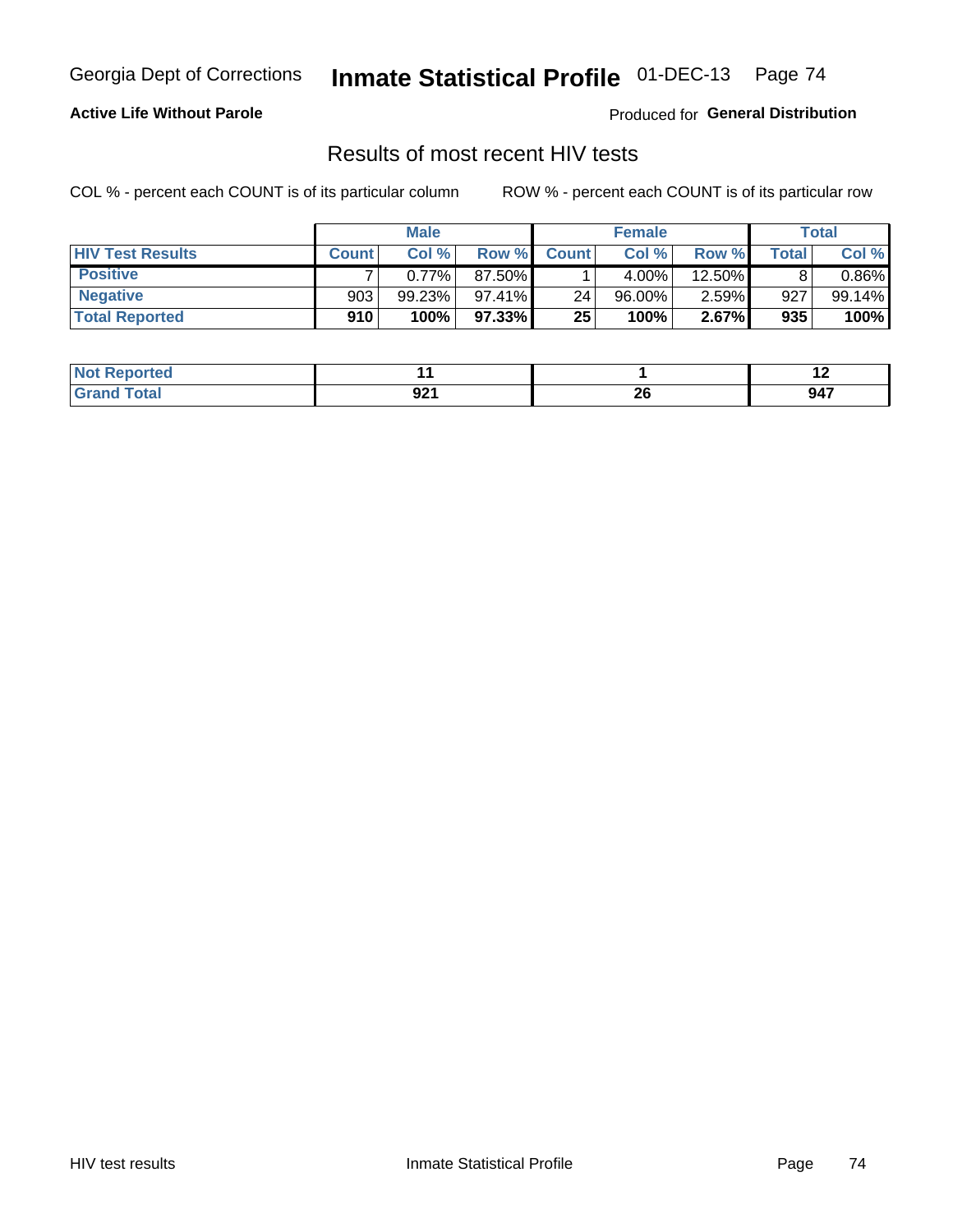Georgia Dept of Corrections **Inmate Statistical Profile** 01-DEC-13

**Active Life Without Parole**

Produced for **General Distribution**

## Results of most recent HIV tests

COL % - percent each COUNT is of its particular column    ROW % - percent each COUNT is of its particular row

| | Male | | | Female | | | Total | |
|---|---|---|---|---|---|---|---|---|
| **HIV Test Results** | **Count** | **Col %** | **Row %** | **Count** | **Col %** | **Row %** | **Total** | **Col %** |
| **Positive** | 7 | 0.77% | 87.50% | 1 | 4.00% | 12.50% | 8 | 0.86% |
| **Negative** | 903 | 99.23% | 97.41% | 24 | 96.00% | 2.59% | 927 | 99.14% |
| **Total Reported** | **910** | **100%** | **97.33%** | **25** | **100%** | **2.67%** | **935** | **100%** |

| | Male | Female | Total |
|---|---|---|---|
| **Not Reported** | **11** | **1** | **12** |
| **Grand Total** | **921** | **26** | **947** |

HIV test results    Inmate Statistical Profile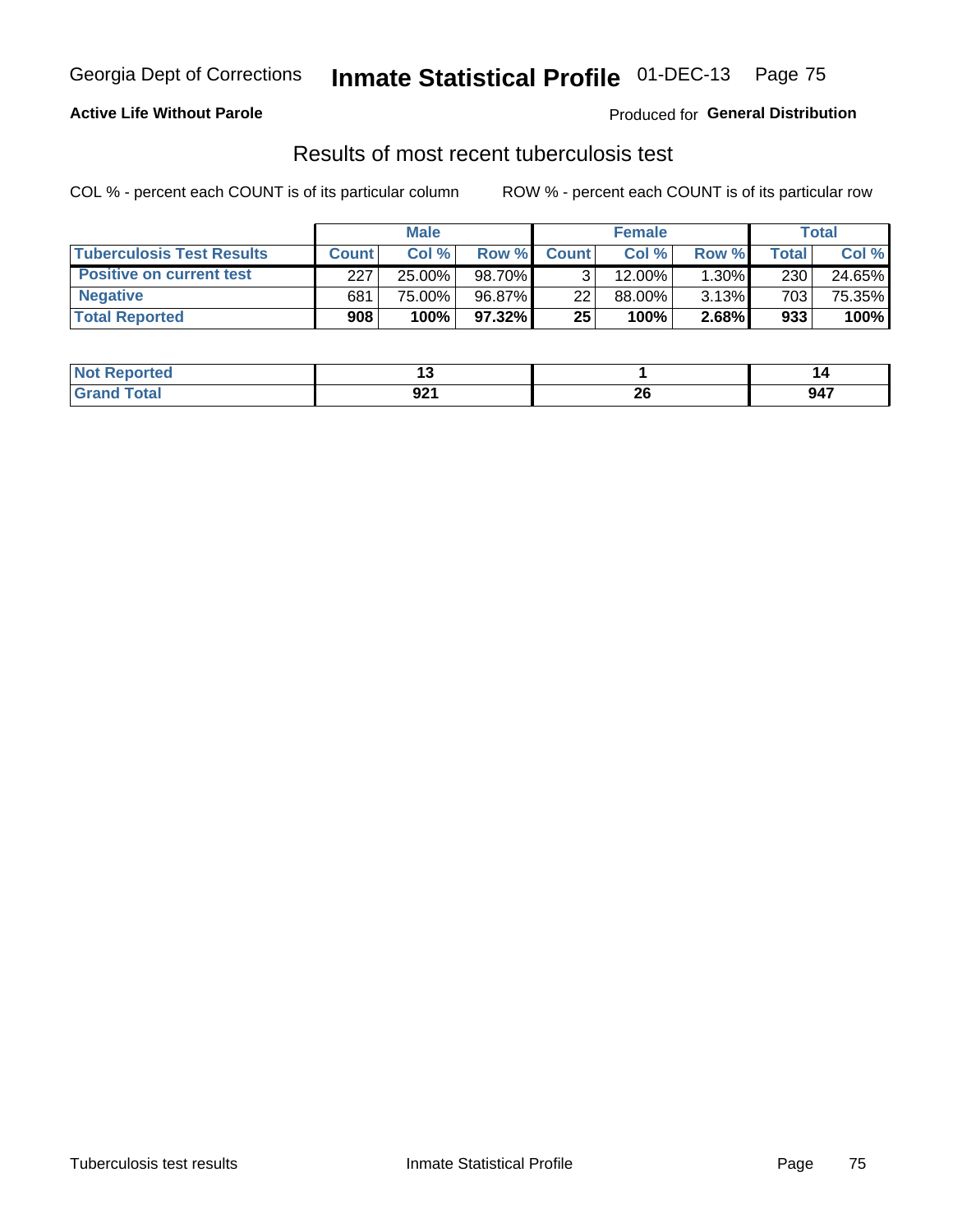Georgia Dept of Corrections **Inmate Statistical Profile** 01-DEC-13

**Active Life Without Parole**

Produced for **General Distribution**

## Results of most recent tuberculosis test

COL % - percent each COUNT is of its particular column    ROW % - percent each COUNT is of its particular row

| | Male | | | Female | | | Total | |
|---|---|---|---|---|---|---|---|---|
| **Tuberculosis Test Results** | **Count** | **Col %** | **Row %** | **Count** | **Col %** | **Row %** | **Total** | **Col %** |
| **Positive on current test** | 227 | 25.00% | 98.70% | 3 | 12.00% | 1.30% | 230 | 24.65% |
| **Negative** | 681 | 75.00% | 96.87% | 22 | 88.00% | 3.13% | 703 | 75.35% |
| **Total Reported** | **908** | **100%** | **97.32%** | **25** | **100%** | **2.68%** | **933** | **100%** |

| | Male | Female | Total |
|---|---|---|---|
| **Not Reported** | **13** | **1** | **14** |
| **Grand Total** | **921** | **26** | **947** |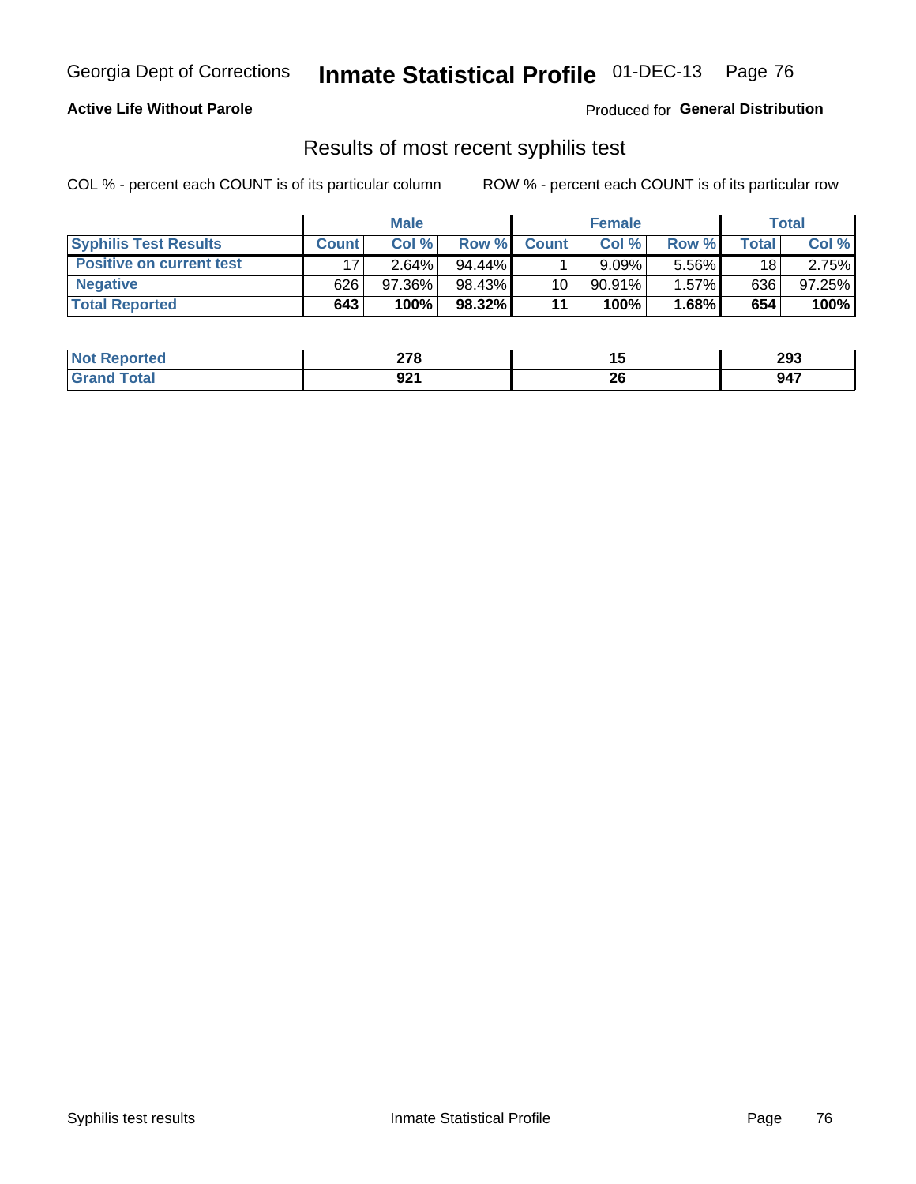Georgia Dept of Corrections **Inmate Statistical Profile** 01-DEC-13

**Active Life Without Parole**

Produced for **General Distribution**

## Results of most recent syphilis test

COL % - percent each COUNT is of its particular column

ROW % - percent each COUNT is of its particular row

| | Male | | | Female | | | Total | |
|---|---|---|---|---|---|---|---|---|
| **Syphilis Test Results** | **Count** | **Col %** | **Row %** | **Count** | **Col %** | **Row %** | **Total** | **Col %** |
| **Positive on current test** | 17 | 2.64% | 94.44% | 1 | 9.09% | 5.56% | 18 | 2.75% |
| **Negative** | 626 | 97.36% | 98.43% | 10 | 90.91% | 1.57% | 636 | 97.25% |
| **Total Reported** | **643** | **100%** | **98.32%** | **11** | **100%** | **1.68%** | **654** | **100%** |

| | Male | Female | Total |
|---|---|---|---|
| **Not Reported** | **278** | **15** | **293** |
| **Grand Total** | **921** | **26** | **947** |

Syphilis test results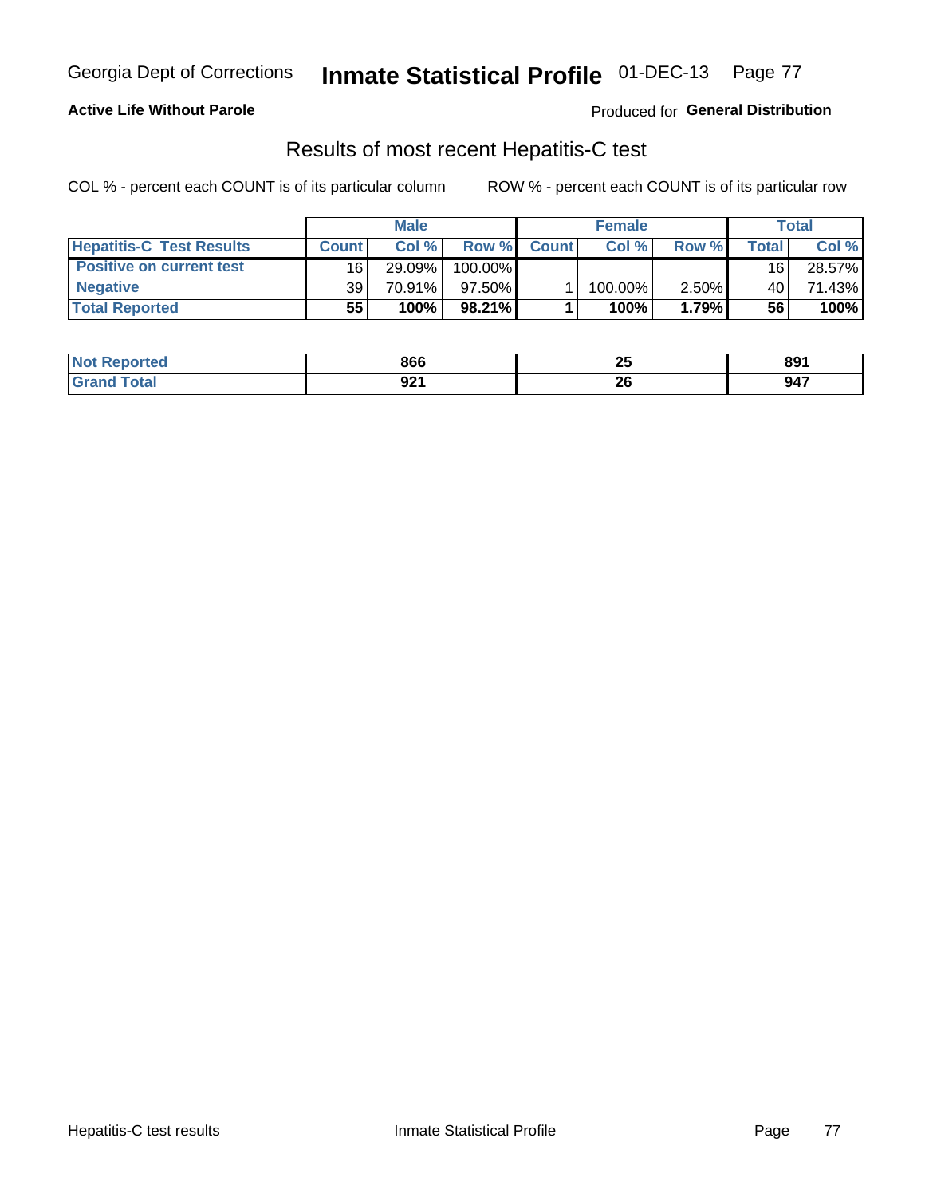Georgia Dept of Corrections **Inmate Statistical Profile** 01-DEC-13

**Active Life Without Parole**

Produced for **General Distribution**

## Results of most recent Hepatitis-C test

COL % - percent each COUNT is of its particular column ROW % - percent each COUNT is of its particular row

| | Male | | | Female | | | Total | |
|---|---|---|---|---|---|---|---|---|
| **Hepatitis-C Test Results** | **Count** | **Col %** | **Row %** | **Count** | **Col %** | **Row %** | **Total** | **Col %** |
| **Positive on current test** | 16 | 29.09% | 100.00% | | | | 16 | 28.57% |
| **Negative** | 39 | 70.91% | 97.50% | 1 | 100.00% | 2.50% | 40 | 71.43% |
| **Total Reported** | **55** | **100%** | **98.21%** | **1** | **100%** | **1.79%** | **56** | **100%** |

| | Male | Female | Total |
|---|---|---|---|
| **Not Reported** | **866** | **25** | **891** |
| **Grand Total** | **921** | **26** | **947** |